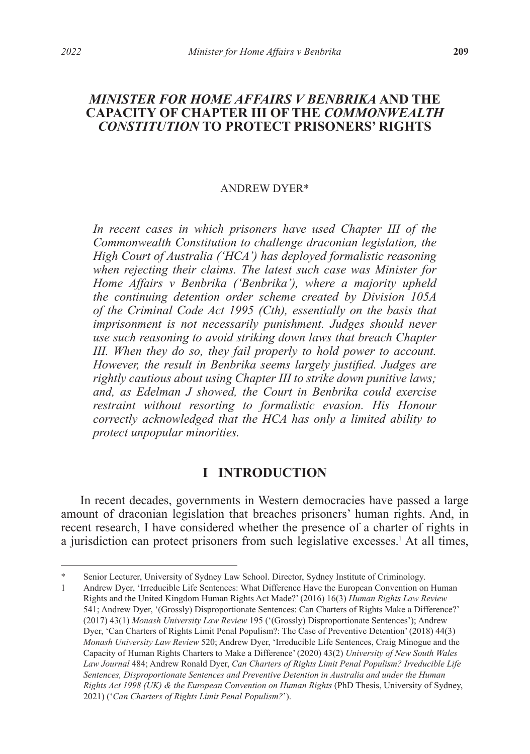# *MINISTER FOR HOME AFFAIRS V BENBRIKA* AND THE CAPACITY OF CHAPTER III OF THE *COMMONWEALTH CONSTITUTION* TO PROTECT PRISONERS' RIGHTS

ANDREW DYER*

*In recent cases in which prisoners have used Chapter III of the Commonwealth Constitution to challenge draconian legislation, the High Court of Australia ('HCA') has deployed formalistic reasoning when rejecting their claims. The latest such case was Minister for Home Affairs v Benbrika ('Benbrika'), where a majority upheld the continuing detention order scheme created by Division 105A of the Criminal Code Act 1995 (Cth), essentially on the basis that imprisonment is not necessarily punishment. Judges should never use such reasoning to avoid striking down laws that breach Chapter III. When they do so, they fail properly to hold power to account. However, the result in Benbrika seems largely justified. Judges are rightly cautious about using Chapter III to strike down punitive laws; and, as Edelman J showed, the Court in Benbrika could exercise restraint without resorting to formalistic evasion. His Honour correctly acknowledged that the HCA has only a limited ability to protect unpopular minorities.*

## I INTRODUCTION

In recent decades, governments in Western democracies have passed a large amount of draconian legislation that breaches prisoners' human rights. And, in recent research, I have considered whether the presence of a charter of rights in a jurisdiction can protect prisoners from such legislative excesses.[1] At all times,

---

\* Senior Lecturer, University of Sydney Law School. Director, Sydney Institute of Criminology.

1 Andrew Dyer, 'Irreducible Life Sentences: What Difference Have the European Convention on Human Rights and the United Kingdom Human Rights Act Made?' (2016) 16(3) *Human Rights Law Review* 541; Andrew Dyer, '(Grossly) Disproportionate Sentences: Can Charters of Rights Make a Difference?' (2017) 43(1) *Monash University Law Review* 195 ('(Grossly) Disproportionate Sentences'); Andrew Dyer, 'Can Charters of Rights Limit Penal Populism?: The Case of Preventive Detention' (2018) 44(3) *Monash University Law Review* 520; Andrew Dyer, 'Irreducible Life Sentences, Craig Minogue and the Capacity of Human Rights Charters to Make a Difference' (2020) 43(2) *University of New South Wales Law Journal* 484; Andrew Ronald Dyer, *Can Charters of Rights Limit Penal Populism? Irreducible Life Sentences, Disproportionate Sentences and Preventive Detention in Australia and under the Human Rights Act 1998 (UK) & the European Convention on Human Rights* (PhD Thesis, University of Sydney, 2021) ('*Can Charters of Rights Limit Penal Populism?*').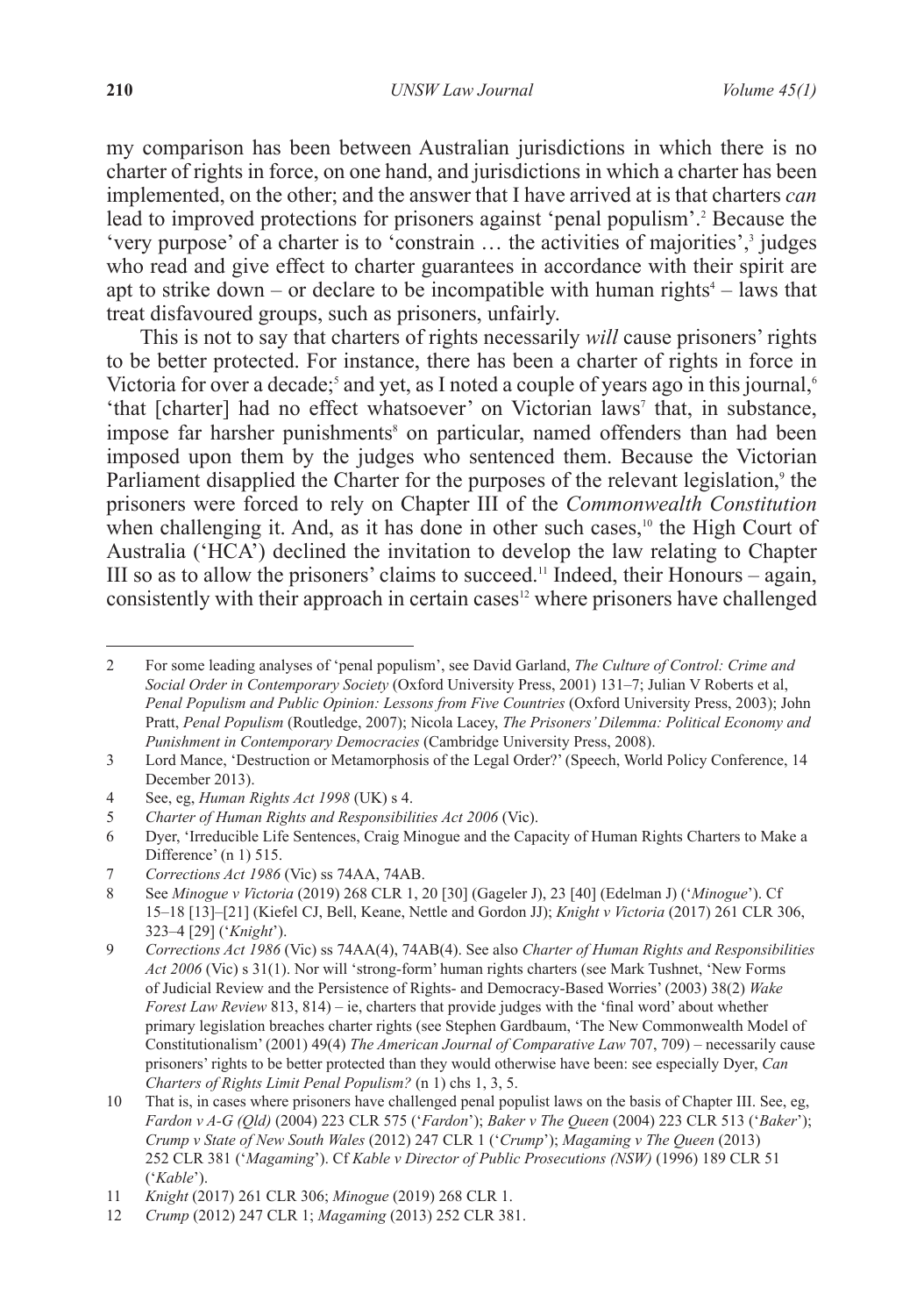my comparison has been between Australian jurisdictions in which there is no charter of rights in force, on one hand, and jurisdictions in which a charter has been implemented, on the other; and the answer that I have arrived at is that charters *can* lead to improved protections for prisoners against 'penal populism'.[2] Because the 'very purpose' of a charter is to 'constrain … the activities of majorities',[3] judges who read and give effect to charter guarantees in accordance with their spirit are apt to strike down – or declare to be incompatible with human rights[4] – laws that treat disfavoured groups, such as prisoners, unfairly.

This is not to say that charters of rights necessarily *will* cause prisoners' rights to be better protected. For instance, there has been a charter of rights in force in Victoria for over a decade;[5] and yet, as I noted a couple of years ago in this journal,[6] 'that [charter] had no effect whatsoever' on Victorian laws[7] that, in substance, impose far harsher punishments[8] on particular, named offenders than had been imposed upon them by the judges who sentenced them. Because the Victorian Parliament disapplied the Charter for the purposes of the relevant legislation,[9] the prisoners were forced to rely on Chapter III of the *Commonwealth Constitution* when challenging it. And, as it has done in other such cases,[10] the High Court of Australia ('HCA') declined the invitation to develop the law relating to Chapter III so as to allow the prisoners' claims to succeed.[11] Indeed, their Honours – again, consistently with their approach in certain cases[12] where prisoners have challenged

---

2 For some leading analyses of 'penal populism', see David Garland, *The Culture of Control: Crime and Social Order in Contemporary Society* (Oxford University Press, 2001) 131–7; Julian V Roberts et al, *Penal Populism and Public Opinion: Lessons from Five Countries* (Oxford University Press, 2003); John Pratt, *Penal Populism* (Routledge, 2007); Nicola Lacey, *The Prisoners' Dilemma: Political Economy and Punishment in Contemporary Democracies* (Cambridge University Press, 2008).

3 Lord Mance, 'Destruction or Metamorphosis of the Legal Order?' (Speech, World Policy Conference, 14 December 2013).

4 See, eg, *Human Rights Act 1998* (UK) s 4.

5 *Charter of Human Rights and Responsibilities Act 2006* (Vic).

6 Dyer, 'Irreducible Life Sentences, Craig Minogue and the Capacity of Human Rights Charters to Make a Difference' (n 1) 515.

7 *Corrections Act 1986* (Vic) ss 74AA, 74AB.

8 See *Minogue v Victoria* (2019) 268 CLR 1, 20 [30] (Gageler J), 23 [40] (Edelman J) ('*Minogue*'). Cf 15–18 [13]–[21] (Kiefel CJ, Bell, Keane, Nettle and Gordon JJ); *Knight v Victoria* (2017) 261 CLR 306, 323–4 [29] ('*Knight*').

9 *Corrections Act 1986* (Vic) ss 74AA(4), 74AB(4). See also *Charter of Human Rights and Responsibilities Act 2006* (Vic) s 31(1). Nor will 'strong-form' human rights charters (see Mark Tushnet, 'New Forms of Judicial Review and the Persistence of Rights- and Democracy-Based Worries' (2003) 38(2) *Wake Forest Law Review* 813, 814) – ie, charters that provide judges with the 'final word' about whether primary legislation breaches charter rights (see Stephen Gardbaum, 'The New Commonwealth Model of Constitutionalism' (2001) 49(4) *The American Journal of Comparative Law* 707, 709) – necessarily cause prisoners' rights to be better protected than they would otherwise have been: see especially Dyer, *Can Charters of Rights Limit Penal Populism?* (n 1) chs 1, 3, 5.

10 That is, in cases where prisoners have challenged penal populist laws on the basis of Chapter III. See, eg, *Fardon v A-G (Qld)* (2004) 223 CLR 575 ('*Fardon*'); *Baker v The Queen* (2004) 223 CLR 513 ('*Baker*'); *Crump v State of New South Wales* (2012) 247 CLR 1 ('*Crump*'); *Magaming v The Queen* (2013) 252 CLR 381 ('*Magaming*'). Cf *Kable v Director of Public Prosecutions (NSW)* (1996) 189 CLR 51 ('*Kable*').

11 *Knight* (2017) 261 CLR 306; *Minogue* (2019) 268 CLR 1.

12 *Crump* (2012) 247 CLR 1; *Magaming* (2013) 252 CLR 381.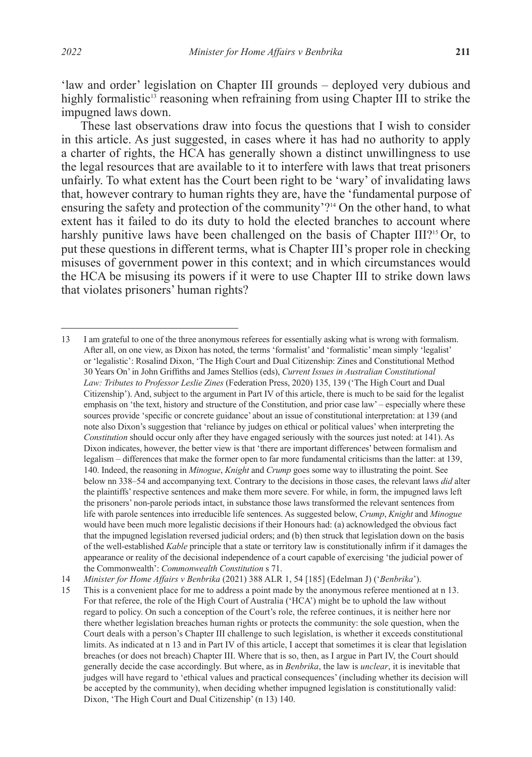'law and order' legislation on Chapter III grounds – deployed very dubious and highly formalistic[13] reasoning when refraining from using Chapter III to strike the impugned laws down.

These last observations draw into focus the questions that I wish to consider in this article. As just suggested, in cases where it has had no authority to apply a charter of rights, the HCA has generally shown a distinct unwillingness to use the legal resources that are available to it to interfere with laws that treat prisoners unfairly. To what extent has the Court been right to be 'wary' of invalidating laws that, however contrary to human rights they are, have the 'fundamental purpose of ensuring the safety and protection of the community'?[14] On the other hand, to what extent has it failed to do its duty to hold the elected branches to account where harshly punitive laws have been challenged on the basis of Chapter III?[15] Or, to put these questions in different terms, what is Chapter III's proper role in checking misuses of government power in this context; and in which circumstances would the HCA be misusing its powers if it were to use Chapter III to strike down laws that violates prisoners' human rights?

---

13 I am grateful to one of the three anonymous referees for essentially asking what is wrong with formalism. After all, on one view, as Dixon has noted, the terms 'formalist' and 'formalistic' mean simply 'legalist' or 'legalistic': Rosalind Dixon, 'The High Court and Dual Citizenship: Zines and Constitutional Method 30 Years On' in John Griffiths and James Stellios (eds), *Current Issues in Australian Constitutional Law: Tributes to Professor Leslie Zines* (Federation Press, 2020) 135, 139 ('The High Court and Dual Citizenship'). And, subject to the argument in Part IV of this article, there is much to be said for the legalist emphasis on 'the text, history and structure of the Constitution, and prior case law' – especially where these sources provide 'specific or concrete guidance' about an issue of constitutional interpretation: at 139 (and note also Dixon's suggestion that 'reliance by judges on ethical or political values' when interpreting the *Constitution* should occur only after they have engaged seriously with the sources just noted: at 141). As Dixon indicates, however, the better view is that 'there are important differences' between formalism and legalism – differences that make the former open to far more fundamental criticisms than the latter: at 139, 140. Indeed, the reasoning in *Minogue*, *Knight* and *Crump* goes some way to illustrating the point. See below nn 338–54 and accompanying text. Contrary to the decisions in those cases, the relevant laws *did* alter the plaintiffs' respective sentences and make them more severe. For while, in form, the impugned laws left the prisoners' non-parole periods intact, in substance those laws transformed the relevant sentences from life with parole sentences into irreducible life sentences. As suggested below, *Crump*, *Knight* and *Minogue* would have been much more legalistic decisions if their Honours had: (a) acknowledged the obvious fact that the impugned legislation reversed judicial orders; and (b) then struck that legislation down on the basis of the well-established *Kable* principle that a state or territory law is constitutionally infirm if it damages the appearance or reality of the decisional independence of a court capable of exercising 'the judicial power of the Commonwealth': *Commonwealth Constitution* s 71.

14 *Minister for Home Affairs v Benbrika* (2021) 388 ALR 1, 54 [185] (Edelman J) ('*Benbrika*').

15 This is a convenient place for me to address a point made by the anonymous referee mentioned at n 13. For that referee, the role of the High Court of Australia ('HCA') might be to uphold the law without regard to policy. On such a conception of the Court's role, the referee continues, it is neither here nor there whether legislation breaches human rights or protects the community: the sole question, when the Court deals with a person's Chapter III challenge to such legislation, is whether it exceeds constitutional limits. As indicated at n 13 and in Part IV of this article, I accept that sometimes it is clear that legislation breaches (or does not breach) Chapter III. Where that is so, then, as I argue in Part IV, the Court should generally decide the case accordingly. But where, as in *Benbrika*, the law is *unclear*, it is inevitable that judges will have regard to 'ethical values and practical consequences' (including whether its decision will be accepted by the community), when deciding whether impugned legislation is constitutionally valid: Dixon, 'The High Court and Dual Citizenship' (n 13) 140.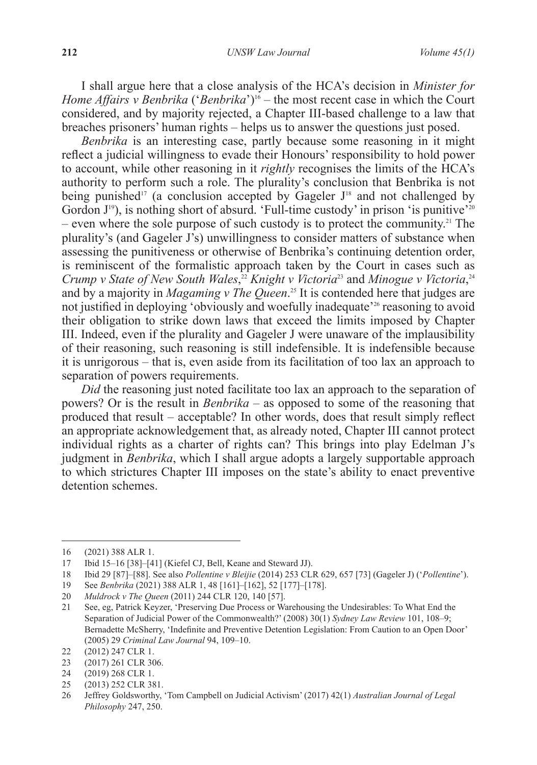I shall argue here that a close analysis of the HCA's decision in *Minister for Home Affairs v Benbrika* ('*Benbrika*')[16] – the most recent case in which the Court considered, and by majority rejected, a Chapter III-based challenge to a law that breaches prisoners' human rights – helps us to answer the questions just posed.

*Benbrika* is an interesting case, partly because some reasoning in it might reflect a judicial willingness to evade their Honours' responsibility to hold power to account, while other reasoning in it *rightly* recognises the limits of the HCA's authority to perform such a role. The plurality's conclusion that Benbrika is not being punished[17] (a conclusion accepted by Gageler J[18] and not challenged by Gordon J[19]), is nothing short of absurd. 'Full-time custody' in prison 'is punitive'[20] – even where the sole purpose of such custody is to protect the community.[21] The plurality's (and Gageler J's) unwillingness to consider matters of substance when assessing the punitiveness or otherwise of Benbrika's continuing detention order, is reminiscent of the formalistic approach taken by the Court in cases such as *Crump v State of New South Wales*,[22] *Knight v Victoria*[23] and *Minogue v Victoria*,[24] and by a majority in *Magaming v The Queen*.[25] It is contended here that judges are not justified in deploying 'obviously and woefully inadequate'[26] reasoning to avoid their obligation to strike down laws that exceed the limits imposed by Chapter III. Indeed, even if the plurality and Gageler J were unaware of the implausibility of their reasoning, such reasoning is still indefensible. It is indefensible because it is unrigorous – that is, even aside from its facilitation of too lax an approach to separation of powers requirements.

*Did* the reasoning just noted facilitate too lax an approach to the separation of powers? Or is the result in *Benbrika* – as opposed to some of the reasoning that produced that result – acceptable? In other words, does that result simply reflect an appropriate acknowledgement that, as already noted, Chapter III cannot protect individual rights as a charter of rights can? This brings into play Edelman J's judgment in *Benbrika*, which I shall argue adopts a largely supportable approach to which strictures Chapter III imposes on the state's ability to enact preventive detention schemes.

---

16 (2021) 388 ALR 1.

17 Ibid 15–16 [38]–[41] (Kiefel CJ, Bell, Keane and Steward JJ).

18 Ibid 29 [87]–[88]. See also *Pollentine v Bleijie* (2014) 253 CLR 629, 657 [73] (Gageler J) ('*Pollentine*').

19 See *Benbrika* (2021) 388 ALR 1, 48 [161]–[162], 52 [177]–[178].

20 *Muldrock v The Queen* (2011) 244 CLR 120, 140 [57].

21 See, eg, Patrick Keyzer, 'Preserving Due Process or Warehousing the Undesirables: To What End the Separation of Judicial Power of the Commonwealth?' (2008) 30(1) *Sydney Law Review* 101, 108–9; Bernadette McSherry, 'Indefinite and Preventive Detention Legislation: From Caution to an Open Door' (2005) 29 *Criminal Law Journal* 94, 109–10.

22 (2012) 247 CLR 1.

23 (2017) 261 CLR 306.

24 (2019) 268 CLR 1.

25 (2013) 252 CLR 381.

26 Jeffrey Goldsworthy, 'Tom Campbell on Judicial Activism' (2017) 42(1) *Australian Journal of Legal Philosophy* 247, 250.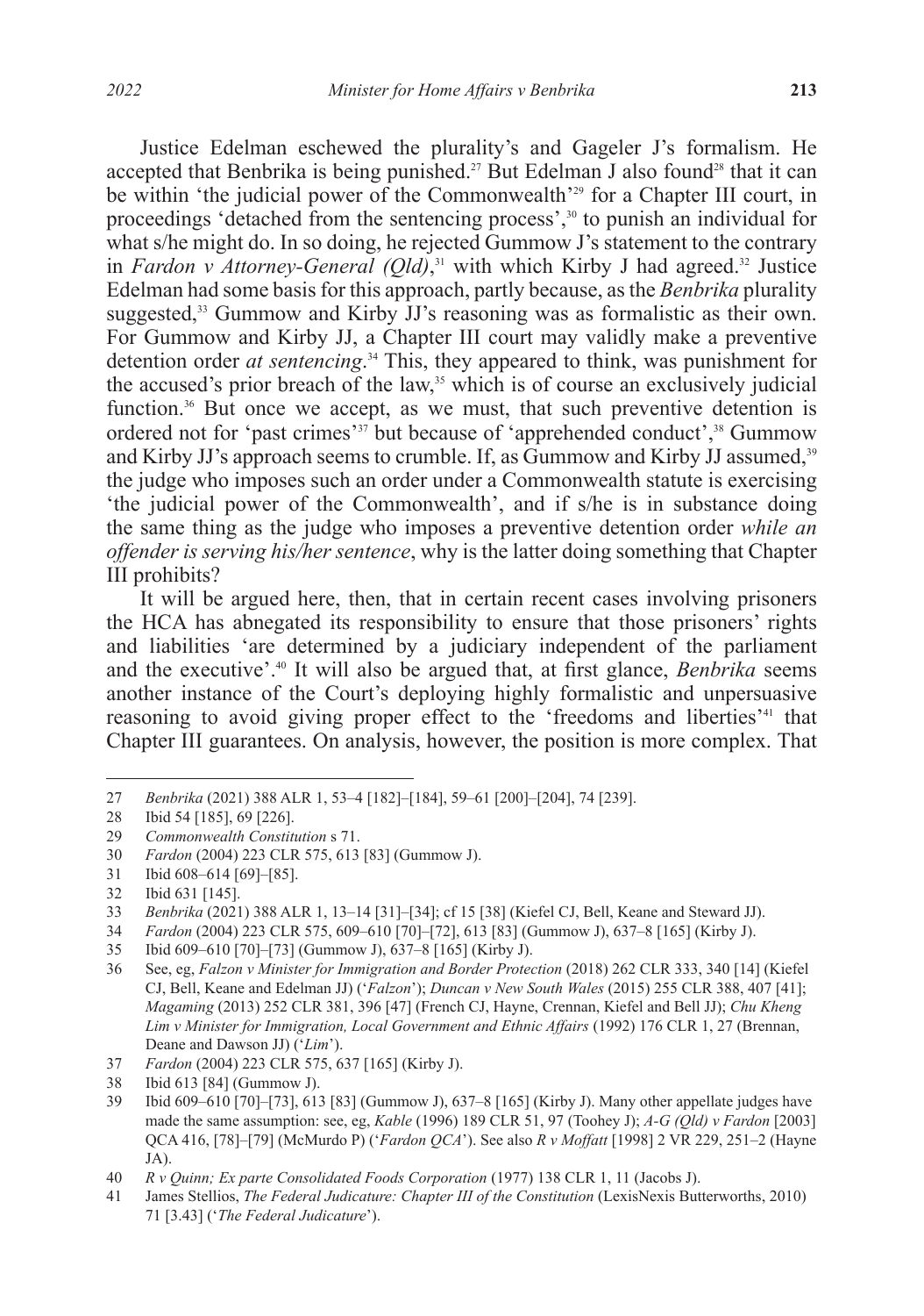Justice Edelman eschewed the plurality's and Gageler J's formalism. He accepted that Benbrika is being punished.[27] But Edelman J also found[28] that it can be within 'the judicial power of the Commonwealth'[29] for a Chapter III court, in proceedings 'detached from the sentencing process',[30] to punish an individual for what s/he might do. In so doing, he rejected Gummow J's statement to the contrary in *Fardon v Attorney-General (Qld)*,[31] with which Kirby J had agreed.[32] Justice Edelman had some basis for this approach, partly because, as the *Benbrika* plurality suggested,[33] Gummow and Kirby JJ's reasoning was as formalistic as their own. For Gummow and Kirby JJ, a Chapter III court may validly make a preventive detention order *at sentencing*.[34] This, they appeared to think, was punishment for the accused's prior breach of the law,[35] which is of course an exclusively judicial function.[36] But once we accept, as we must, that such preventive detention is ordered not for 'past crimes'[37] but because of 'apprehended conduct',[38] Gummow and Kirby JJ's approach seems to crumble. If, as Gummow and Kirby JJ assumed,[39] the judge who imposes such an order under a Commonwealth statute is exercising 'the judicial power of the Commonwealth', and if s/he is in substance doing the same thing as the judge who imposes a preventive detention order *while an offender is serving his/her sentence*, why is the latter doing something that Chapter III prohibits?

It will be argued here, then, that in certain recent cases involving prisoners the HCA has abnegated its responsibility to ensure that those prisoners' rights and liabilities 'are determined by a judiciary independent of the parliament and the executive'.[40] It will also be argued that, at first glance, *Benbrika* seems another instance of the Court's deploying highly formalistic and unpersuasive reasoning to avoid giving proper effect to the 'freedoms and liberties'[41] that Chapter III guarantees. On analysis, however, the position is more complex. That

---

27 *Benbrika* (2021) 388 ALR 1, 53–4 [182]–[184], 59–61 [200]–[204], 74 [239].

28 Ibid 54 [185], 69 [226].

29 *Commonwealth Constitution* s 71.

30 *Fardon* (2004) 223 CLR 575, 613 [83] (Gummow J).

31 Ibid 608–614 [69]–[85].

32 Ibid 631 [145].

33 *Benbrika* (2021) 388 ALR 1, 13–14 [31]–[34]; cf 15 [38] (Kiefel CJ, Bell, Keane and Steward JJ).

34 *Fardon* (2004) 223 CLR 575, 609–610 [70]–[72], 613 [83] (Gummow J), 637–8 [165] (Kirby J).

35 Ibid 609–610 [70]–[73] (Gummow J), 637–8 [165] (Kirby J).

36 See, eg, *Falzon v Minister for Immigration and Border Protection* (2018) 262 CLR 333, 340 [14] (Kiefel CJ, Bell, Keane and Edelman JJ) ('*Falzon*'); *Duncan v New South Wales* (2015) 255 CLR 388, 407 [41]; *Magaming* (2013) 252 CLR 381, 396 [47] (French CJ, Hayne, Crennan, Kiefel and Bell JJ); *Chu Kheng Lim v Minister for Immigration, Local Government and Ethnic Affairs* (1992) 176 CLR 1, 27 (Brennan, Deane and Dawson JJ) ('*Lim*').

37 *Fardon* (2004) 223 CLR 575, 637 [165] (Kirby J).

38 Ibid 613 [84] (Gummow J).

39 Ibid 609–610 [70]–[73], 613 [83] (Gummow J), 637–8 [165] (Kirby J). Many other appellate judges have made the same assumption: see, eg, *Kable* (1996) 189 CLR 51, 97 (Toohey J); *A-G (Qld) v Fardon* [2003] QCA 416, [78]–[79] (McMurdo P) ('*Fardon QCA*'). See also *R v Moffatt* [1998] 2 VR 229, 251–2 (Hayne JA).

40 *R v Quinn; Ex parte Consolidated Foods Corporation* (1977) 138 CLR 1, 11 (Jacobs J).

41 James Stellios, *The Federal Judicature: Chapter III of the Constitution* (LexisNexis Butterworths, 2010) 71 [3.43] ('*The Federal Judicature*').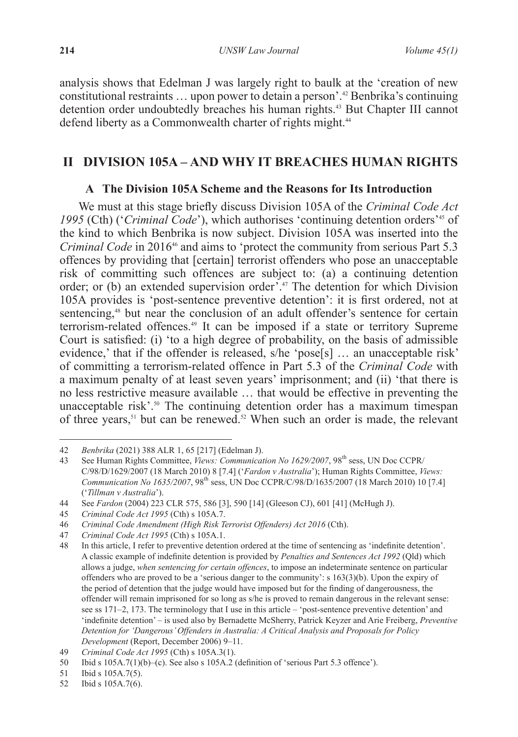analysis shows that Edelman J was largely right to baulk at the 'creation of new constitutional restraints … upon power to detain a person'.[42] Benbrika's continuing detention order undoubtedly breaches his human rights.[43] But Chapter III cannot defend liberty as a Commonwealth charter of rights might.[44]

## II DIVISION 105A – AND WHY IT BREACHES HUMAN RIGHTS

### A The Division 105A Scheme and the Reasons for Its Introduction

We must at this stage briefly discuss Division 105A of the *Criminal Code Act 1995* (Cth) ('*Criminal Code*'), which authorises 'continuing detention orders'[45] of the kind to which Benbrika is now subject. Division 105A was inserted into the *Criminal Code* in 2016[46] and aims to 'protect the community from serious Part 5.3 offences by providing that [certain] terrorist offenders who pose an unacceptable risk of committing such offences are subject to: (a) a continuing detention order; or (b) an extended supervision order'.[47] The detention for which Division 105A provides is 'post-sentence preventive detention': it is first ordered, not at sentencing,[48] but near the conclusion of an adult offender's sentence for certain terrorism-related offences.[49] It can be imposed if a state or territory Supreme Court is satisfied: (i) 'to a high degree of probability, on the basis of admissible evidence,' that if the offender is released, s/he 'pose[s] … an unacceptable risk' of committing a terrorism-related offence in Part 5.3 of the *Criminal Code* with a maximum penalty of at least seven years' imprisonment; and (ii) 'that there is no less restrictive measure available … that would be effective in preventing the unacceptable risk'.[50] The continuing detention order has a maximum timespan of three years,[51] but can be renewed.[52] When such an order is made, the relevant

---

42 *Benbrika* (2021) 388 ALR 1, 65 [217] (Edelman J).

43 See Human Rights Committee, *Views: Communication No 1629/2007*, 98th sess, UN Doc CCPR/C/98/D/1629/2007 (18 March 2010) 8 [7.4] ('*Fardon v Australia*'); Human Rights Committee, *Views: Communication No 1635/2007*, 98th sess, UN Doc CCPR/C/98/D/1635/2007 (18 March 2010) 10 [7.4] ('*Tillman v Australia*').

44 See *Fardon* (2004) 223 CLR 575, 586 [3], 590 [14] (Gleeson CJ), 601 [41] (McHugh J).

45 *Criminal Code Act 1995* (Cth) s 105A.7.

46 *Criminal Code Amendment (High Risk Terrorist Offenders) Act 2016* (Cth).

47 *Criminal Code Act 1995* (Cth) s 105A.1.

48 In this article, I refer to preventive detention ordered at the time of sentencing as 'indefinite detention'. A classic example of indefinite detention is provided by *Penalties and Sentences Act 1992* (Qld) which allows a judge, *when sentencing for certain offences*, to impose an indeterminate sentence on particular offenders who are proved to be a 'serious danger to the community': s 163(3)(b). Upon the expiry of the period of detention that the judge would have imposed but for the finding of dangerousness, the offender will remain imprisoned for so long as s/he is proved to remain dangerous in the relevant sense: see ss 171–2, 173. The terminology that I use in this article – 'post-sentence preventive detention' and 'indefinite detention' – is used also by Bernadette McSherry, Patrick Keyzer and Arie Freiberg, *Preventive Detention for 'Dangerous' Offenders in Australia: A Critical Analysis and Proposals for Policy Development* (Report, December 2006) 9–11.

49 *Criminal Code Act 1995* (Cth) s 105A.3(1).

50 Ibid s 105A.7(1)(b)–(c). See also s 105A.2 (definition of 'serious Part 5.3 offence').

51 Ibid s 105A.7(5).

52 Ibid s 105A.7(6).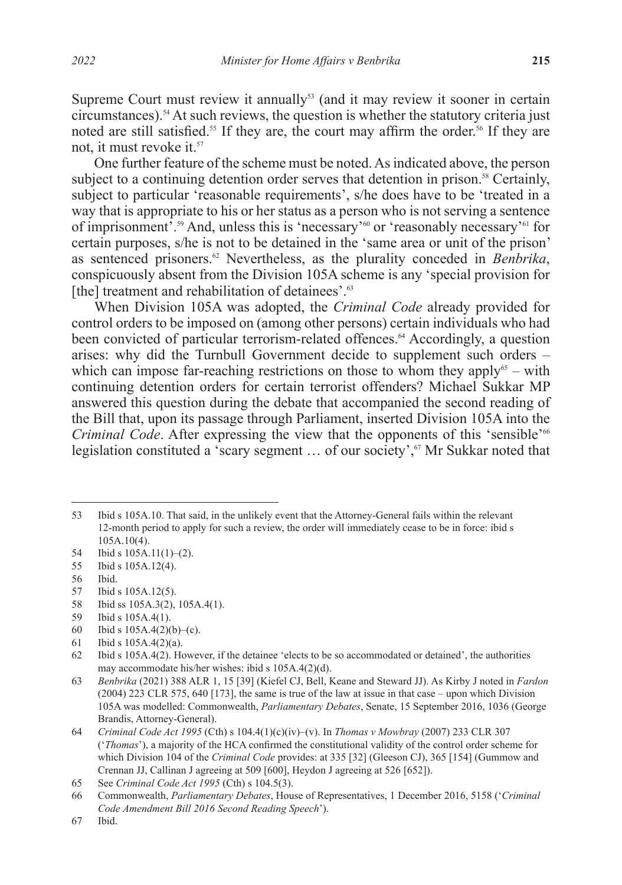Supreme Court must review it annually[53] (and it may review it sooner in certain circumstances).[54] At such reviews, the question is whether the statutory criteria just noted are still satisfied.[55] If they are, the court may affirm the order.[56] If they are not, it must revoke it.[57]

One further feature of the scheme must be noted. As indicated above, the person subject to a continuing detention order serves that detention in prison.[58] Certainly, subject to particular 'reasonable requirements', s/he does have to be 'treated in a way that is appropriate to his or her status as a person who is not serving a sentence of imprisonment'.[59] And, unless this is 'necessary'[60] or 'reasonably necessary'[61] for certain purposes, s/he is not to be detained in the 'same area or unit of the prison' as sentenced prisoners.[62] Nevertheless, as the plurality conceded in *Benbrika*, conspicuously absent from the Division 105A scheme is any 'special provision for [the] treatment and rehabilitation of detainees'.[63]

When Division 105A was adopted, the *Criminal Code* already provided for control orders to be imposed on (among other persons) certain individuals who had been convicted of particular terrorism-related offences.[64] Accordingly, a question arises: why did the Turnbull Government decide to supplement such orders – which can impose far-reaching restrictions on those to whom they apply[65] – with continuing detention orders for certain terrorist offenders? Michael Sukkar MP answered this question during the debate that accompanied the second reading of the Bill that, upon its passage through Parliament, inserted Division 105A into the *Criminal Code*. After expressing the view that the opponents of this 'sensible'[66] legislation constituted a 'scary segment … of our society',[67] Mr Sukkar noted that

---

53 Ibid s 105A.10. That said, in the unlikely event that the Attorney-General fails within the relevant 12-month period to apply for such a review, the order will immediately cease to be in force: ibid s 105A.10(4).

54 Ibid s 105A.11(1)–(2).

55 Ibid s 105A.12(4).

56 Ibid.

57 Ibid s 105A.12(5).

58 Ibid ss 105A.3(2), 105A.4(1).

59 Ibid s 105A.4(1).

60 Ibid s 105A.4(2)(b)–(c).

61 Ibid s 105A.4(2)(a).

62 Ibid s 105A.4(2). However, if the detainee 'elects to be so accommodated or detained', the authorities may accommodate his/her wishes: ibid s 105A.4(2)(d).

63 *Benbrika* (2021) 388 ALR 1, 15 [39] (Kiefel CJ, Bell, Keane and Steward JJ). As Kirby J noted in *Fardon* (2004) 223 CLR 575, 640 [173], the same is true of the law at issue in that case – upon which Division 105A was modelled: Commonwealth, *Parliamentary Debates*, Senate, 15 September 2016, 1036 (George Brandis, Attorney-General).

64 *Criminal Code Act 1995* (Cth) s 104.4(1)(c)(iv)–(v). In *Thomas v Mowbray* (2007) 233 CLR 307 ('*Thomas*'), a majority of the HCA confirmed the constitutional validity of the control order scheme for which Division 104 of the *Criminal Code* provides: at 335 [32] (Gleeson CJ), 365 [154] (Gummow and Crennan JJ, Callinan J agreeing at 509 [600], Heydon J agreeing at 526 [652]).

65 See *Criminal Code Act 1995* (Cth) s 104.5(3).

66 Commonwealth, *Parliamentary Debates*, House of Representatives, 1 December 2016, 5158 ('*Criminal Code Amendment Bill 2016 Second Reading Speech*').

67 Ibid.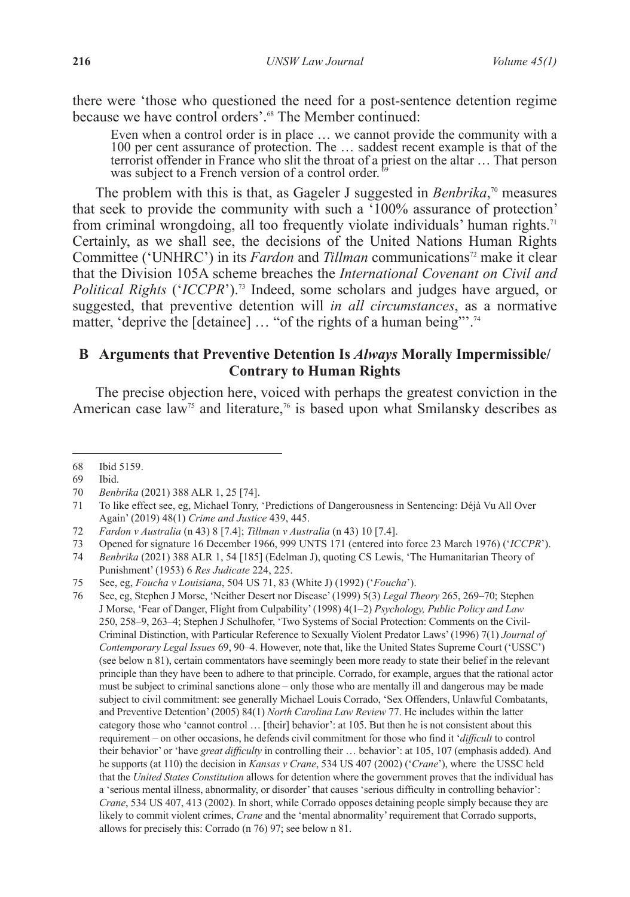there were 'those who questioned the need for a post-sentence detention regime because we have control orders'.[68] The Member continued:

> Even when a control order is in place … we cannot provide the community with a 100 per cent assurance of protection. The … saddest recent example is that of the terrorist offender in France who slit the throat of a priest on the altar … That person was subject to a French version of a control order.[69]

The problem with this is that, as Gageler J suggested in *Benbrika*,[70] measures that seek to provide the community with such a '100% assurance of protection' from criminal wrongdoing, all too frequently violate individuals' human rights.[71] Certainly, as we shall see, the decisions of the United Nations Human Rights Committee ('UNHRC') in its *Fardon* and *Tillman* communications[72] make it clear that the Division 105A scheme breaches the *International Covenant on Civil and Political Rights* ('*ICCPR*').[73] Indeed, some scholars and judges have argued, or suggested, that preventive detention will *in all circumstances*, as a normative matter, 'deprive the [detainee] … "of the rights of a human being"'.[74]

### B Arguments that Preventive Detention Is *Always* Morally Impermissible/ Contrary to Human Rights

The precise objection here, voiced with perhaps the greatest conviction in the American case law[75] and literature,[76] is based upon what Smilansky describes as

---

68 Ibid 5159.

69 Ibid.

70 *Benbrika* (2021) 388 ALR 1, 25 [74].

71 To like effect see, eg, Michael Tonry, 'Predictions of Dangerousness in Sentencing: Déjà Vu All Over Again' (2019) 48(1) *Crime and Justice* 439, 445.

72 *Fardon v Australia* (n 43) 8 [7.4]; *Tillman v Australia* (n 43) 10 [7.4].

73 Opened for signature 16 December 1966, 999 UNTS 171 (entered into force 23 March 1976) ('*ICCPR*').

74 *Benbrika* (2021) 388 ALR 1, 54 [185] (Edelman J), quoting CS Lewis, 'The Humanitarian Theory of Punishment' (1953) 6 *Res Judicate* 224, 225.

75 See, eg, *Foucha v Louisiana*, 504 US 71, 83 (White J) (1992) ('*Foucha*').

76 See, eg, Stephen J Morse, 'Neither Desert nor Disease' (1999) 5(3) *Legal Theory* 265, 269–70; Stephen J Morse, 'Fear of Danger, Flight from Culpability' (1998) 4(1–2) *Psychology, Public Policy and Law* 250, 258–9, 263–4; Stephen J Schulhofer, 'Two Systems of Social Protection: Comments on the Civil-Criminal Distinction, with Particular Reference to Sexually Violent Predator Laws' (1996) 7(1) *Journal of Contemporary Legal Issues* 69, 90–4. However, note that, like the United States Supreme Court ('USSC') (see below n 81), certain commentators have seemingly been more ready to state their belief in the relevant principle than they have been to adhere to that principle. Corrado, for example, argues that the rational actor must be subject to criminal sanctions alone – only those who are mentally ill and dangerous may be made subject to civil commitment: see generally Michael Louis Corrado, 'Sex Offenders, Unlawful Combatants, and Preventive Detention' (2005) 84(1) *North Carolina Law Review* 77. He includes within the latter category those who 'cannot control … [their] behavior': at 105. But then he is not consistent about this requirement – on other occasions, he defends civil commitment for those who find it '*difficult* to control their behavior' or 'have *great difficulty* in controlling their … behavior': at 105, 107 (emphasis added). And he supports (at 110) the decision in *Kansas v Crane*, 534 US 407 (2002) ('*Crane*'), where the USSC held that the *United States Constitution* allows for detention where the government proves that the individual has a 'serious mental illness, abnormality, or disorder' that causes 'serious difficulty in controlling behavior': *Crane*, 534 US 407, 413 (2002). In short, while Corrado opposes detaining people simply because they are likely to commit violent crimes, *Crane* and the 'mental abnormality' requirement that Corrado supports, allows for precisely this: Corrado (n 76) 97; see below n 81.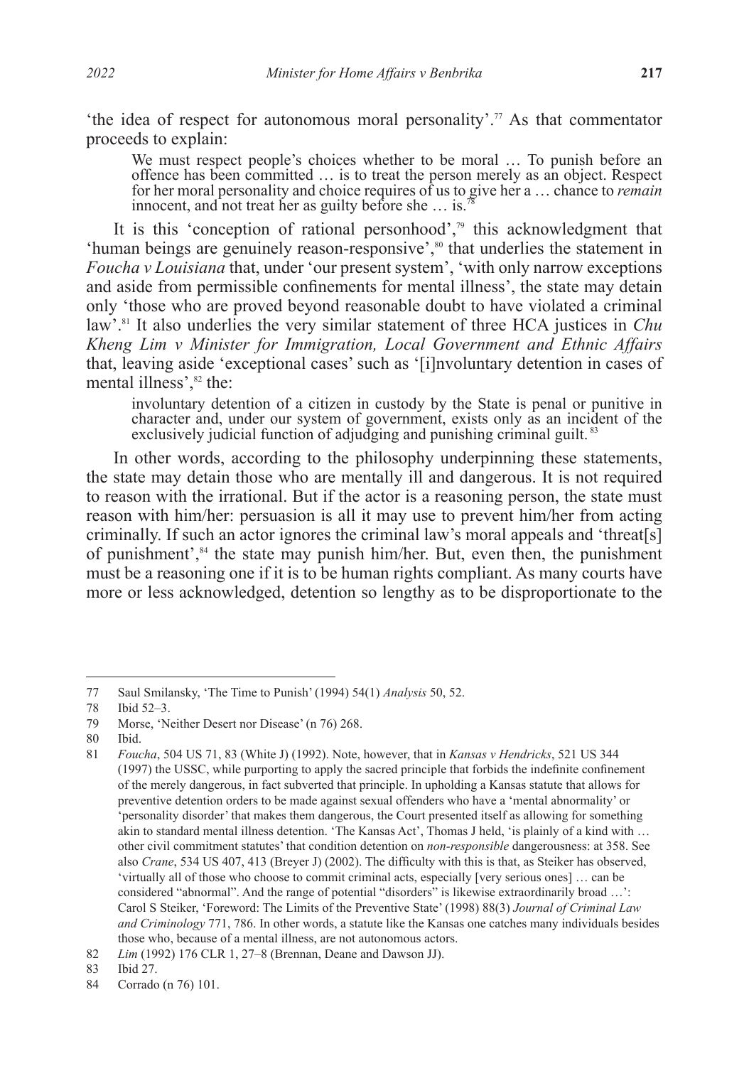'the idea of respect for autonomous moral personality'.[77] As that commentator proceeds to explain:

> We must respect people's choices whether to be moral … To punish before an offence has been committed … is to treat the person merely as an object. Respect for her moral personality and choice requires of us to give her a … chance to *remain* innocent, and not treat her as guilty before she … is.[78]

It is this 'conception of rational personhood',[79] this acknowledgment that 'human beings are genuinely reason-responsive',[80] that underlies the statement in *Foucha v Louisiana* that, under 'our present system', 'with only narrow exceptions and aside from permissible confinements for mental illness', the state may detain only 'those who are proved beyond reasonable doubt to have violated a criminal law'.[81] It also underlies the very similar statement of three HCA justices in *Chu Kheng Lim v Minister for Immigration, Local Government and Ethnic Affairs* that, leaving aside 'exceptional cases' such as '[i]nvoluntary detention in cases of mental illness',[82] the:

> involuntary detention of a citizen in custody by the State is penal or punitive in character and, under our system of government, exists only as an incident of the exclusively judicial function of adjudging and punishing criminal guilt.[83]

In other words, according to the philosophy underpinning these statements, the state may detain those who are mentally ill and dangerous. It is not required to reason with the irrational. But if the actor is a reasoning person, the state must reason with him/her: persuasion is all it may use to prevent him/her from acting criminally. If such an actor ignores the criminal law's moral appeals and 'threat[s] of punishment',[84] the state may punish him/her. But, even then, the punishment must be a reasoning one if it is to be human rights compliant. As many courts have more or less acknowledged, detention so lengthy as to be disproportionate to the

---

77 Saul Smilansky, 'The Time to Punish' (1994) 54(1) *Analysis* 50, 52.

78 Ibid 52–3.

79 Morse, 'Neither Desert nor Disease' (n 76) 268.

80 Ibid.

81 *Foucha*, 504 US 71, 83 (White J) (1992). Note, however, that in *Kansas v Hendricks*, 521 US 344 (1997) the USSC, while purporting to apply the sacred principle that forbids the indefinite confinement of the merely dangerous, in fact subverted that principle. In upholding a Kansas statute that allows for preventive detention orders to be made against sexual offenders who have a 'mental abnormality' or 'personality disorder' that makes them dangerous, the Court presented itself as allowing for something akin to standard mental illness detention. 'The Kansas Act', Thomas J held, 'is plainly of a kind with … other civil commitment statutes' that condition detention on *non-responsible* dangerousness: at 358. See also *Crane*, 534 US 407, 413 (Breyer J) (2002). The difficulty with this is that, as Steiker has observed, 'virtually all of those who choose to commit criminal acts, especially [very serious ones] … can be considered "abnormal". And the range of potential "disorders" is likewise extraordinarily broad …': Carol S Steiker, 'Foreword: The Limits of the Preventive State' (1998) 88(3) *Journal of Criminal Law and Criminology* 771, 786. In other words, a statute like the Kansas one catches many individuals besides those who, because of a mental illness, are not autonomous actors.

82 *Lim* (1992) 176 CLR 1, 27–8 (Brennan, Deane and Dawson JJ).

83 Ibid 27.

84 Corrado (n 76) 101.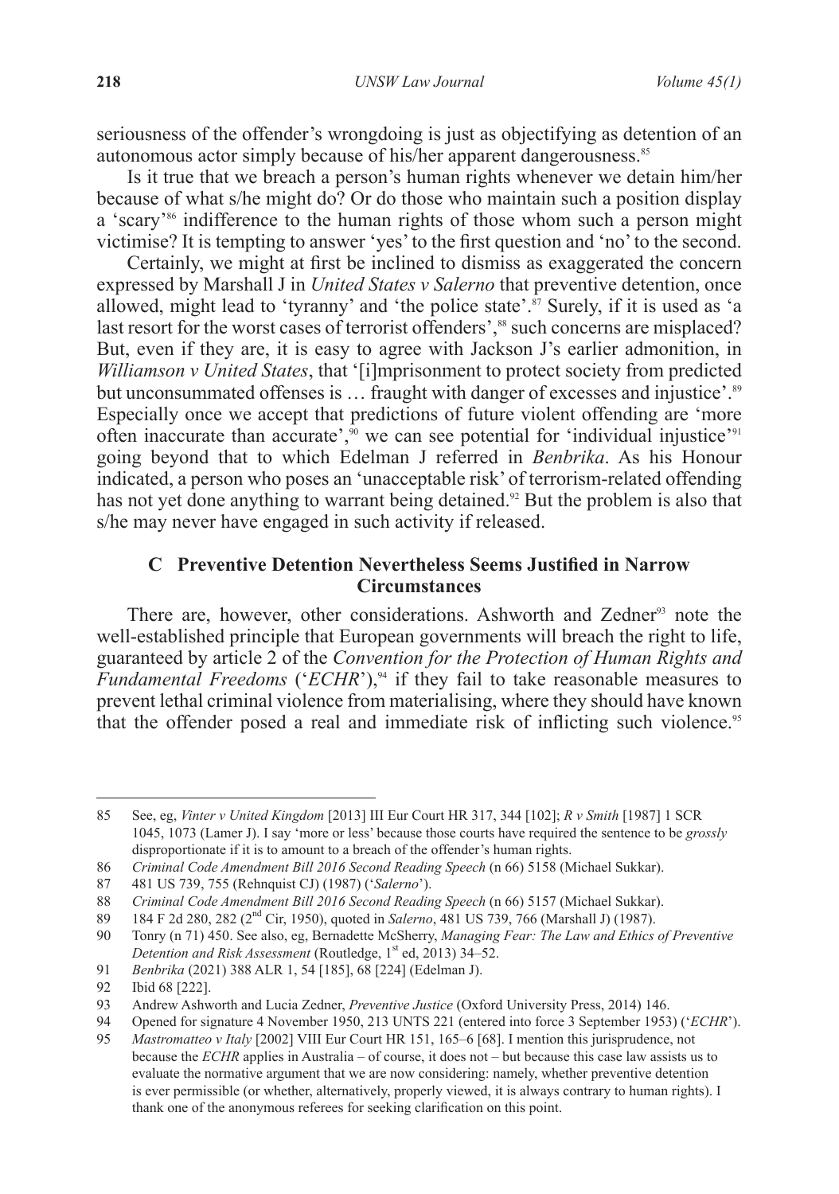seriousness of the offender's wrongdoing is just as objectifying as detention of an autonomous actor simply because of his/her apparent dangerousness.[85]

Is it true that we breach a person's human rights whenever we detain him/her because of what s/he might do? Or do those who maintain such a position display a 'scary'[86] indifference to the human rights of those whom such a person might victimise? It is tempting to answer 'yes' to the first question and 'no' to the second.

Certainly, we might at first be inclined to dismiss as exaggerated the concern expressed by Marshall J in *United States v Salerno* that preventive detention, once allowed, might lead to 'tyranny' and 'the police state'.[87] Surely, if it is used as 'a last resort for the worst cases of terrorist offenders',[88] such concerns are misplaced? But, even if they are, it is easy to agree with Jackson J's earlier admonition, in *Williamson v United States*, that '[i]mprisonment to protect society from predicted but unconsummated offenses is … fraught with danger of excesses and injustice'.[89] Especially once we accept that predictions of future violent offending are 'more often inaccurate than accurate',[90] we can see potential for 'individual injustice'[91] going beyond that to which Edelman J referred in *Benbrika*. As his Honour indicated, a person who poses an 'unacceptable risk' of terrorism-related offending has not yet done anything to warrant being detained.[92] But the problem is also that s/he may never have engaged in such activity if released.

### C Preventive Detention Nevertheless Seems Justified in Narrow Circumstances

There are, however, other considerations. Ashworth and Zedner[93] note the well-established principle that European governments will breach the right to life, guaranteed by article 2 of the *Convention for the Protection of Human Rights and Fundamental Freedoms* ('*ECHR*'),[94] if they fail to take reasonable measures to prevent lethal criminal violence from materialising, where they should have known that the offender posed a real and immediate risk of inflicting such violence.[95]

---

85 See, eg, *Vinter v United Kingdom* [2013] III Eur Court HR 317, 344 [102]; *R v Smith* [1987] 1 SCR 1045, 1073 (Lamer J). I say 'more or less' because those courts have required the sentence to be *grossly* disproportionate if it is to amount to a breach of the offender's human rights.

86 *Criminal Code Amendment Bill 2016 Second Reading Speech* (n 66) 5158 (Michael Sukkar).

87 481 US 739, 755 (Rehnquist CJ) (1987) ('*Salerno*').

88 *Criminal Code Amendment Bill 2016 Second Reading Speech* (n 66) 5157 (Michael Sukkar).

89 184 F 2d 280, 282 (2nd Cir, 1950), quoted in *Salerno*, 481 US 739, 766 (Marshall J) (1987).

90 Tonry (n 71) 450. See also, eg, Bernadette McSherry, *Managing Fear: The Law and Ethics of Preventive Detention and Risk Assessment* (Routledge, 1st ed, 2013) 34–52.

91 *Benbrika* (2021) 388 ALR 1, 54 [185], 68 [224] (Edelman J).

92 Ibid 68 [222].

93 Andrew Ashworth and Lucia Zedner, *Preventive Justice* (Oxford University Press, 2014) 146.

94 Opened for signature 4 November 1950, 213 UNTS 221 (entered into force 3 September 1953) ('*ECHR*').

95 *Mastromatteo v Italy* [2002] VIII Eur Court HR 151, 165–6 [68]. I mention this jurisprudence, not because the *ECHR* applies in Australia – of course, it does not – but because this case law assists us to evaluate the normative argument that we are now considering: namely, whether preventive detention is ever permissible (or whether, alternatively, properly viewed, it is always contrary to human rights). I thank one of the anonymous referees for seeking clarification on this point.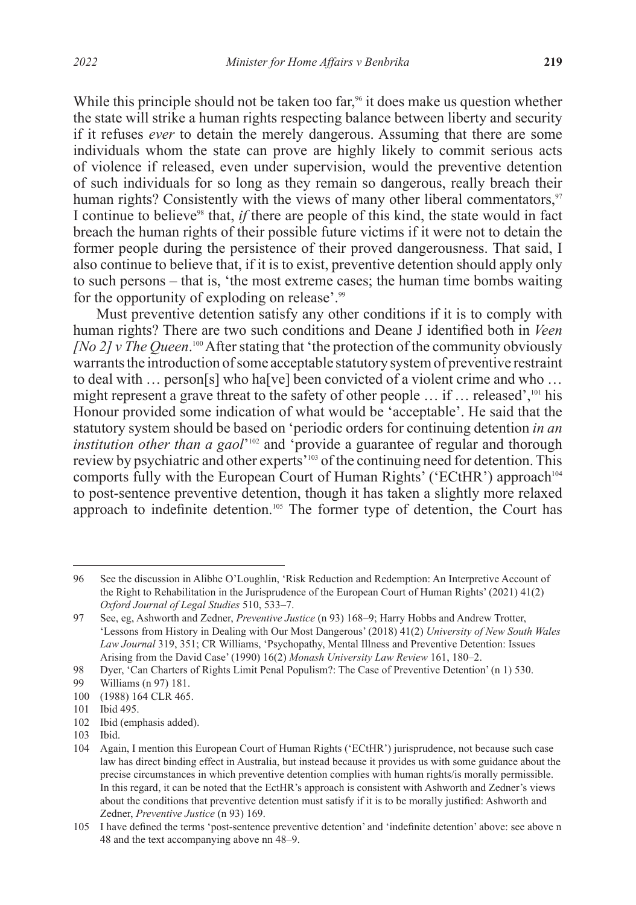While this principle should not be taken too far,[96] it does make us question whether the state will strike a human rights respecting balance between liberty and security if it refuses *ever* to detain the merely dangerous. Assuming that there are some individuals whom the state can prove are highly likely to commit serious acts of violence if released, even under supervision, would the preventive detention of such individuals for so long as they remain so dangerous, really breach their human rights? Consistently with the views of many other liberal commentators,[97] I continue to believe[98] that, *if* there are people of this kind, the state would in fact breach the human rights of their possible future victims if it were not to detain the former people during the persistence of their proved dangerousness. That said, I also continue to believe that, if it is to exist, preventive detention should apply only to such persons – that is, 'the most extreme cases; the human time bombs waiting for the opportunity of exploding on release'.[99]

Must preventive detention satisfy any other conditions if it is to comply with human rights? There are two such conditions and Deane J identified both in *Veen [No 2] v The Queen*.[100] After stating that 'the protection of the community obviously warrants the introduction of some acceptable statutory system of preventive restraint to deal with … person[s] who ha[ve] been convicted of a violent crime and who … might represent a grave threat to the safety of other people … if … released',[101] his Honour provided some indication of what would be 'acceptable'. He said that the statutory system should be based on 'periodic orders for continuing detention *in an institution other than a gaol*'[102] and 'provide a guarantee of regular and thorough review by psychiatric and other experts'[103] of the continuing need for detention. This comports fully with the European Court of Human Rights' ('ECtHR') approach[104] to post-sentence preventive detention, though it has taken a slightly more relaxed approach to indefinite detention.[105] The former type of detention, the Court has

---

96 See the discussion in Alibhe O'Loughlin, 'Risk Reduction and Redemption: An Interpretive Account of the Right to Rehabilitation in the Jurisprudence of the European Court of Human Rights' (2021) 41(2) *Oxford Journal of Legal Studies* 510, 533–7.

97 See, eg, Ashworth and Zedner, *Preventive Justice* (n 93) 168–9; Harry Hobbs and Andrew Trotter, 'Lessons from History in Dealing with Our Most Dangerous' (2018) 41(2) *University of New South Wales Law Journal* 319, 351; CR Williams, 'Psychopathy, Mental Illness and Preventive Detention: Issues Arising from the David Case' (1990) 16(2) *Monash University Law Review* 161, 180–2.

98 Dyer, 'Can Charters of Rights Limit Penal Populism?: The Case of Preventive Detention' (n 1) 530.

99 Williams (n 97) 181.

100 (1988) 164 CLR 465.

101 Ibid 495.

102 Ibid (emphasis added).

103 Ibid.

104 Again, I mention this European Court of Human Rights ('ECtHR') jurisprudence, not because such case law has direct binding effect in Australia, but instead because it provides us with some guidance about the precise circumstances in which preventive detention complies with human rights/is morally permissible. In this regard, it can be noted that the EctHR's approach is consistent with Ashworth and Zedner's views about the conditions that preventive detention must satisfy if it is to be morally justified: Ashworth and Zedner, *Preventive Justice* (n 93) 169.

105 I have defined the terms 'post-sentence preventive detention' and 'indefinite detention' above: see above n 48 and the text accompanying above nn 48–9.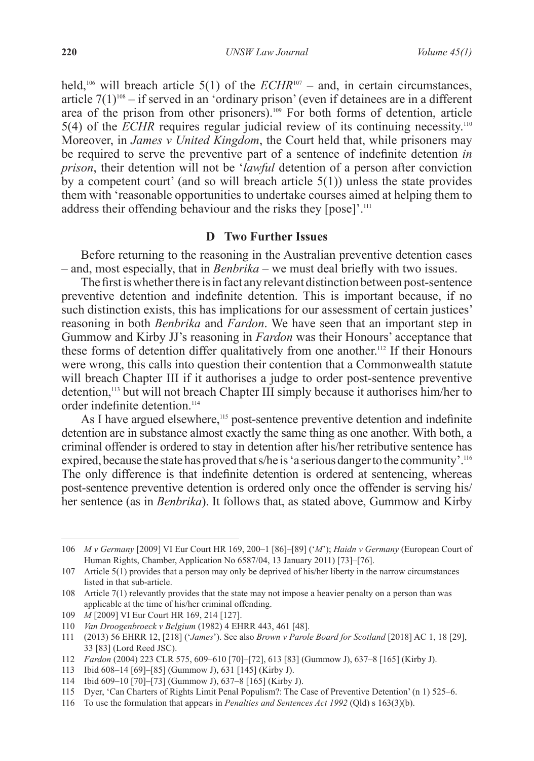held,[106] will breach article 5(1) of the *ECHR*[107] – and, in certain circumstances, article 7(1)[108] – if served in an 'ordinary prison' (even if detainees are in a different area of the prison from other prisoners).[109] For both forms of detention, article 5(4) of the *ECHR* requires regular judicial review of its continuing necessity.[110] Moreover, in *James v United Kingdom*, the Court held that, while prisoners may be required to serve the preventive part of a sentence of indefinite detention *in prison*, their detention will not be '*lawful* detention of a person after conviction by a competent court' (and so will breach article 5(1)) unless the state provides them with 'reasonable opportunities to undertake courses aimed at helping them to address their offending behaviour and the risks they [pose]'.[111]

### D Two Further Issues

Before returning to the reasoning in the Australian preventive detention cases – and, most especially, that in *Benbrika* – we must deal briefly with two issues.

The first is whether there is in fact any relevant distinction between post-sentence preventive detention and indefinite detention. This is important because, if no such distinction exists, this has implications for our assessment of certain justices' reasoning in both *Benbrika* and *Fardon*. We have seen that an important step in Gummow and Kirby JJ's reasoning in *Fardon* was their Honours' acceptance that these forms of detention differ qualitatively from one another.[112] If their Honours were wrong, this calls into question their contention that a Commonwealth statute will breach Chapter III if it authorises a judge to order post-sentence preventive detention,[113] but will not breach Chapter III simply because it authorises him/her to order indefinite detention.[114]

As I have argued elsewhere,[115] post-sentence preventive detention and indefinite detention are in substance almost exactly the same thing as one another. With both, a criminal offender is ordered to stay in detention after his/her retributive sentence has expired, because the state has proved that s/he is 'a serious danger to the community'.[116] The only difference is that indefinite detention is ordered at sentencing, whereas post-sentence preventive detention is ordered only once the offender is serving his/her sentence (as in *Benbrika*). It follows that, as stated above, Gummow and Kirby

---

106 *M v Germany* [2009] VI Eur Court HR 169, 200–1 [86]–[89] ('*M*'); *Haidn v Germany* (European Court of Human Rights, Chamber, Application No 6587/04, 13 January 2011) [73]–[76].

107 Article 5(1) provides that a person may only be deprived of his/her liberty in the narrow circumstances listed in that sub-article.

108 Article 7(1) relevantly provides that the state may not impose a heavier penalty on a person than was applicable at the time of his/her criminal offending.

109 *M* [2009] VI Eur Court HR 169, 214 [127].

110 *Van Droogenbroeck v Belgium* (1982) 4 EHRR 443, 461 [48].

111 (2013) 56 EHRR 12, [218] ('*James*'). See also *Brown v Parole Board for Scotland* [2018] AC 1, 18 [29], 33 [83] (Lord Reed JSC).

112 *Fardon* (2004) 223 CLR 575, 609–610 [70]–[72], 613 [83] (Gummow J), 637–8 [165] (Kirby J).

113 Ibid 608–14 [69]–[85] (Gummow J), 631 [145] (Kirby J).

114 Ibid 609–10 [70]–[73] (Gummow J), 637–8 [165] (Kirby J).

115 Dyer, 'Can Charters of Rights Limit Penal Populism?: The Case of Preventive Detention' (n 1) 525–6.

116 To use the formulation that appears in *Penalties and Sentences Act 1992* (Qld) s 163(3)(b).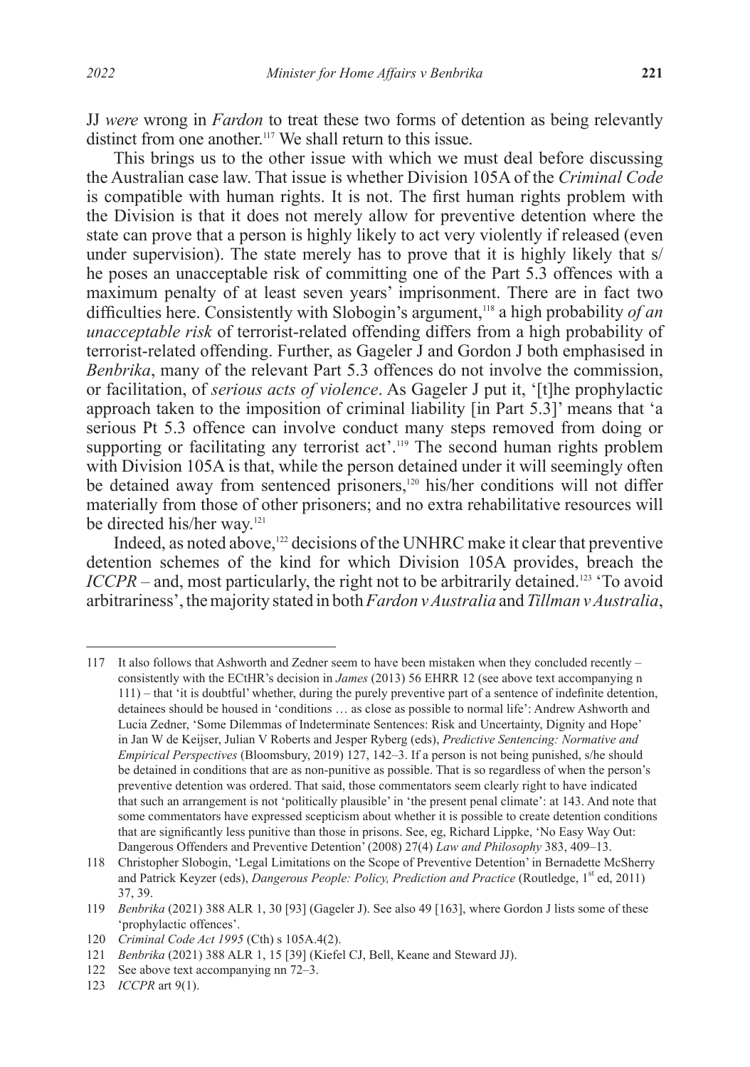JJ *were* wrong in *Fardon* to treat these two forms of detention as being relevantly distinct from one another.[117] We shall return to this issue.

This brings us to the other issue with which we must deal before discussing the Australian case law. That issue is whether Division 105A of the *Criminal Code* is compatible with human rights. It is not. The first human rights problem with the Division is that it does not merely allow for preventive detention where the state can prove that a person is highly likely to act very violently if released (even under supervision). The state merely has to prove that it is highly likely that s/he poses an unacceptable risk of committing one of the Part 5.3 offences with a maximum penalty of at least seven years' imprisonment. There are in fact two difficulties here. Consistently with Slobogin's argument,[118] a high probability *of an unacceptable risk* of terrorist-related offending differs from a high probability of terrorist-related offending. Further, as Gageler J and Gordon J both emphasised in *Benbrika*, many of the relevant Part 5.3 offences do not involve the commission, or facilitation, of *serious acts of violence*. As Gageler J put it, '[t]he prophylactic approach taken to the imposition of criminal liability [in Part 5.3]' means that 'a serious Pt 5.3 offence can involve conduct many steps removed from doing or supporting or facilitating any terrorist act'.[119] The second human rights problem with Division 105A is that, while the person detained under it will seemingly often be detained away from sentenced prisoners,[120] his/her conditions will not differ materially from those of other prisoners; and no extra rehabilitative resources will be directed his/her way.[121]

Indeed, as noted above,[122] decisions of the UNHRC make it clear that preventive detention schemes of the kind for which Division 105A provides, breach the *ICCPR* – and, most particularly, the right not to be arbitrarily detained.[123] 'To avoid arbitrariness', the majority stated in both *Fardon v Australia* and *Tillman v Australia*,

---

117 It also follows that Ashworth and Zedner seem to have been mistaken when they concluded recently – consistently with the ECtHR's decision in *James* (2013) 56 EHRR 12 (see above text accompanying n 111) – that 'it is doubtful' whether, during the purely preventive part of a sentence of indefinite detention, detainees should be housed in 'conditions … as close as possible to normal life': Andrew Ashworth and Lucia Zedner, 'Some Dilemmas of Indeterminate Sentences: Risk and Uncertainty, Dignity and Hope' in Jan W de Keijser, Julian V Roberts and Jesper Ryberg (eds), *Predictive Sentencing: Normative and Empirical Perspectives* (Bloomsbury, 2019) 127, 142–3. If a person is not being punished, s/he should be detained in conditions that are as non-punitive as possible. That is so regardless of when the person's preventive detention was ordered. That said, those commentators seem clearly right to have indicated that such an arrangement is not 'politically plausible' in 'the present penal climate': at 143. And note that some commentators have expressed scepticism about whether it is possible to create detention conditions that are significantly less punitive than those in prisons. See, eg, Richard Lippke, 'No Easy Way Out: Dangerous Offenders and Preventive Detention' (2008) 27(4) *Law and Philosophy* 383, 409–13.

118 Christopher Slobogin, 'Legal Limitations on the Scope of Preventive Detention' in Bernadette McSherry and Patrick Keyzer (eds), *Dangerous People: Policy, Prediction and Practice* (Routledge, 1st ed, 2011) 37, 39.

119 *Benbrika* (2021) 388 ALR 1, 30 [93] (Gageler J). See also 49 [163], where Gordon J lists some of these 'prophylactic offences'.

120 *Criminal Code Act 1995* (Cth) s 105A.4(2).

121 *Benbrika* (2021) 388 ALR 1, 15 [39] (Kiefel CJ, Bell, Keane and Steward JJ).

122 See above text accompanying nn 72–3.

123 *ICCPR* art 9(1).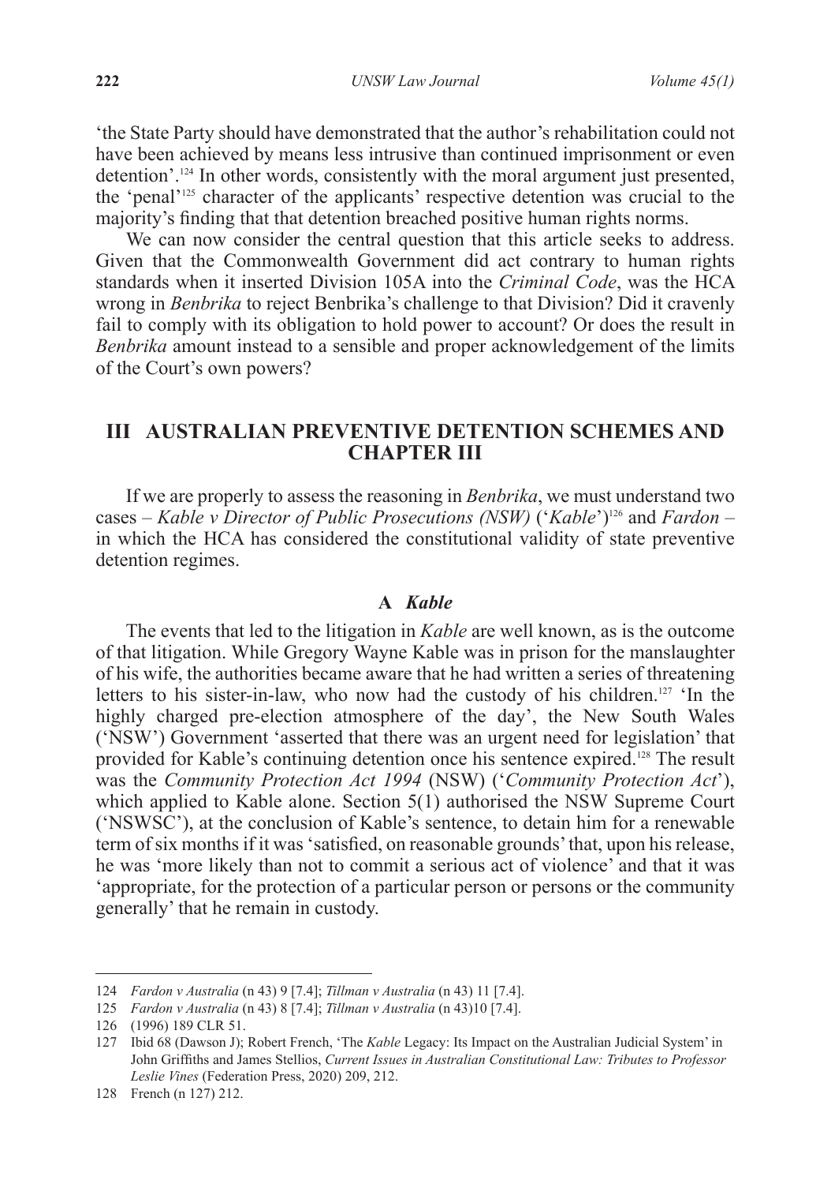'the State Party should have demonstrated that the author's rehabilitation could not have been achieved by means less intrusive than continued imprisonment or even detention'.[124] In other words, consistently with the moral argument just presented, the 'penal'[125] character of the applicants' respective detention was crucial to the majority's finding that that detention breached positive human rights norms.

We can now consider the central question that this article seeks to address. Given that the Commonwealth Government did act contrary to human rights standards when it inserted Division 105A into the *Criminal Code*, was the HCA wrong in *Benbrika* to reject Benbrika's challenge to that Division? Did it cravenly fail to comply with its obligation to hold power to account? Or does the result in *Benbrika* amount instead to a sensible and proper acknowledgement of the limits of the Court's own powers?

## III AUSTRALIAN PREVENTIVE DETENTION SCHEMES AND CHAPTER III

If we are properly to assess the reasoning in *Benbrika*, we must understand two cases – *Kable v Director of Public Prosecutions (NSW)* ('*Kable*')[126] and *Fardon* – in which the HCA has considered the constitutional validity of state preventive detention regimes.

### A *Kable*

The events that led to the litigation in *Kable* are well known, as is the outcome of that litigation. While Gregory Wayne Kable was in prison for the manslaughter of his wife, the authorities became aware that he had written a series of threatening letters to his sister-in-law, who now had the custody of his children.[127] 'In the highly charged pre-election atmosphere of the day', the New South Wales ('NSW') Government 'asserted that there was an urgent need for legislation' that provided for Kable's continuing detention once his sentence expired.[128] The result was the *Community Protection Act 1994* (NSW) ('*Community Protection Act*'), which applied to Kable alone. Section 5(1) authorised the NSW Supreme Court ('NSWSC'), at the conclusion of Kable's sentence, to detain him for a renewable term of six months if it was 'satisfied, on reasonable grounds' that, upon his release, he was 'more likely than not to commit a serious act of violence' and that it was 'appropriate, for the protection of a particular person or persons or the community generally' that he remain in custody.

---

124 *Fardon v Australia* (n 43) 9 [7.4]; *Tillman v Australia* (n 43) 11 [7.4].

125 *Fardon v Australia* (n 43) 8 [7.4]; *Tillman v Australia* (n 43)10 [7.4].

126 (1996) 189 CLR 51.

127 Ibid 68 (Dawson J); Robert French, 'The *Kable* Legacy: Its Impact on the Australian Judicial System' in John Griffiths and James Stellios, *Current Issues in Australian Constitutional Law: Tributes to Professor Leslie Vines* (Federation Press, 2020) 209, 212.

128 French (n 127) 212.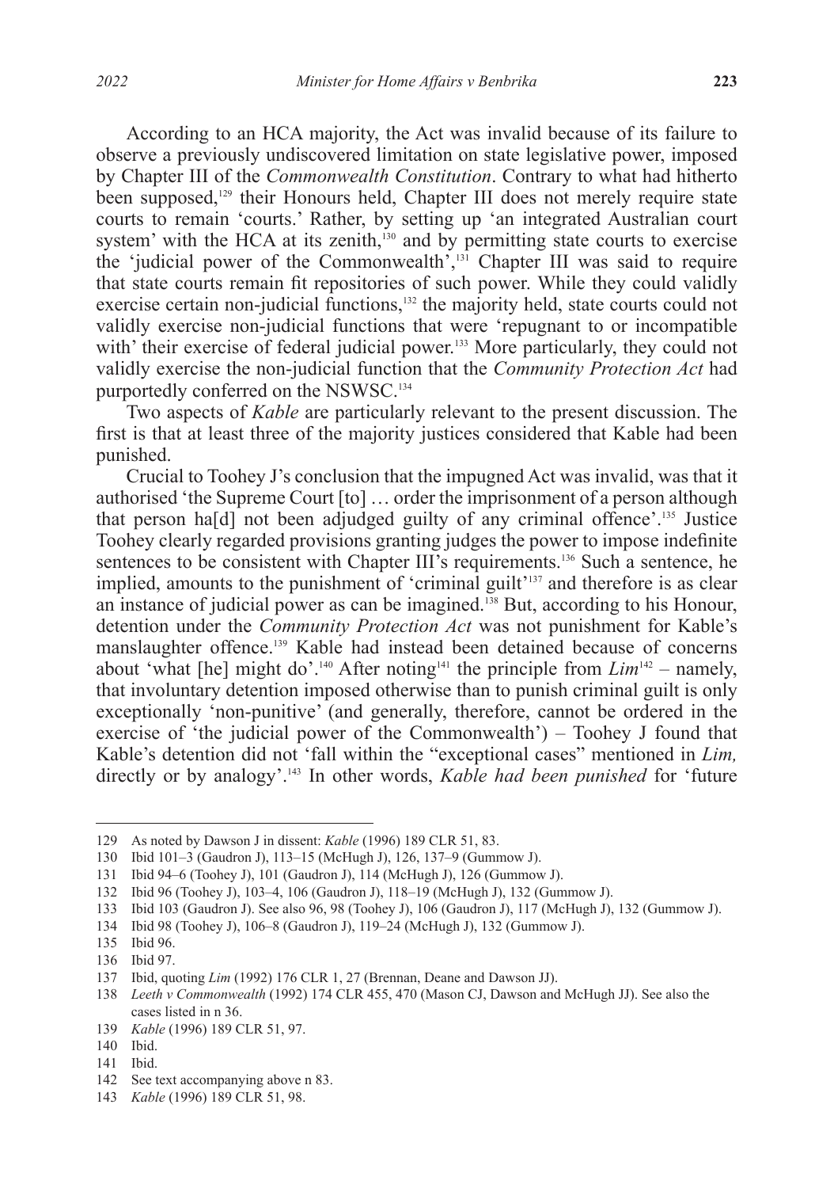According to an HCA majority, the Act was invalid because of its failure to observe a previously undiscovered limitation on state legislative power, imposed by Chapter III of the *Commonwealth Constitution*. Contrary to what had hitherto been supposed,[129] their Honours held, Chapter III does not merely require state courts to remain 'courts.' Rather, by setting up 'an integrated Australian court system' with the HCA at its zenith,[130] and by permitting state courts to exercise the 'judicial power of the Commonwealth',[131] Chapter III was said to require that state courts remain fit repositories of such power. While they could validly exercise certain non-judicial functions,[132] the majority held, state courts could not validly exercise non-judicial functions that were 'repugnant to or incompatible with' their exercise of federal judicial power.[133] More particularly, they could not validly exercise the non-judicial function that the *Community Protection Act* had purportedly conferred on the NSWSC.[134]

Two aspects of *Kable* are particularly relevant to the present discussion. The first is that at least three of the majority justices considered that Kable had been punished.

Crucial to Toohey J's conclusion that the impugned Act was invalid, was that it authorised 'the Supreme Court [to] … order the imprisonment of a person although that person ha[d] not been adjudged guilty of any criminal offence'.[135] Justice Toohey clearly regarded provisions granting judges the power to impose indefinite sentences to be consistent with Chapter III's requirements.[136] Such a sentence, he implied, amounts to the punishment of 'criminal guilt'[137] and therefore is as clear an instance of judicial power as can be imagined.[138] But, according to his Honour, detention under the *Community Protection Act* was not punishment for Kable's manslaughter offence.[139] Kable had instead been detained because of concerns about 'what [he] might do'.[140] After noting[141] the principle from *Lim*[142] – namely, that involuntary detention imposed otherwise than to punish criminal guilt is only exceptionally 'non-punitive' (and generally, therefore, cannot be ordered in the exercise of 'the judicial power of the Commonwealth') – Toohey J found that Kable's detention did not 'fall within the "exceptional cases" mentioned in *Lim,* directly or by analogy'.[143] In other words, *Kable had been punished* for 'future

---

129 As noted by Dawson J in dissent: *Kable* (1996) 189 CLR 51, 83.

130 Ibid 101–3 (Gaudron J), 113–15 (McHugh J), 126, 137–9 (Gummow J).

131 Ibid 94–6 (Toohey J), 101 (Gaudron J), 114 (McHugh J), 126 (Gummow J).

132 Ibid 96 (Toohey J), 103–4, 106 (Gaudron J), 118–19 (McHugh J), 132 (Gummow J).

133 Ibid 103 (Gaudron J). See also 96, 98 (Toohey J), 106 (Gaudron J), 117 (McHugh J), 132 (Gummow J).

134 Ibid 98 (Toohey J), 106–8 (Gaudron J), 119–24 (McHugh J), 132 (Gummow J).

135 Ibid 96.

136 Ibid 97.

137 Ibid, quoting *Lim* (1992) 176 CLR 1, 27 (Brennan, Deane and Dawson JJ).

138 *Leeth v Commonwealth* (1992) 174 CLR 455, 470 (Mason CJ, Dawson and McHugh JJ). See also the cases listed in n 36.

139 *Kable* (1996) 189 CLR 51, 97.

140 Ibid.

141 Ibid.

142 See text accompanying above n 83.

143 *Kable* (1996) 189 CLR 51, 98.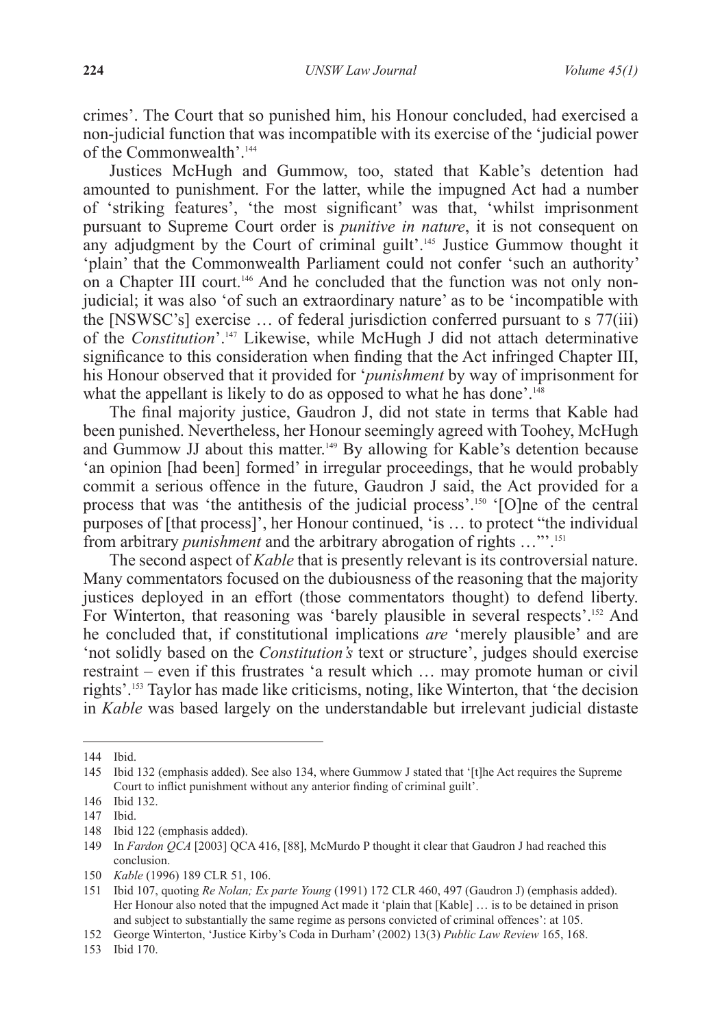crimes'. The Court that so punished him, his Honour concluded, had exercised a non-judicial function that was incompatible with its exercise of the 'judicial power of the Commonwealth'.[144]

Justices McHugh and Gummow, too, stated that Kable's detention had amounted to punishment. For the latter, while the impugned Act had a number of 'striking features', 'the most significant' was that, 'whilst imprisonment pursuant to Supreme Court order is *punitive in nature*, it is not consequent on any adjudgment by the Court of criminal guilt'.[145] Justice Gummow thought it 'plain' that the Commonwealth Parliament could not confer 'such an authority' on a Chapter III court.[146] And he concluded that the function was not only non-judicial; it was also 'of such an extraordinary nature' as to be 'incompatible with the [NSWSC's] exercise … of federal jurisdiction conferred pursuant to s 77(iii) of the *Constitution*'.[147] Likewise, while McHugh J did not attach determinative significance to this consideration when finding that the Act infringed Chapter III, his Honour observed that it provided for '*punishment* by way of imprisonment for what the appellant is likely to do as opposed to what he has done'.[148]

The final majority justice, Gaudron J, did not state in terms that Kable had been punished. Nevertheless, her Honour seemingly agreed with Toohey, McHugh and Gummow JJ about this matter.[149] By allowing for Kable's detention because 'an opinion [had been] formed' in irregular proceedings, that he would probably commit a serious offence in the future, Gaudron J said, the Act provided for a process that was 'the antithesis of the judicial process'.[150] '[O]ne of the central purposes of [that process]', her Honour continued, 'is … to protect "the individual from arbitrary *punishment* and the arbitrary abrogation of rights …"'.[151]

The second aspect of *Kable* that is presently relevant is its controversial nature. Many commentators focused on the dubiousness of the reasoning that the majority justices deployed in an effort (those commentators thought) to defend liberty. For Winterton, that reasoning was 'barely plausible in several respects'.[152] And he concluded that, if constitutional implications *are* 'merely plausible' and are 'not solidly based on the *Constitution's* text or structure', judges should exercise restraint – even if this frustrates 'a result which … may promote human or civil rights'.[153] Taylor has made like criticisms, noting, like Winterton, that 'the decision in *Kable* was based largely on the understandable but irrelevant judicial distaste

---

144 Ibid.

145 Ibid 132 (emphasis added). See also 134, where Gummow J stated that '[t]he Act requires the Supreme Court to inflict punishment without any anterior finding of criminal guilt'.

146 Ibid 132.

147 Ibid.

148 Ibid 122 (emphasis added).

149 In *Fardon QCA* [2003] QCA 416, [88], McMurdo P thought it clear that Gaudron J had reached this conclusion.

150 *Kable* (1996) 189 CLR 51, 106.

151 Ibid 107, quoting *Re Nolan; Ex parte Young* (1991) 172 CLR 460, 497 (Gaudron J) (emphasis added). Her Honour also noted that the impugned Act made it 'plain that [Kable] … is to be detained in prison and subject to substantially the same regime as persons convicted of criminal offences': at 105.

152 George Winterton, 'Justice Kirby's Coda in Durham' (2002) 13(3) *Public Law Review* 165, 168.

153 Ibid 170.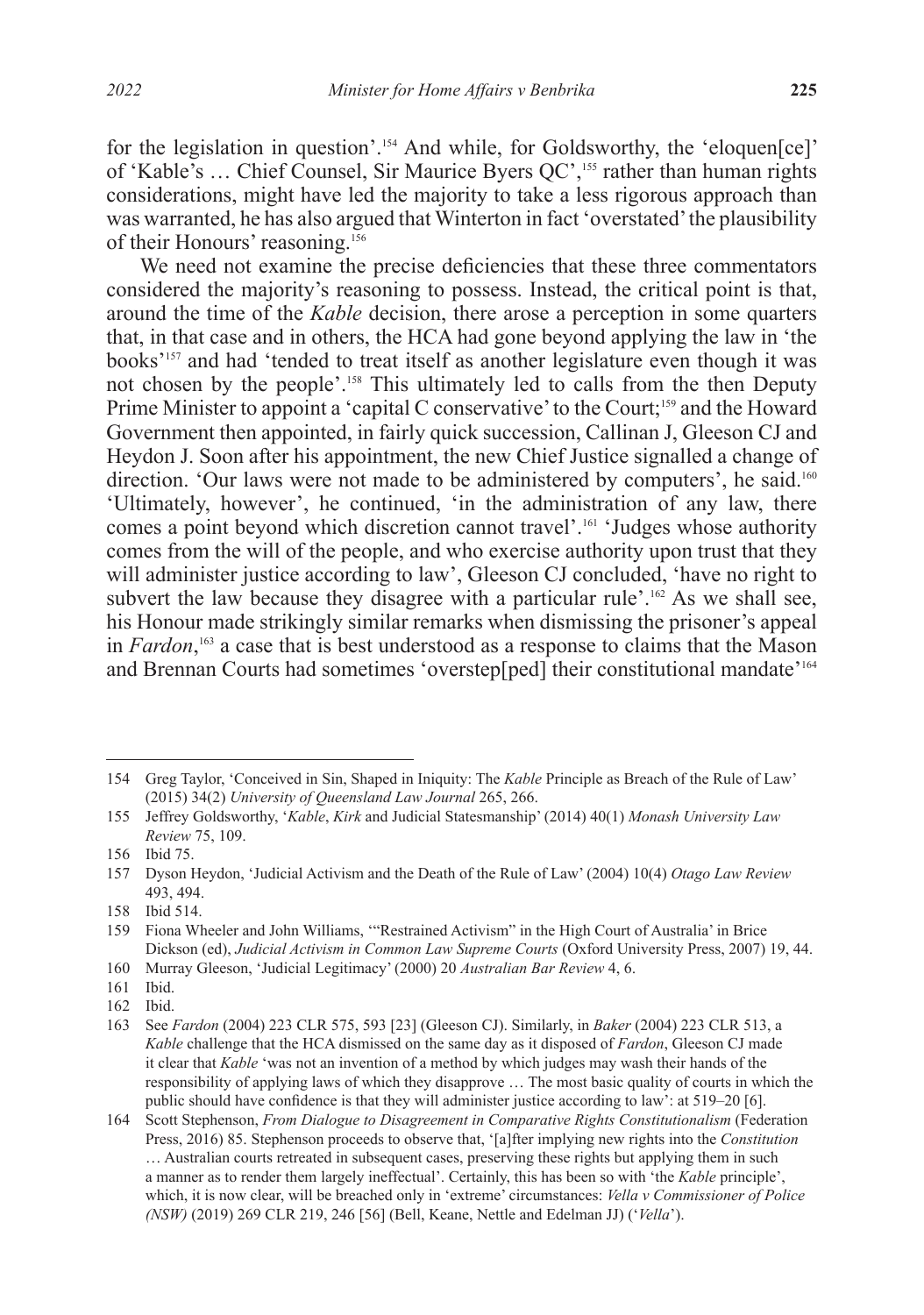for the legislation in question'.[154] And while, for Goldsworthy, the 'eloquen[ce]' of 'Kable's … Chief Counsel, Sir Maurice Byers QC',[155] rather than human rights considerations, might have led the majority to take a less rigorous approach than was warranted, he has also argued that Winterton in fact 'overstated' the plausibility of their Honours' reasoning.[156]

We need not examine the precise deficiencies that these three commentators considered the majority's reasoning to possess. Instead, the critical point is that, around the time of the *Kable* decision, there arose a perception in some quarters that, in that case and in others, the HCA had gone beyond applying the law in 'the books'[157] and had 'tended to treat itself as another legislature even though it was not chosen by the people'.[158] This ultimately led to calls from the then Deputy Prime Minister to appoint a 'capital C conservative' to the Court;[159] and the Howard Government then appointed, in fairly quick succession, Callinan J, Gleeson CJ and Heydon J. Soon after his appointment, the new Chief Justice signalled a change of direction. 'Our laws were not made to be administered by computers', he said.[160] 'Ultimately, however', he continued, 'in the administration of any law, there comes a point beyond which discretion cannot travel'.[161] 'Judges whose authority comes from the will of the people, and who exercise authority upon trust that they will administer justice according to law', Gleeson CJ concluded, 'have no right to subvert the law because they disagree with a particular rule'.[162] As we shall see, his Honour made strikingly similar remarks when dismissing the prisoner's appeal in *Fardon*,[163] a case that is best understood as a response to claims that the Mason and Brennan Courts had sometimes 'overstep[ped] their constitutional mandate'[164]

---

154 Greg Taylor, 'Conceived in Sin, Shaped in Iniquity: The *Kable* Principle as Breach of the Rule of Law' (2015) 34(2) *University of Queensland Law Journal* 265, 266.

155 Jeffrey Goldsworthy, '*Kable*, *Kirk* and Judicial Statesmanship' (2014) 40(1) *Monash University Law Review* 75, 109.

156 Ibid 75.

157 Dyson Heydon, 'Judicial Activism and the Death of the Rule of Law' (2004) 10(4) *Otago Law Review* 493, 494.

158 Ibid 514.

159 Fiona Wheeler and John Williams, '"Restrained Activism" in the High Court of Australia' in Brice Dickson (ed), *Judicial Activism in Common Law Supreme Courts* (Oxford University Press, 2007) 19, 44.

160 Murray Gleeson, 'Judicial Legitimacy' (2000) 20 *Australian Bar Review* 4, 6.

161 Ibid.

162 Ibid.

163 See *Fardon* (2004) 223 CLR 575, 593 [23] (Gleeson CJ). Similarly, in *Baker* (2004) 223 CLR 513, a *Kable* challenge that the HCA dismissed on the same day as it disposed of *Fardon*, Gleeson CJ made it clear that *Kable* 'was not an invention of a method by which judges may wash their hands of the responsibility of applying laws of which they disapprove … The most basic quality of courts in which the public should have confidence is that they will administer justice according to law': at 519–20 [6].

164 Scott Stephenson, *From Dialogue to Disagreement in Comparative Rights Constitutionalism* (Federation Press, 2016) 85. Stephenson proceeds to observe that, '[a]fter implying new rights into the *Constitution* … Australian courts retreated in subsequent cases, preserving these rights but applying them in such a manner as to render them largely ineffectual'. Certainly, this has been so with 'the *Kable* principle', which, it is now clear, will be breached only in 'extreme' circumstances: *Vella v Commissioner of Police (NSW)* (2019) 269 CLR 219, 246 [56] (Bell, Keane, Nettle and Edelman JJ) ('*Vella*').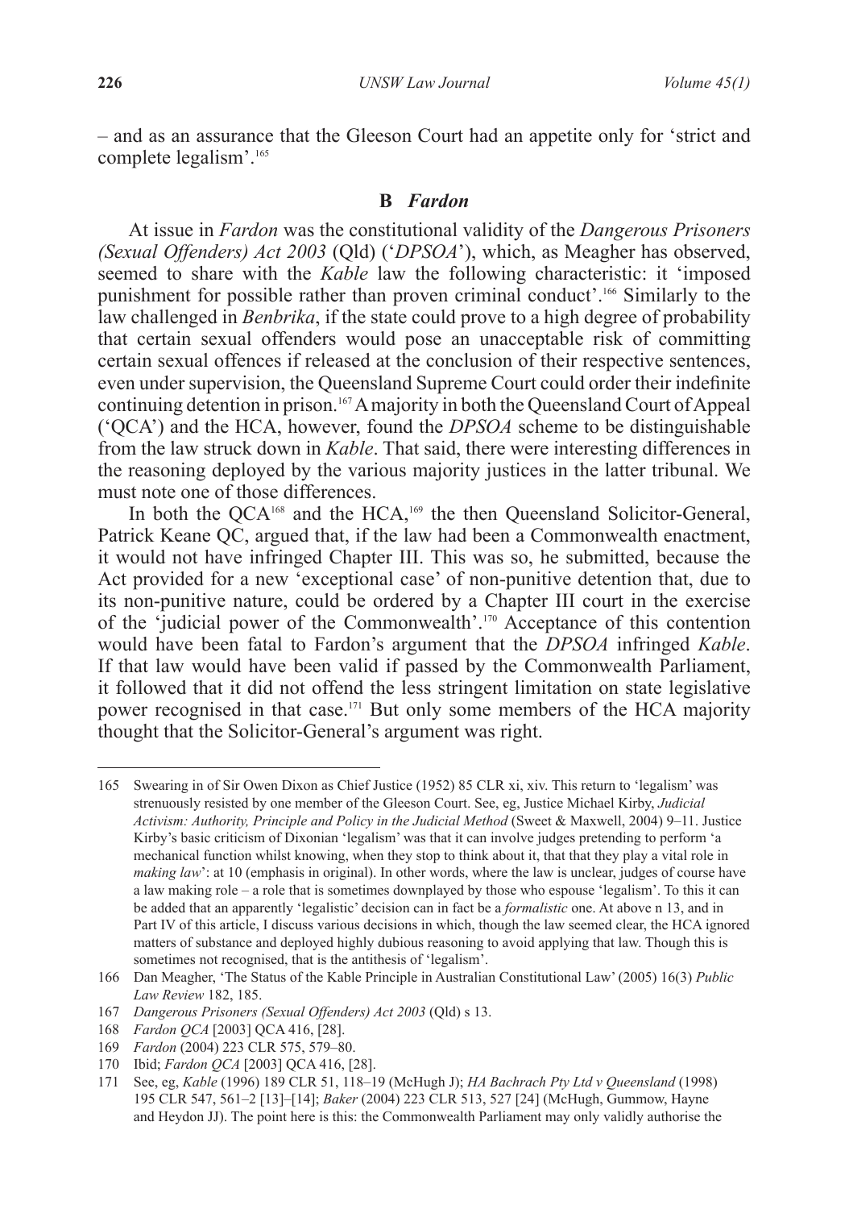– and as an assurance that the Gleeson Court had an appetite only for 'strict and complete legalism'.[165]

## B *Fardon*

At issue in *Fardon* was the constitutional validity of the *Dangerous Prisoners (Sexual Offenders) Act 2003* (Qld) ('*DPSOA*'), which, as Meagher has observed, seemed to share with the *Kable* law the following characteristic: it 'imposed punishment for possible rather than proven criminal conduct'.[166] Similarly to the law challenged in *Benbrika*, if the state could prove to a high degree of probability that certain sexual offenders would pose an unacceptable risk of committing certain sexual offences if released at the conclusion of their respective sentences, even under supervision, the Queensland Supreme Court could order their indefinite continuing detention in prison.[167] A majority in both the Queensland Court of Appeal ('QCA') and the HCA, however, found the *DPSOA* scheme to be distinguishable from the law struck down in *Kable*. That said, there were interesting differences in the reasoning deployed by the various majority justices in the latter tribunal. We must note one of those differences.

In both the QCA[168] and the HCA,[169] the then Queensland Solicitor-General, Patrick Keane QC, argued that, if the law had been a Commonwealth enactment, it would not have infringed Chapter III. This was so, he submitted, because the Act provided for a new 'exceptional case' of non-punitive detention that, due to its non-punitive nature, could be ordered by a Chapter III court in the exercise of the 'judicial power of the Commonwealth'.[170] Acceptance of this contention would have been fatal to Fardon's argument that the *DPSOA* infringed *Kable*. If that law would have been valid if passed by the Commonwealth Parliament, it followed that it did not offend the less stringent limitation on state legislative power recognised in that case.[171] But only some members of the HCA majority thought that the Solicitor-General's argument was right.

---

165 Swearing in of Sir Owen Dixon as Chief Justice (1952) 85 CLR xi, xiv. This return to 'legalism' was strenuously resisted by one member of the Gleeson Court. See, eg, Justice Michael Kirby, *Judicial Activism: Authority, Principle and Policy in the Judicial Method* (Sweet & Maxwell, 2004) 9–11. Justice Kirby's basic criticism of Dixonian 'legalism' was that it can involve judges pretending to perform 'a mechanical function whilst knowing, when they stop to think about it, that that they play a vital role in *making law*': at 10 (emphasis in original). In other words, where the law is unclear, judges of course have a law making role – a role that is sometimes downplayed by those who espouse 'legalism'. To this it can be added that an apparently 'legalistic' decision can in fact be a *formalistic* one. At above n 13, and in Part IV of this article, I discuss various decisions in which, though the law seemed clear, the HCA ignored matters of substance and deployed highly dubious reasoning to avoid applying that law. Though this is sometimes not recognised, that is the antithesis of 'legalism'.

166 Dan Meagher, 'The Status of the Kable Principle in Australian Constitutional Law' (2005) 16(3) *Public Law Review* 182, 185.

167 *Dangerous Prisoners (Sexual Offenders) Act 2003* (Qld) s 13.

168 *Fardon QCA* [2003] QCA 416, [28].

169 *Fardon* (2004) 223 CLR 575, 579–80.

170 Ibid; *Fardon QCA* [2003] QCA 416, [28].

171 See, eg, *Kable* (1996) 189 CLR 51, 118–19 (McHugh J); *HA Bachrach Pty Ltd v Queensland* (1998) 195 CLR 547, 561–2 [13]–[14]; *Baker* (2004) 223 CLR 513, 527 [24] (McHugh, Gummow, Hayne and Heydon JJ). The point here is this: the Commonwealth Parliament may only validly authorise the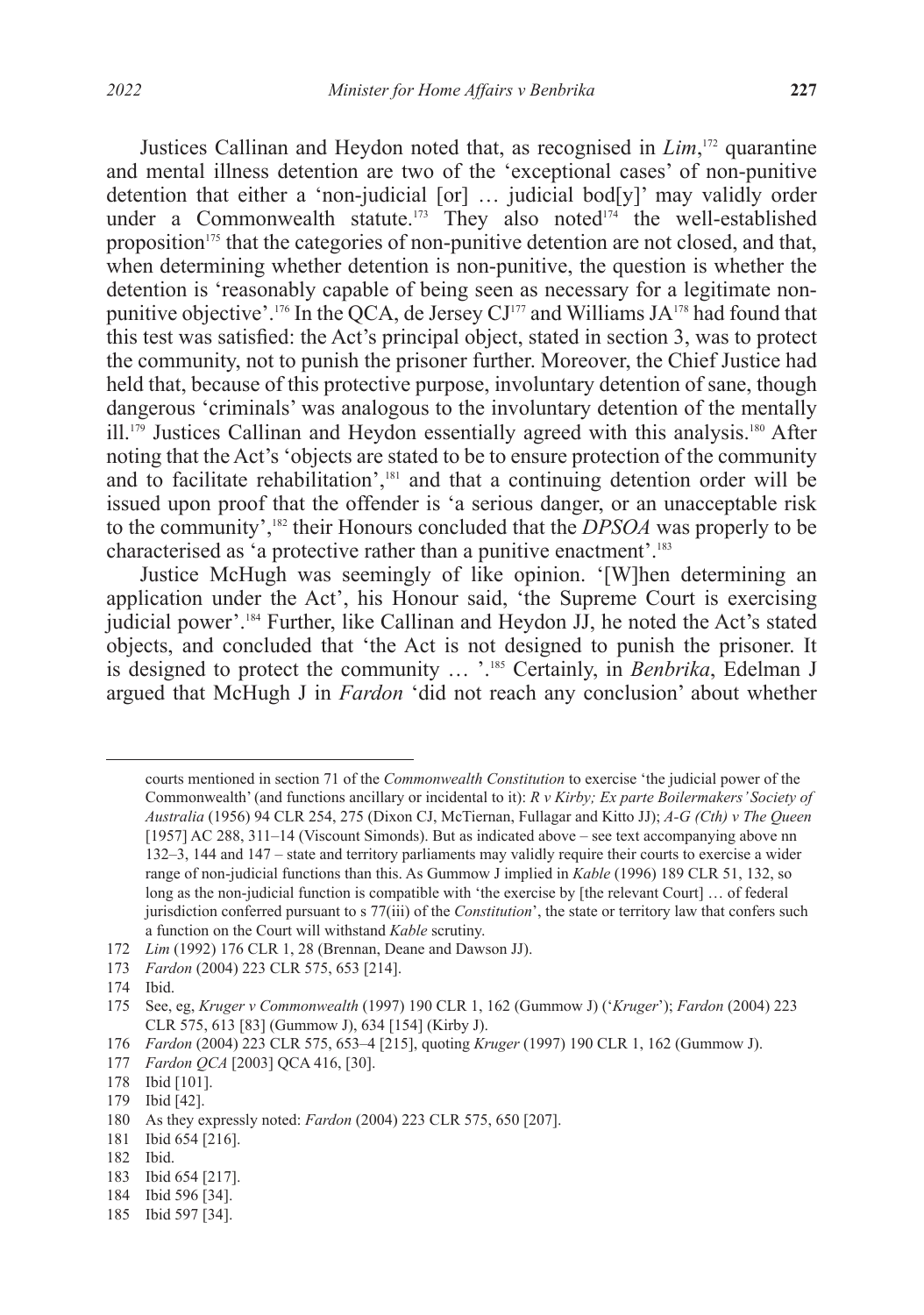Justices Callinan and Heydon noted that, as recognised in *Lim*,[172] quarantine and mental illness detention are two of the 'exceptional cases' of non-punitive detention that either a 'non-judicial [or] … judicial bod[y]' may validly order under a Commonwealth statute.[173] They also noted[174] the well-established proposition[175] that the categories of non-punitive detention are not closed, and that, when determining whether detention is non-punitive, the question is whether the detention is 'reasonably capable of being seen as necessary for a legitimate non-punitive objective'.[176] In the QCA, de Jersey CJ[177] and Williams JA[178] had found that this test was satisfied: the Act's principal object, stated in section 3, was to protect the community, not to punish the prisoner further. Moreover, the Chief Justice had held that, because of this protective purpose, involuntary detention of sane, though dangerous 'criminals' was analogous to the involuntary detention of the mentally ill.[179] Justices Callinan and Heydon essentially agreed with this analysis.[180] After noting that the Act's 'objects are stated to be to ensure protection of the community and to facilitate rehabilitation',[181] and that a continuing detention order will be issued upon proof that the offender is 'a serious danger, or an unacceptable risk to the community',[182] their Honours concluded that the *DPSOA* was properly to be characterised as 'a protective rather than a punitive enactment'.[183]

Justice McHugh was seemingly of like opinion. '[W]hen determining an application under the Act', his Honour said, 'the Supreme Court is exercising judicial power'.[184] Further, like Callinan and Heydon JJ, he noted the Act's stated objects, and concluded that 'the Act is not designed to punish the prisoner. It is designed to protect the community … '.[185] Certainly, in *Benbrika*, Edelman J argued that McHugh J in *Fardon* 'did not reach any conclusion' about whether

---

courts mentioned in section 71 of the *Commonwealth Constitution* to exercise 'the judicial power of the Commonwealth' (and functions ancillary or incidental to it): *R v Kirby; Ex parte Boilermakers' Society of Australia* (1956) 94 CLR 254, 275 (Dixon CJ, McTiernan, Fullagar and Kitto JJ); *A-G (Cth) v The Queen* [1957] AC 288, 311–14 (Viscount Simonds). But as indicated above – see text accompanying above nn 132–3, 144 and 147 – state and territory parliaments may validly require their courts to exercise a wider range of non-judicial functions than this. As Gummow J implied in *Kable* (1996) 189 CLR 51, 132, so long as the non-judicial function is compatible with 'the exercise by [the relevant Court] … of federal jurisdiction conferred pursuant to s 77(iii) of the *Constitution*', the state or territory law that confers such a function on the Court will withstand *Kable* scrutiny.

172 *Lim* (1992) 176 CLR 1, 28 (Brennan, Deane and Dawson JJ).

173 *Fardon* (2004) 223 CLR 575, 653 [214].

174 Ibid.

175 See, eg, *Kruger v Commonwealth* (1997) 190 CLR 1, 162 (Gummow J) ('*Kruger*'); *Fardon* (2004) 223 CLR 575, 613 [83] (Gummow J), 634 [154] (Kirby J).

176 *Fardon* (2004) 223 CLR 575, 653–4 [215], quoting *Kruger* (1997) 190 CLR 1, 162 (Gummow J).

177 *Fardon QCA* [2003] QCA 416, [30].

178 Ibid [101].

179 Ibid [42].

180 As they expressly noted: *Fardon* (2004) 223 CLR 575, 650 [207].

181 Ibid 654 [216].

182 Ibid.

183 Ibid 654 [217].

184 Ibid 596 [34].

185 Ibid 597 [34].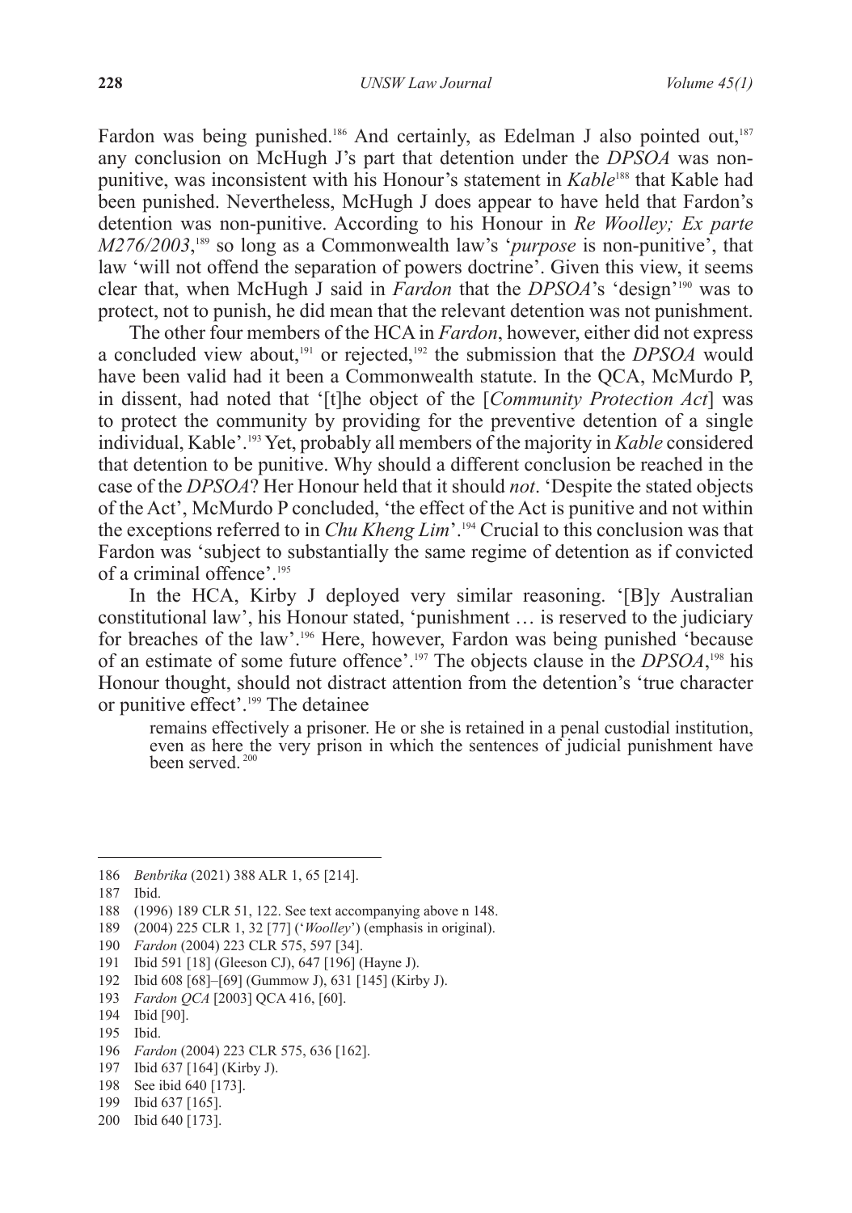Fardon was being punished.[186] And certainly, as Edelman J also pointed out,[187] any conclusion on McHugh J's part that detention under the *DPSOA* was non-punitive, was inconsistent with his Honour's statement in *Kable*[188] that Kable had been punished. Nevertheless, McHugh J does appear to have held that Fardon's detention was non-punitive. According to his Honour in *Re Woolley; Ex parte M276/2003*,[189] so long as a Commonwealth law's '*purpose* is non-punitive', that law 'will not offend the separation of powers doctrine'. Given this view, it seems clear that, when McHugh J said in *Fardon* that the *DPSOA*'s 'design'[190] was to protect, not to punish, he did mean that the relevant detention was not punishment.

The other four members of the HCA in *Fardon*, however, either did not express a concluded view about,[191] or rejected,[192] the submission that the *DPSOA* would have been valid had it been a Commonwealth statute. In the QCA, McMurdo P, in dissent, had noted that '[t]he object of the [*Community Protection Act*] was to protect the community by providing for the preventive detention of a single individual, Kable'.[193] Yet, probably all members of the majority in *Kable* considered that detention to be punitive. Why should a different conclusion be reached in the case of the *DPSOA*? Her Honour held that it should *not*. 'Despite the stated objects of the Act', McMurdo P concluded, 'the effect of the Act is punitive and not within the exceptions referred to in *Chu Kheng Lim*'.[194] Crucial to this conclusion was that Fardon was 'subject to substantially the same regime of detention as if convicted of a criminal offence'.[195]

In the HCA, Kirby J deployed very similar reasoning. '[B]y Australian constitutional law', his Honour stated, 'punishment … is reserved to the judiciary for breaches of the law'.[196] Here, however, Fardon was being punished 'because of an estimate of some future offence'.[197] The objects clause in the *DPSOA*,[198] his Honour thought, should not distract attention from the detention's 'true character or punitive effect'.[199] The detainee

> remains effectively a prisoner. He or she is retained in a penal custodial institution, even as here the very prison in which the sentences of judicial punishment have been served.[200]

---

186 *Benbrika* (2021) 388 ALR 1, 65 [214].

187 Ibid.

188 (1996) 189 CLR 51, 122. See text accompanying above n 148.

189 (2004) 225 CLR 1, 32 [77] ('*Woolley*') (emphasis in original).

190 *Fardon* (2004) 223 CLR 575, 597 [34].

191 Ibid 591 [18] (Gleeson CJ), 647 [196] (Hayne J).

192 Ibid 608 [68]–[69] (Gummow J), 631 [145] (Kirby J).

193 *Fardon QCA* [2003] QCA 416, [60].

194 Ibid [90].

195 Ibid.

196 *Fardon* (2004) 223 CLR 575, 636 [162].

197 Ibid 637 [164] (Kirby J).

198 See ibid 640 [173].

199 Ibid 637 [165].

200 Ibid 640 [173].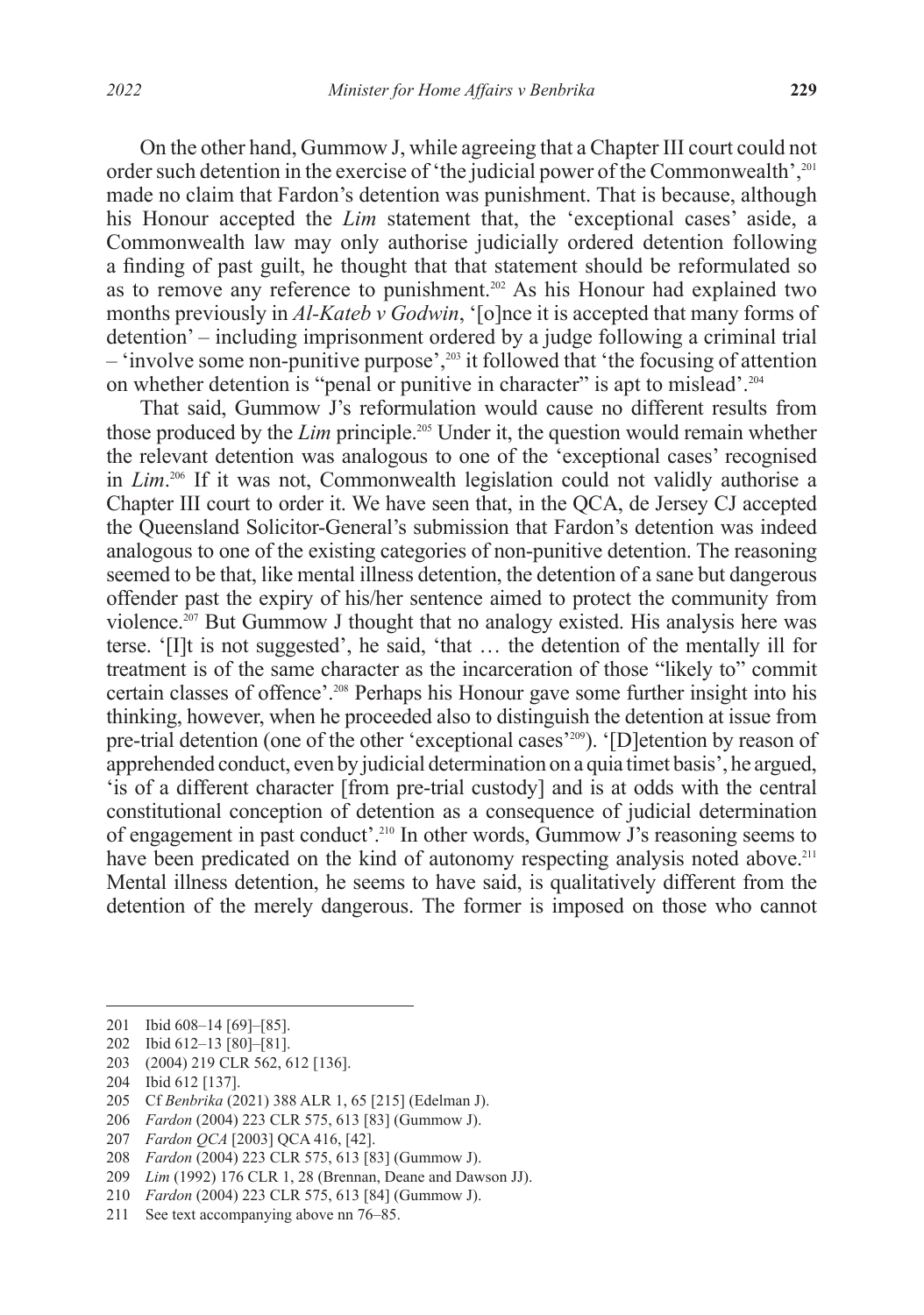On the other hand, Gummow J, while agreeing that a Chapter III court could not order such detention in the exercise of 'the judicial power of the Commonwealth',[201] made no claim that Fardon's detention was punishment. That is because, although his Honour accepted the *Lim* statement that, the 'exceptional cases' aside, a Commonwealth law may only authorise judicially ordered detention following a finding of past guilt, he thought that that statement should be reformulated so as to remove any reference to punishment.[202] As his Honour had explained two months previously in *Al-Kateb v Godwin*, '[o]nce it is accepted that many forms of detention' – including imprisonment ordered by a judge following a criminal trial – 'involve some non-punitive purpose',[203] it followed that 'the focusing of attention on whether detention is "penal or punitive in character" is apt to mislead'.[204]

That said, Gummow J's reformulation would cause no different results from those produced by the *Lim* principle.[205] Under it, the question would remain whether the relevant detention was analogous to one of the 'exceptional cases' recognised in *Lim*.[206] If it was not, Commonwealth legislation could not validly authorise a Chapter III court to order it. We have seen that, in the QCA, de Jersey CJ accepted the Queensland Solicitor-General's submission that Fardon's detention was indeed analogous to one of the existing categories of non-punitive detention. The reasoning seemed to be that, like mental illness detention, the detention of a sane but dangerous offender past the expiry of his/her sentence aimed to protect the community from violence.[207] But Gummow J thought that no analogy existed. His analysis here was terse. '[I]t is not suggested', he said, 'that … the detention of the mentally ill for treatment is of the same character as the incarceration of those "likely to" commit certain classes of offence'.[208] Perhaps his Honour gave some further insight into his thinking, however, when he proceeded also to distinguish the detention at issue from pre-trial detention (one of the other 'exceptional cases'[209]). '[D]etention by reason of apprehended conduct, even by judicial determination on a quia timet basis', he argued, 'is of a different character [from pre-trial custody] and is at odds with the central constitutional conception of detention as a consequence of judicial determination of engagement in past conduct'.[210] In other words, Gummow J's reasoning seems to have been predicated on the kind of autonomy respecting analysis noted above.[211] Mental illness detention, he seems to have said, is qualitatively different from the detention of the merely dangerous. The former is imposed on those who cannot

---

201 Ibid 608–14 [69]–[85].

202 Ibid 612–13 [80]–[81].

203 (2004) 219 CLR 562, 612 [136].

204 Ibid 612 [137].

205 Cf *Benbrika* (2021) 388 ALR 1, 65 [215] (Edelman J).

206 *Fardon* (2004) 223 CLR 575, 613 [83] (Gummow J).

207 *Fardon QCA* [2003] QCA 416, [42].

208 *Fardon* (2004) 223 CLR 575, 613 [83] (Gummow J).

209 *Lim* (1992) 176 CLR 1, 28 (Brennan, Deane and Dawson JJ).

210 *Fardon* (2004) 223 CLR 575, 613 [84] (Gummow J).

211 See text accompanying above nn 76–85.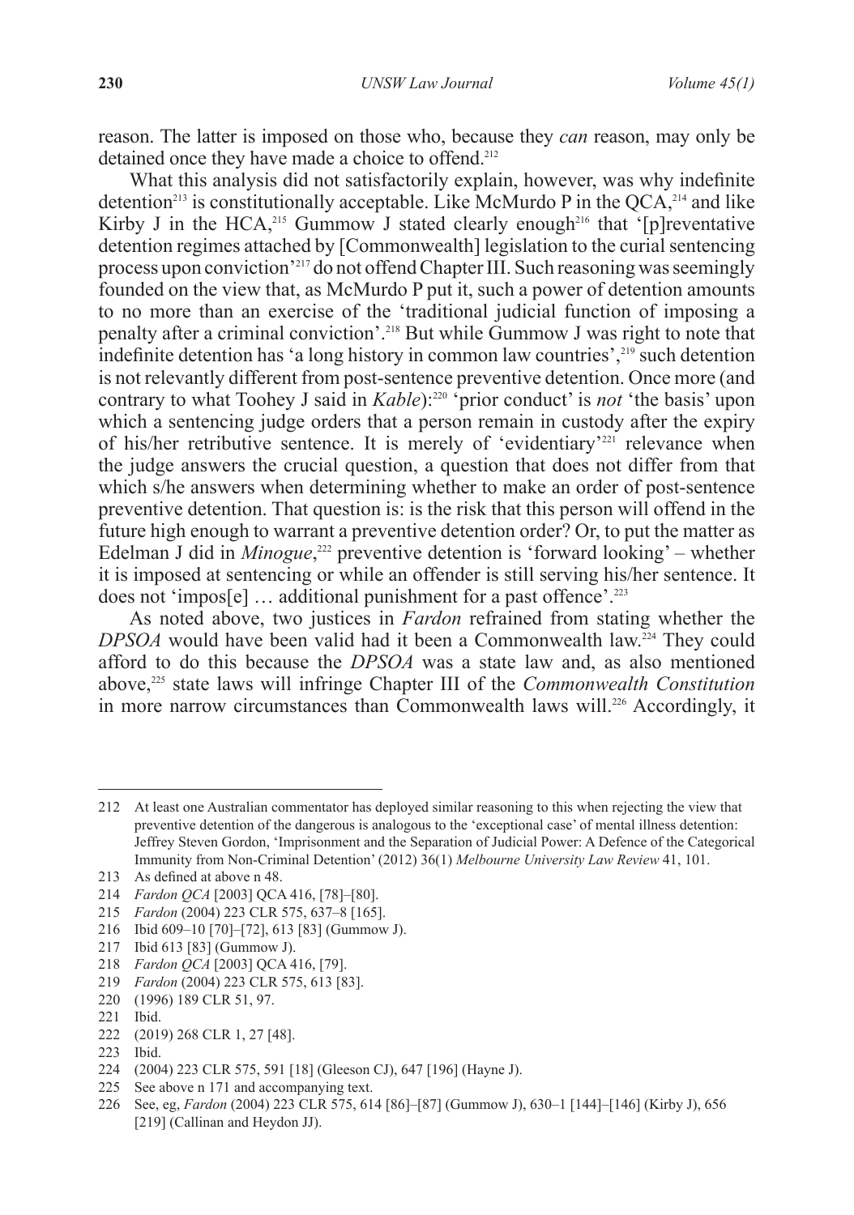reason. The latter is imposed on those who, because they *can* reason, may only be detained once they have made a choice to offend.[212]

What this analysis did not satisfactorily explain, however, was why indefinite detention[213] is constitutionally acceptable. Like McMurdo P in the QCA,[214] and like Kirby J in the HCA,[215] Gummow J stated clearly enough[216] that '[p]reventative detention regimes attached by [Commonwealth] legislation to the curial sentencing process upon conviction'[217] do not offend Chapter III. Such reasoning was seemingly founded on the view that, as McMurdo P put it, such a power of detention amounts to no more than an exercise of the 'traditional judicial function of imposing a penalty after a criminal conviction'.[218] But while Gummow J was right to note that indefinite detention has 'a long history in common law countries',[219] such detention is not relevantly different from post-sentence preventive detention. Once more (and contrary to what Toohey J said in *Kable*):[220] 'prior conduct' is *not* 'the basis' upon which a sentencing judge orders that a person remain in custody after the expiry of his/her retributive sentence. It is merely of 'evidentiary'[221] relevance when the judge answers the crucial question, a question that does not differ from that which s/he answers when determining whether to make an order of post-sentence preventive detention. That question is: is the risk that this person will offend in the future high enough to warrant a preventive detention order? Or, to put the matter as Edelman J did in *Minogue*,[222] preventive detention is 'forward looking' – whether it is imposed at sentencing or while an offender is still serving his/her sentence. It does not 'impos[e] … additional punishment for a past offence'.[223]

As noted above, two justices in *Fardon* refrained from stating whether the *DPSOA* would have been valid had it been a Commonwealth law.[224] They could afford to do this because the *DPSOA* was a state law and, as also mentioned above,[225] state laws will infringe Chapter III of the *Commonwealth Constitution* in more narrow circumstances than Commonwealth laws will.[226] Accordingly, it

---

212 At least one Australian commentator has deployed similar reasoning to this when rejecting the view that preventive detention of the dangerous is analogous to the 'exceptional case' of mental illness detention: Jeffrey Steven Gordon, 'Imprisonment and the Separation of Judicial Power: A Defence of the Categorical Immunity from Non-Criminal Detention' (2012) 36(1) *Melbourne University Law Review* 41, 101.

213 As defined at above n 48.

214 *Fardon QCA* [2003] QCA 416, [78]–[80].

215 *Fardon* (2004) 223 CLR 575, 637–8 [165].

216 Ibid 609–10 [70]–[72], 613 [83] (Gummow J).

217 Ibid 613 [83] (Gummow J).

218 *Fardon QCA* [2003] QCA 416, [79].

219 *Fardon* (2004) 223 CLR 575, 613 [83].

220 (1996) 189 CLR 51, 97.

221 Ibid.

222 (2019) 268 CLR 1, 27 [48].

223 Ibid.

224 (2004) 223 CLR 575, 591 [18] (Gleeson CJ), 647 [196] (Hayne J).

225 See above n 171 and accompanying text.

226 See, eg, *Fardon* (2004) 223 CLR 575, 614 [86]–[87] (Gummow J), 630–1 [144]–[146] (Kirby J), 656 [219] (Callinan and Heydon JJ).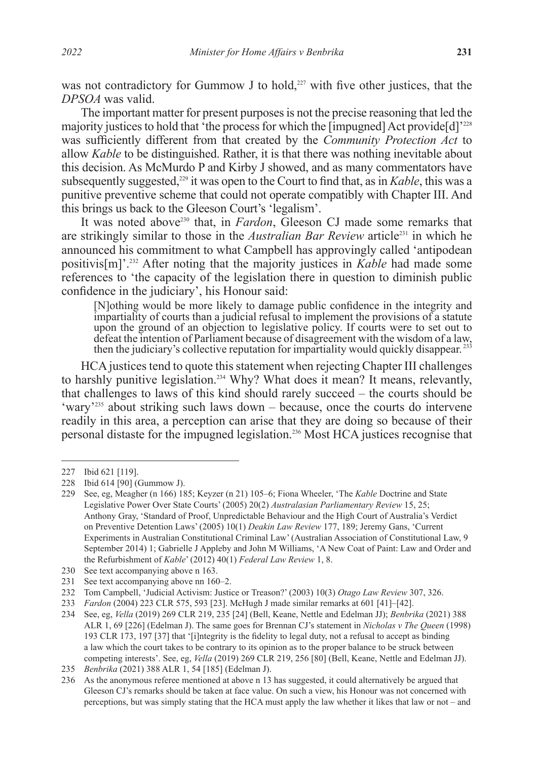was not contradictory for Gummow J to hold,[227] with five other justices, that the *DPSOA* was valid.

The important matter for present purposes is not the precise reasoning that led the majority justices to hold that 'the process for which the [impugned] Act provide[d]'[228] was sufficiently different from that created by the *Community Protection Act* to allow *Kable* to be distinguished. Rather, it is that there was nothing inevitable about this decision. As McMurdo P and Kirby J showed, and as many commentators have subsequently suggested,[229] it was open to the Court to find that, as in *Kable*, this was a punitive preventive scheme that could not operate compatibly with Chapter III. And this brings us back to the Gleeson Court's 'legalism'.

It was noted above[230] that, in *Fardon*, Gleeson CJ made some remarks that are strikingly similar to those in the *Australian Bar Review* article[231] in which he announced his commitment to what Campbell has approvingly called 'antipodean positivis[m]'.[232] After noting that the majority justices in *Kable* had made some references to 'the capacity of the legislation there in question to diminish public confidence in the judiciary', his Honour said:

> [N]othing would be more likely to damage public confidence in the integrity and impartiality of courts than a judicial refusal to implement the provisions of a statute upon the ground of an objection to legislative policy. If courts were to set out to defeat the intention of Parliament because of disagreement with the wisdom of a law, then the judiciary's collective reputation for impartiality would quickly disappear.[233]

HCA justices tend to quote this statement when rejecting Chapter III challenges to harshly punitive legislation.[234] Why? What does it mean? It means, relevantly, that challenges to laws of this kind should rarely succeed – the courts should be 'wary'[235] about striking such laws down – because, once the courts do intervene readily in this area, a perception can arise that they are doing so because of their personal distaste for the impugned legislation.[236] Most HCA justices recognise that

---

227 Ibid 621 [119].

228 Ibid 614 [90] (Gummow J).

229 See, eg, Meagher (n 166) 185; Keyzer (n 21) 105–6; Fiona Wheeler, 'The *Kable* Doctrine and State Legislative Power Over State Courts' (2005) 20(2) *Australasian Parliamentary Review* 15, 25; Anthony Gray, 'Standard of Proof, Unpredictable Behaviour and the High Court of Australia's Verdict on Preventive Detention Laws' (2005) 10(1) *Deakin Law Review* 177, 189; Jeremy Gans, 'Current Experiments in Australian Constitutional Criminal Law' (Australian Association of Constitutional Law, 9 September 2014) 1; Gabrielle J Appleby and John M Williams, 'A New Coat of Paint: Law and Order and the Refurbishment of *Kable*' (2012) 40(1) *Federal Law Review* 1, 8.

230 See text accompanying above n 163.

231 See text accompanying above nn 160–2.

232 Tom Campbell, 'Judicial Activism: Justice or Treason?' (2003) 10(3) *Otago Law Review* 307, 326.

233 *Fardon* (2004) 223 CLR 575, 593 [23]. McHugh J made similar remarks at 601 [41]–[42].

234 See, eg, *Vella* (2019) 269 CLR 219, 235 [24] (Bell, Keane, Nettle and Edelman JJ); *Benbrika* (2021) 388 ALR 1, 69 [226] (Edelman J). The same goes for Brennan CJ's statement in *Nicholas v The Queen* (1998) 193 CLR 173, 197 [37] that '[i]ntegrity is the fidelity to legal duty, not a refusal to accept as binding a law which the court takes to be contrary to its opinion as to the proper balance to be struck between competing interests'. See, eg, *Vella* (2019) 269 CLR 219, 256 [80] (Bell, Keane, Nettle and Edelman JJ).

235 *Benbrika* (2021) 388 ALR 1, 54 [185] (Edelman J).

236 As the anonymous referee mentioned at above n 13 has suggested, it could alternatively be argued that Gleeson CJ's remarks should be taken at face value. On such a view, his Honour was not concerned with perceptions, but was simply stating that the HCA must apply the law whether it likes that law or not – and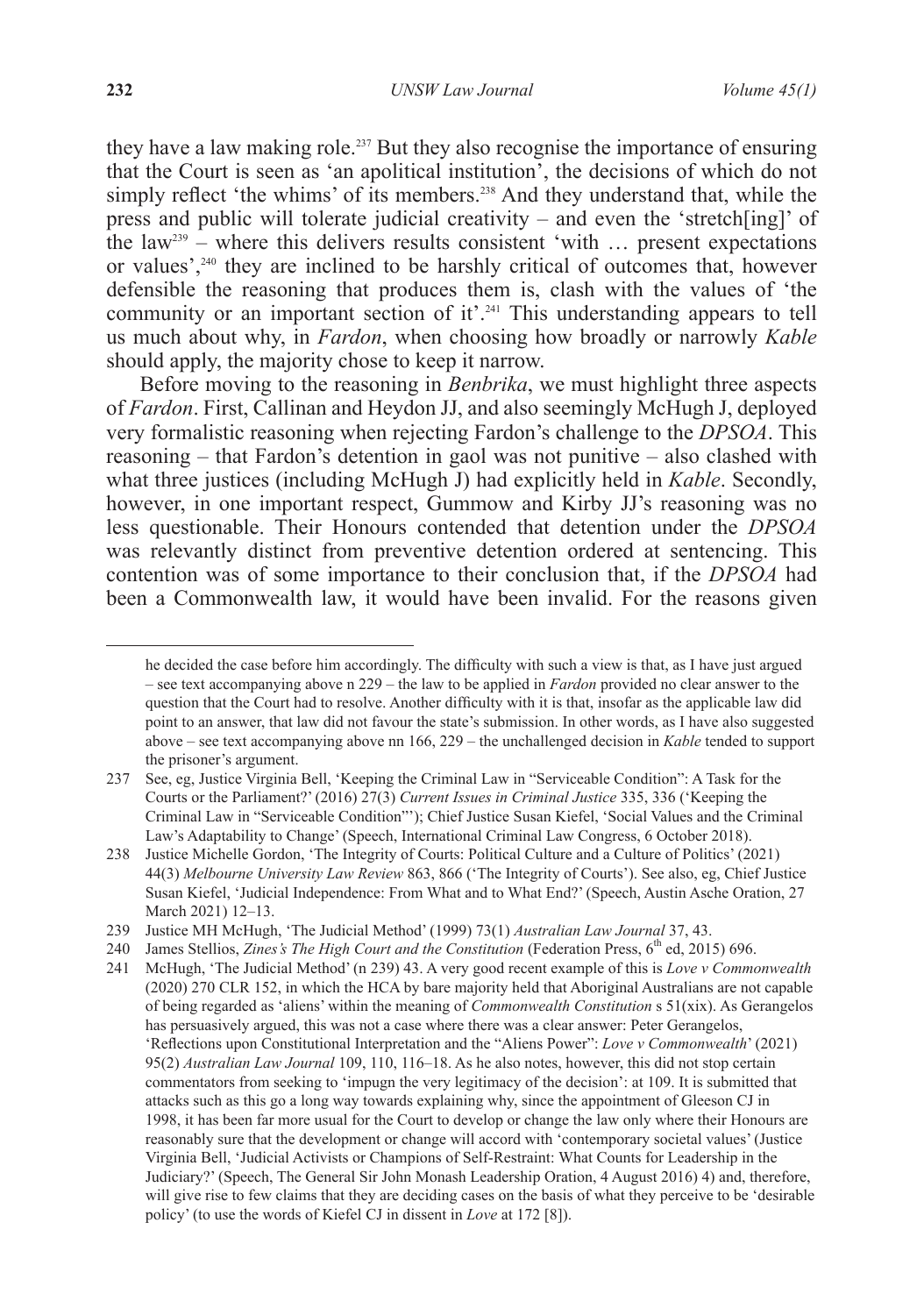they have a law making role.[237] But they also recognise the importance of ensuring that the Court is seen as 'an apolitical institution', the decisions of which do not simply reflect 'the whims' of its members.[238] And they understand that, while the press and public will tolerate judicial creativity – and even the 'stretch[ing]' of the law[239] – where this delivers results consistent 'with … present expectations or values',[240] they are inclined to be harshly critical of outcomes that, however defensible the reasoning that produces them is, clash with the values of 'the community or an important section of it'.[241] This understanding appears to tell us much about why, in *Fardon*, when choosing how broadly or narrowly *Kable* should apply, the majority chose to keep it narrow.

Before moving to the reasoning in *Benbrika*, we must highlight three aspects of *Fardon*. First, Callinan and Heydon JJ, and also seemingly McHugh J, deployed very formalistic reasoning when rejecting Fardon's challenge to the *DPSOA*. This reasoning – that Fardon's detention in gaol was not punitive – also clashed with what three justices (including McHugh J) had explicitly held in *Kable*. Secondly, however, in one important respect, Gummow and Kirby JJ's reasoning was no less questionable. Their Honours contended that detention under the *DPSOA* was relevantly distinct from preventive detention ordered at sentencing. This contention was of some importance to their conclusion that, if the *DPSOA* had been a Commonwealth law, it would have been invalid. For the reasons given

---

he decided the case before him accordingly. The difficulty with such a view is that, as I have just argued – see text accompanying above n 229 – the law to be applied in *Fardon* provided no clear answer to the question that the Court had to resolve. Another difficulty with it is that, insofar as the applicable law did point to an answer, that law did not favour the state's submission. In other words, as I have also suggested above – see text accompanying above nn 166, 229 – the unchallenged decision in *Kable* tended to support the prisoner's argument.

237 See, eg, Justice Virginia Bell, 'Keeping the Criminal Law in "Serviceable Condition": A Task for the Courts or the Parliament?' (2016) 27(3) *Current Issues in Criminal Justice* 335, 336 ('Keeping the Criminal Law in "Serviceable Condition"'); Chief Justice Susan Kiefel, 'Social Values and the Criminal Law's Adaptability to Change' (Speech, International Criminal Law Congress, 6 October 2018).

238 Justice Michelle Gordon, 'The Integrity of Courts: Political Culture and a Culture of Politics' (2021) 44(3) *Melbourne University Law Review* 863, 866 ('The Integrity of Courts'). See also, eg, Chief Justice Susan Kiefel, 'Judicial Independence: From What and to What End?' (Speech, Austin Asche Oration, 27 March 2021) 12–13.

239 Justice MH McHugh, 'The Judicial Method' (1999) 73(1) *Australian Law Journal* 37, 43.

240 James Stellios, *Zines's The High Court and the Constitution* (Federation Press, 6th ed, 2015) 696.

241 McHugh, 'The Judicial Method' (n 239) 43. A very good recent example of this is *Love v Commonwealth* (2020) 270 CLR 152, in which the HCA by bare majority held that Aboriginal Australians are not capable of being regarded as 'aliens' within the meaning of *Commonwealth Constitution* s 51(xix). As Gerangelos has persuasively argued, this was not a case where there was a clear answer: Peter Gerangelos, 'Reflections upon Constitutional Interpretation and the "Aliens Power": *Love v Commonwealth*' (2021) 95(2) *Australian Law Journal* 109, 110, 116–18. As he also notes, however, this did not stop certain commentators from seeking to 'impugn the very legitimacy of the decision': at 109. It is submitted that attacks such as this go a long way towards explaining why, since the appointment of Gleeson CJ in 1998, it has been far more usual for the Court to develop or change the law only where their Honours are reasonably sure that the development or change will accord with 'contemporary societal values' (Justice Virginia Bell, 'Judicial Activists or Champions of Self-Restraint: What Counts for Leadership in the Judiciary?' (Speech, The General Sir John Monash Leadership Oration, 4 August 2016) 4) and, therefore, will give rise to few claims that they are deciding cases on the basis of what they perceive to be 'desirable policy' (to use the words of Kiefel CJ in dissent in *Love* at 172 [8]).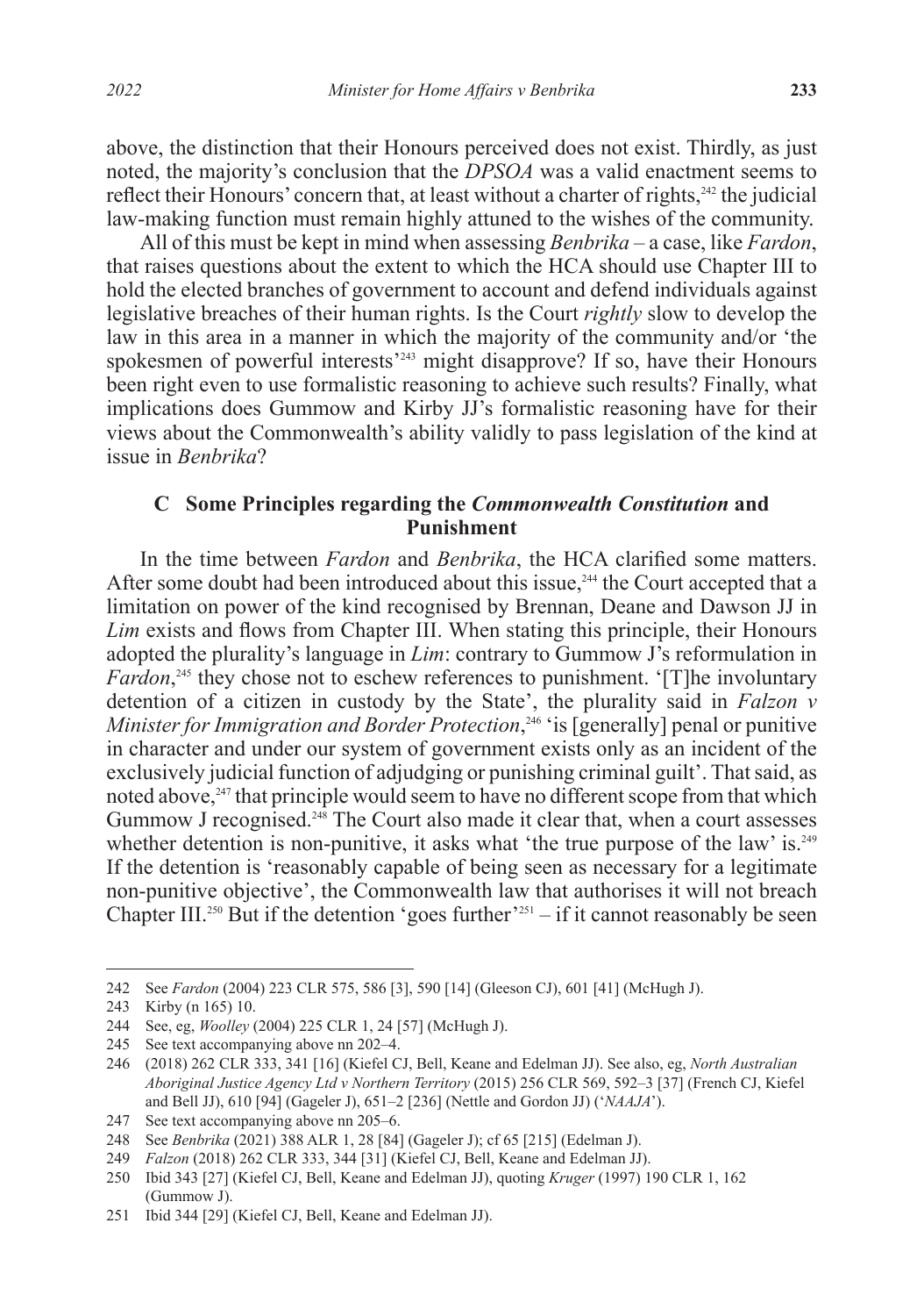above, the distinction that their Honours perceived does not exist. Thirdly, as just noted, the majority's conclusion that the *DPSOA* was a valid enactment seems to reflect their Honours' concern that, at least without a charter of rights,[242] the judicial law-making function must remain highly attuned to the wishes of the community.

All of this must be kept in mind when assessing *Benbrika* – a case, like *Fardon*, that raises questions about the extent to which the HCA should use Chapter III to hold the elected branches of government to account and defend individuals against legislative breaches of their human rights. Is the Court *rightly* slow to develop the law in this area in a manner in which the majority of the community and/or 'the spokesmen of powerful interests'[243] might disapprove? If so, have their Honours been right even to use formalistic reasoning to achieve such results? Finally, what implications does Gummow and Kirby JJ's formalistic reasoning have for their views about the Commonwealth's ability validly to pass legislation of the kind at issue in *Benbrika*?

### C Some Principles regarding the *Commonwealth Constitution* and Punishment

In the time between *Fardon* and *Benbrika*, the HCA clarified some matters. After some doubt had been introduced about this issue,[244] the Court accepted that a limitation on power of the kind recognised by Brennan, Deane and Dawson JJ in *Lim* exists and flows from Chapter III. When stating this principle, their Honours adopted the plurality's language in *Lim*: contrary to Gummow J's reformulation in *Fardon*,[245] they chose not to eschew references to punishment. '[T]he involuntary detention of a citizen in custody by the State', the plurality said in *Falzon v Minister for Immigration and Border Protection*,[246] 'is [generally] penal or punitive in character and under our system of government exists only as an incident of the exclusively judicial function of adjudging or punishing criminal guilt'. That said, as noted above,[247] that principle would seem to have no different scope from that which Gummow J recognised.[248] The Court also made it clear that, when a court assesses whether detention is non-punitive, it asks what 'the true purpose of the law' is.[249] If the detention is 'reasonably capable of being seen as necessary for a legitimate non-punitive objective', the Commonwealth law that authorises it will not breach Chapter III.[250] But if the detention 'goes further'[251] – if it cannot reasonably be seen

---

242 See *Fardon* (2004) 223 CLR 575, 586 [3], 590 [14] (Gleeson CJ), 601 [41] (McHugh J).

243 Kirby (n 165) 10.

244 See, eg, *Woolley* (2004) 225 CLR 1, 24 [57] (McHugh J).

245 See text accompanying above nn 202–4.

246 (2018) 262 CLR 333, 341 [16] (Kiefel CJ, Bell, Keane and Edelman JJ). See also, eg, *North Australian Aboriginal Justice Agency Ltd v Northern Territory* (2015) 256 CLR 569, 592–3 [37] (French CJ, Kiefel and Bell JJ), 610 [94] (Gageler J), 651–2 [236] (Nettle and Gordon JJ) ('*NAAJA*').

247 See text accompanying above nn 205–6.

248 See *Benbrika* (2021) 388 ALR 1, 28 [84] (Gageler J); cf 65 [215] (Edelman J).

249 *Falzon* (2018) 262 CLR 333, 344 [31] (Kiefel CJ, Bell, Keane and Edelman JJ).

250 Ibid 343 [27] (Kiefel CJ, Bell, Keane and Edelman JJ), quoting *Kruger* (1997) 190 CLR 1, 162 (Gummow J).

251 Ibid 344 [29] (Kiefel CJ, Bell, Keane and Edelman JJ).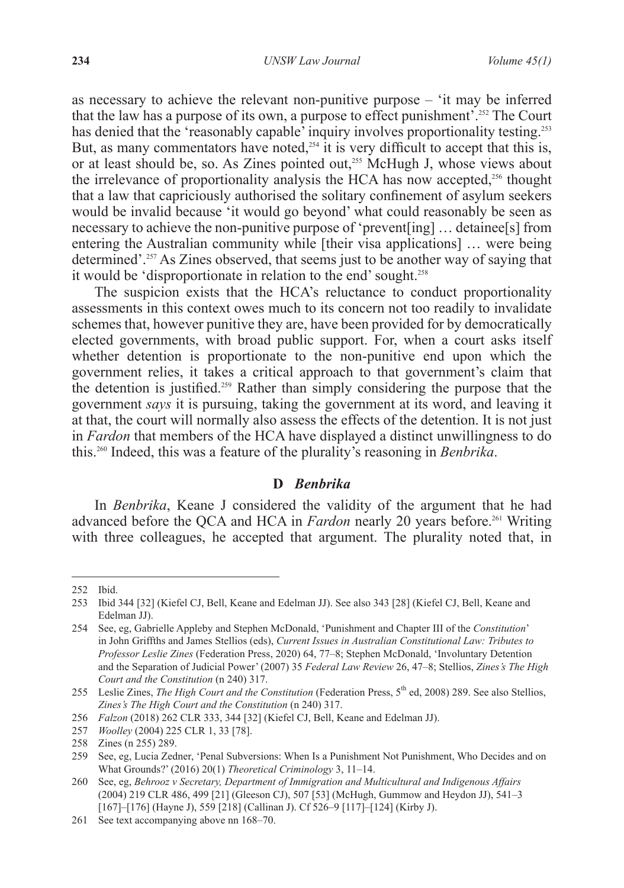as necessary to achieve the relevant non-punitive purpose – 'it may be inferred that the law has a purpose of its own, a purpose to effect punishment'.[252] The Court has denied that the 'reasonably capable' inquiry involves proportionality testing.[253] But, as many commentators have noted,[254] it is very difficult to accept that this is, or at least should be, so. As Zines pointed out,[255] McHugh J, whose views about the irrelevance of proportionality analysis the HCA has now accepted,[256] thought that a law that capriciously authorised the solitary confinement of asylum seekers would be invalid because 'it would go beyond' what could reasonably be seen as necessary to achieve the non-punitive purpose of 'prevent[ing] … detainee[s] from entering the Australian community while [their visa applications] … were being determined'.[257] As Zines observed, that seems just to be another way of saying that it would be 'disproportionate in relation to the end' sought.[258]

The suspicion exists that the HCA's reluctance to conduct proportionality assessments in this context owes much to its concern not too readily to invalidate schemes that, however punitive they are, have been provided for by democratically elected governments, with broad public support. For, when a court asks itself whether detention is proportionate to the non-punitive end upon which the government relies, it takes a critical approach to that government's claim that the detention is justified.[259] Rather than simply considering the purpose that the government *says* it is pursuing, taking the government at its word, and leaving it at that, the court will normally also assess the effects of the detention. It is not just in *Fardon* that members of the HCA have displayed a distinct unwillingness to do this.[260] Indeed, this was a feature of the plurality's reasoning in *Benbrika*.

### D *Benbrika*

In *Benbrika*, Keane J considered the validity of the argument that he had advanced before the QCA and HCA in *Fardon* nearly 20 years before.[261] Writing with three colleagues, he accepted that argument. The plurality noted that, in

---

252 Ibid.

253 Ibid 344 [32] (Kiefel CJ, Bell, Keane and Edelman JJ). See also 343 [28] (Kiefel CJ, Bell, Keane and Edelman JJ).

254 See, eg, Gabrielle Appleby and Stephen McDonald, 'Punishment and Chapter III of the *Constitution*' in John Griffths and James Stellios (eds), *Current Issues in Australian Constitutional Law: Tributes to Professor Leslie Zines* (Federation Press, 2020) 64, 77–8; Stephen McDonald, 'Involuntary Detention and the Separation of Judicial Power' (2007) 35 *Federal Law Review* 26, 47–8; Stellios, *Zines's The High Court and the Constitution* (n 240) 317.

255 Leslie Zines, *The High Court and the Constitution* (Federation Press, 5th ed, 2008) 289. See also Stellios, *Zines's The High Court and the Constitution* (n 240) 317.

256 *Falzon* (2018) 262 CLR 333, 344 [32] (Kiefel CJ, Bell, Keane and Edelman JJ).

257 *Woolley* (2004) 225 CLR 1, 33 [78].

258 Zines (n 255) 289.

259 See, eg, Lucia Zedner, 'Penal Subversions: When Is a Punishment Not Punishment, Who Decides and on What Grounds?' (2016) 20(1) *Theoretical Criminology* 3, 11–14.

260 See, eg, *Behrooz v Secretary, Department of Immigration and Multicultural and Indigenous Affairs* (2004) 219 CLR 486, 499 [21] (Gleeson CJ), 507 [53] (McHugh, Gummow and Heydon JJ), 541–3 [167]–[176] (Hayne J), 559 [218] (Callinan J). Cf 526–9 [117]–[124] (Kirby J).

261 See text accompanying above nn 168–70.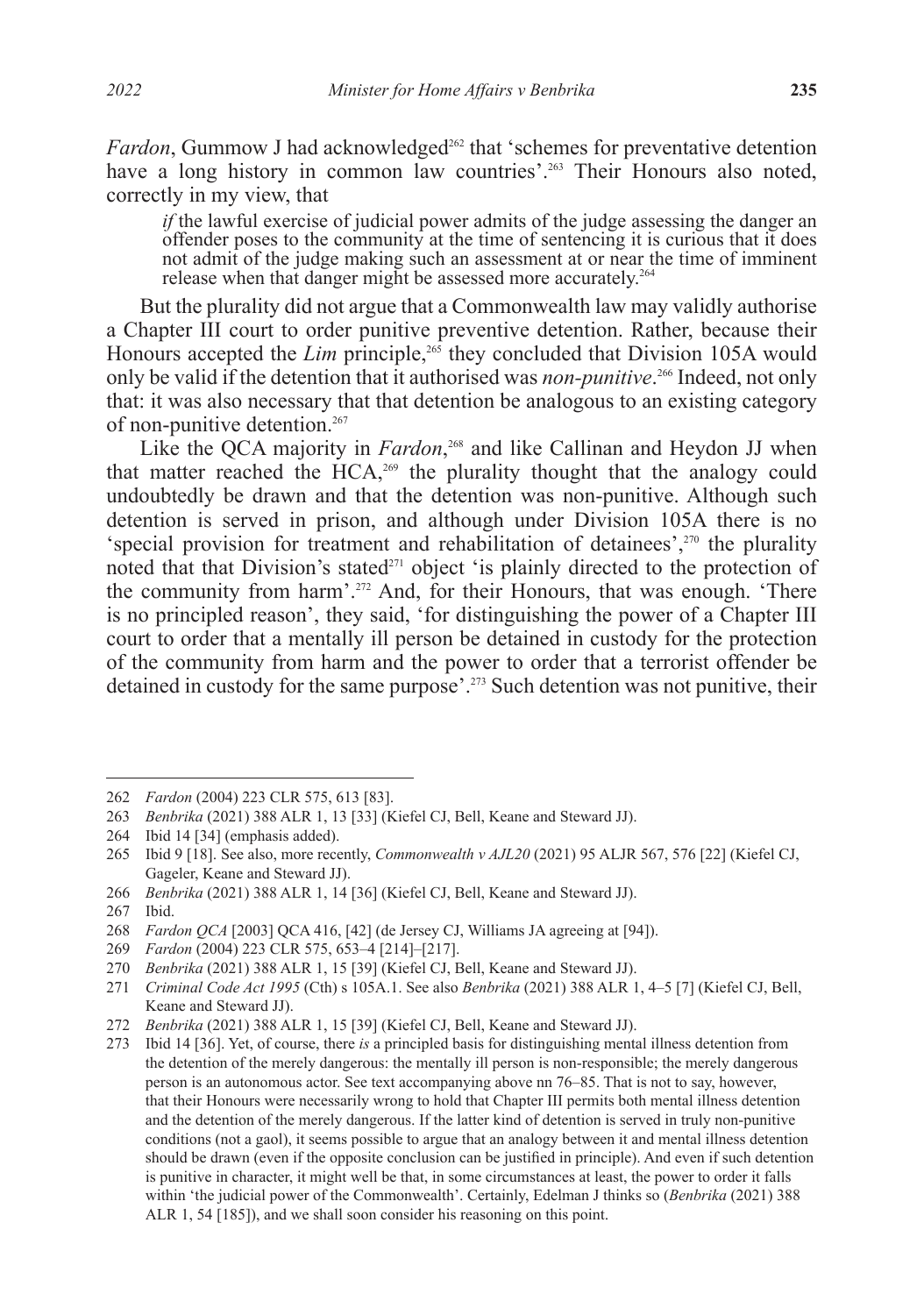*Fardon*, Gummow J had acknowledged[262] that 'schemes for preventative detention have a long history in common law countries'.[263] Their Honours also noted, correctly in my view, that

> *if* the lawful exercise of judicial power admits of the judge assessing the danger an offender poses to the community at the time of sentencing it is curious that it does not admit of the judge making such an assessment at or near the time of imminent release when that danger might be assessed more accurately.[264]

But the plurality did not argue that a Commonwealth law may validly authorise a Chapter III court to order punitive preventive detention. Rather, because their Honours accepted the *Lim* principle,[265] they concluded that Division 105A would only be valid if the detention that it authorised was *non-punitive*.[266] Indeed, not only that: it was also necessary that that detention be analogous to an existing category of non-punitive detention.[267]

Like the QCA majority in *Fardon*,[268] and like Callinan and Heydon JJ when that matter reached the HCA,[269] the plurality thought that the analogy could undoubtedly be drawn and that the detention was non-punitive. Although such detention is served in prison, and although under Division 105A there is no 'special provision for treatment and rehabilitation of detainees',[270] the plurality noted that that Division's stated[271] object 'is plainly directed to the protection of the community from harm'.[272] And, for their Honours, that was enough. 'There is no principled reason', they said, 'for distinguishing the power of a Chapter III court to order that a mentally ill person be detained in custody for the protection of the community from harm and the power to order that a terrorist offender be detained in custody for the same purpose'.[273] Such detention was not punitive, their

---

262 *Fardon* (2004) 223 CLR 575, 613 [83].

263 *Benbrika* (2021) 388 ALR 1, 13 [33] (Kiefel CJ, Bell, Keane and Steward JJ).

264 Ibid 14 [34] (emphasis added).

265 Ibid 9 [18]. See also, more recently, *Commonwealth v AJL20* (2021) 95 ALJR 567, 576 [22] (Kiefel CJ, Gageler, Keane and Steward JJ).

266 *Benbrika* (2021) 388 ALR 1, 14 [36] (Kiefel CJ, Bell, Keane and Steward JJ).

267 Ibid.

268 *Fardon QCA* [2003] QCA 416, [42] (de Jersey CJ, Williams JA agreeing at [94]).

269 *Fardon* (2004) 223 CLR 575, 653–4 [214]–[217].

270 *Benbrika* (2021) 388 ALR 1, 15 [39] (Kiefel CJ, Bell, Keane and Steward JJ).

271 *Criminal Code Act 1995* (Cth) s 105A.1. See also *Benbrika* (2021) 388 ALR 1, 4–5 [7] (Kiefel CJ, Bell, Keane and Steward JJ).

272 *Benbrika* (2021) 388 ALR 1, 15 [39] (Kiefel CJ, Bell, Keane and Steward JJ).

273 Ibid 14 [36]. Yet, of course, there *is* a principled basis for distinguishing mental illness detention from the detention of the merely dangerous: the mentally ill person is non-responsible; the merely dangerous person is an autonomous actor. See text accompanying above nn 76–85. That is not to say, however, that their Honours were necessarily wrong to hold that Chapter III permits both mental illness detention and the detention of the merely dangerous. If the latter kind of detention is served in truly non-punitive conditions (not a gaol), it seems possible to argue that an analogy between it and mental illness detention should be drawn (even if the opposite conclusion can be justified in principle). And even if such detention is punitive in character, it might well be that, in some circumstances at least, the power to order it falls within 'the judicial power of the Commonwealth'. Certainly, Edelman J thinks so (*Benbrika* (2021) 388 ALR 1, 54 [185]), and we shall soon consider his reasoning on this point.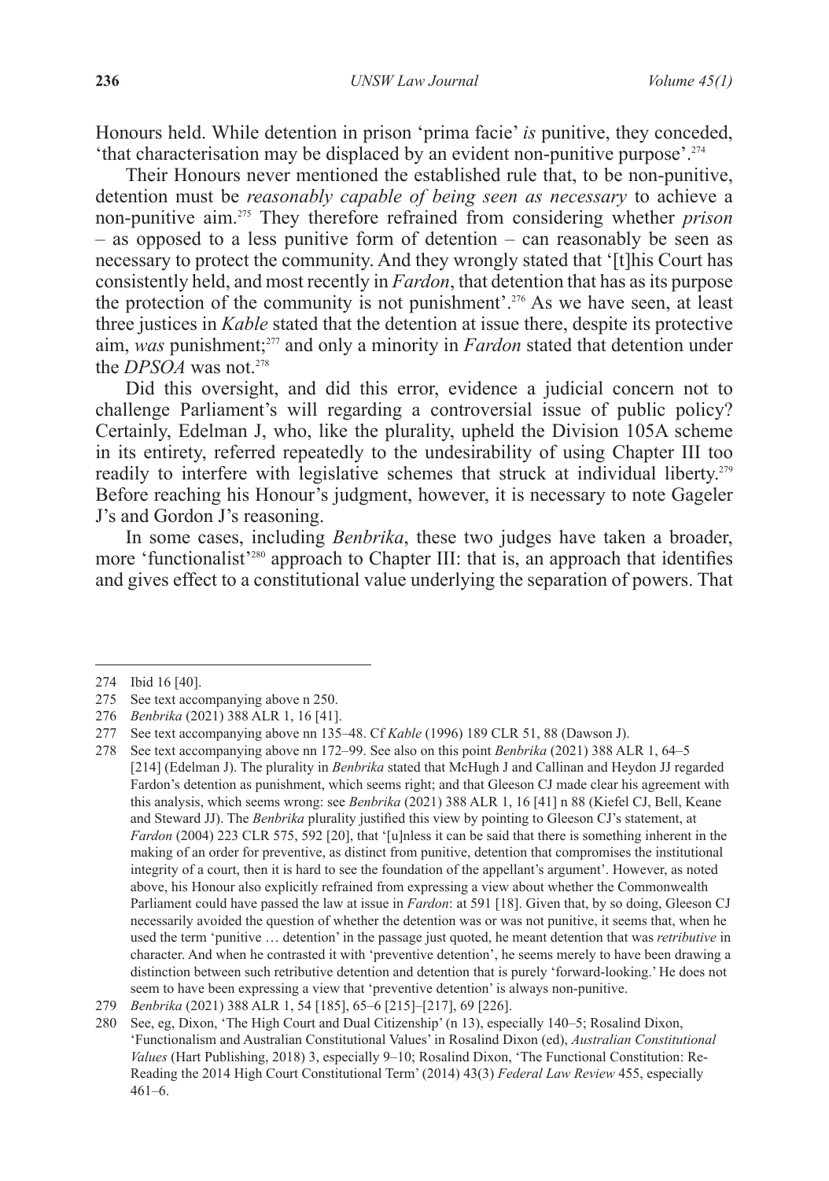Honours held. While detention in prison 'prima facie' *is* punitive, they conceded, 'that characterisation may be displaced by an evident non-punitive purpose'.[274]

Their Honours never mentioned the established rule that, to be non-punitive, detention must be *reasonably capable of being seen as necessary* to achieve a non-punitive aim.[275] They therefore refrained from considering whether *prison* – as opposed to a less punitive form of detention – can reasonably be seen as necessary to protect the community. And they wrongly stated that '[t]his Court has consistently held, and most recently in *Fardon*, that detention that has as its purpose the protection of the community is not punishment'.[276] As we have seen, at least three justices in *Kable* stated that the detention at issue there, despite its protective aim, *was* punishment;[277] and only a minority in *Fardon* stated that detention under the *DPSOA* was not.[278]

Did this oversight, and did this error, evidence a judicial concern not to challenge Parliament's will regarding a controversial issue of public policy? Certainly, Edelman J, who, like the plurality, upheld the Division 105A scheme in its entirety, referred repeatedly to the undesirability of using Chapter III too readily to interfere with legislative schemes that struck at individual liberty.[279] Before reaching his Honour's judgment, however, it is necessary to note Gageler J's and Gordon J's reasoning.

In some cases, including *Benbrika*, these two judges have taken a broader, more 'functionalist'[280] approach to Chapter III: that is, an approach that identifies and gives effect to a constitutional value underlying the separation of powers. That

---

274 Ibid 16 [40].

275 See text accompanying above n 250.

276 *Benbrika* (2021) 388 ALR 1, 16 [41].

277 See text accompanying above nn 135–48. Cf *Kable* (1996) 189 CLR 51, 88 (Dawson J).

278 See text accompanying above nn 172–99. See also on this point *Benbrika* (2021) 388 ALR 1, 64–5 [214] (Edelman J). The plurality in *Benbrika* stated that McHugh J and Callinan and Heydon JJ regarded Fardon's detention as punishment, which seems right; and that Gleeson CJ made clear his agreement with this analysis, which seems wrong: see *Benbrika* (2021) 388 ALR 1, 16 [41] n 88 (Kiefel CJ, Bell, Keane and Steward JJ). The *Benbrika* plurality justified this view by pointing to Gleeson CJ's statement, at *Fardon* (2004) 223 CLR 575, 592 [20], that '[u]nless it can be said that there is something inherent in the making of an order for preventive, as distinct from punitive, detention that compromises the institutional integrity of a court, then it is hard to see the foundation of the appellant's argument'. However, as noted above, his Honour also explicitly refrained from expressing a view about whether the Commonwealth Parliament could have passed the law at issue in *Fardon*: at 591 [18]. Given that, by so doing, Gleeson CJ necessarily avoided the question of whether the detention was or was not punitive, it seems that, when he used the term 'punitive … detention' in the passage just quoted, he meant detention that was *retributive* in character. And when he contrasted it with 'preventive detention', he seems merely to have been drawing a distinction between such retributive detention and detention that is purely 'forward-looking.' He does not seem to have been expressing a view that 'preventive detention' is always non-punitive.

279 *Benbrika* (2021) 388 ALR 1, 54 [185], 65–6 [215]–[217], 69 [226].

280 See, eg, Dixon, 'The High Court and Dual Citizenship' (n 13), especially 140–5; Rosalind Dixon, 'Functionalism and Australian Constitutional Values' in Rosalind Dixon (ed), *Australian Constitutional Values* (Hart Publishing, 2018) 3, especially 9–10; Rosalind Dixon, 'The Functional Constitution: Re-Reading the 2014 High Court Constitutional Term' (2014) 43(3) *Federal Law Review* 455, especially 461–6.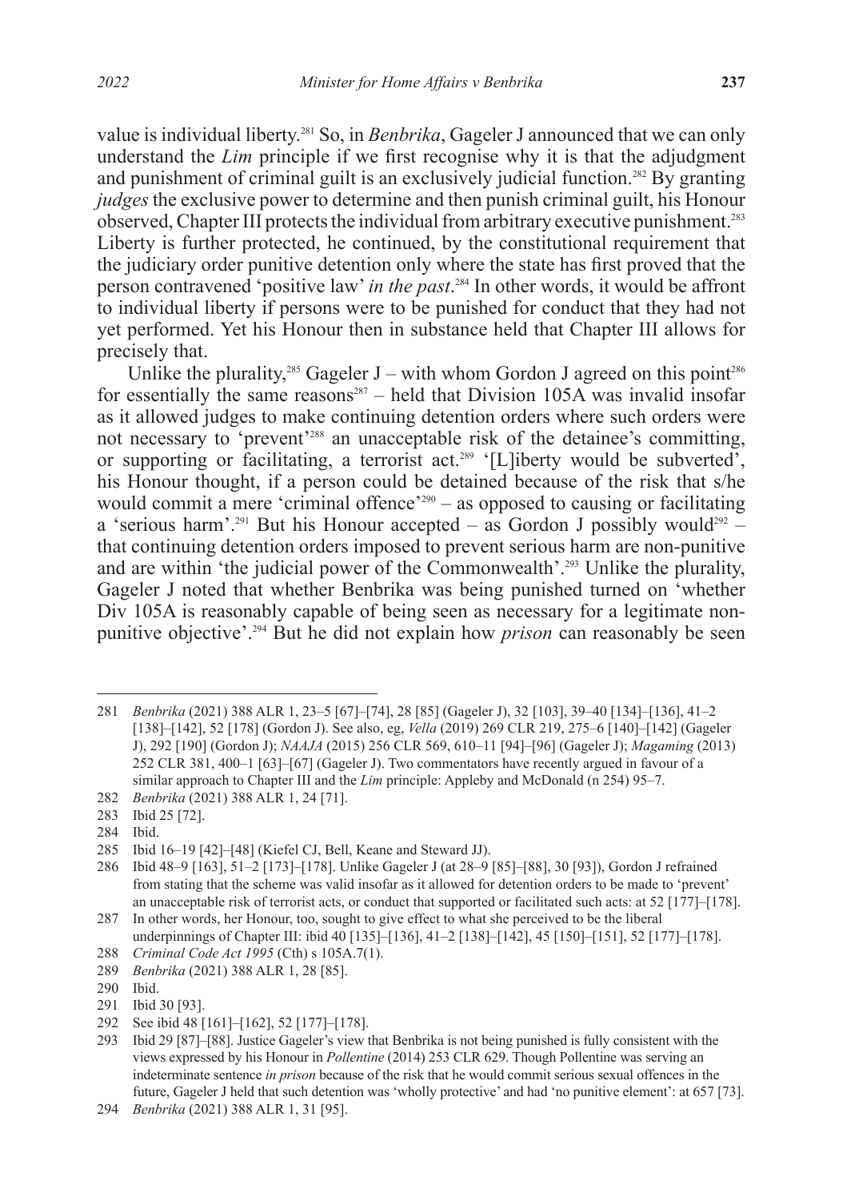value is individual liberty.[281] So, in *Benbrika*, Gageler J announced that we can only understand the *Lim* principle if we first recognise why it is that the adjudgment and punishment of criminal guilt is an exclusively judicial function.[282] By granting *judges* the exclusive power to determine and then punish criminal guilt, his Honour observed, Chapter III protects the individual from arbitrary executive punishment.[283] Liberty is further protected, he continued, by the constitutional requirement that the judiciary order punitive detention only where the state has first proved that the person contravened 'positive law' *in the past*.[284] In other words, it would be affront to individual liberty if persons were to be punished for conduct that they had not yet performed. Yet his Honour then in substance held that Chapter III allows for precisely that.

Unlike the plurality,[285] Gageler J – with whom Gordon J agreed on this point[286] for essentially the same reasons[287] – held that Division 105A was invalid insofar as it allowed judges to make continuing detention orders where such orders were not necessary to 'prevent'[288] an unacceptable risk of the detainee's committing, or supporting or facilitating, a terrorist act.[289] '[L]iberty would be subverted', his Honour thought, if a person could be detained because of the risk that s/he would commit a mere 'criminal offence'[290] – as opposed to causing or facilitating a 'serious harm'.[291] But his Honour accepted – as Gordon J possibly would[292] – that continuing detention orders imposed to prevent serious harm are non-punitive and are within 'the judicial power of the Commonwealth'.[293] Unlike the plurality, Gageler J noted that whether Benbrika was being punished turned on 'whether Div 105A is reasonably capable of being seen as necessary for a legitimate non-punitive objective'.[294] But he did not explain how *prison* can reasonably be seen

---

281 *Benbrika* (2021) 388 ALR 1, 23–5 [67]–[74], 28 [85] (Gageler J), 32 [103], 39–40 [134]–[136], 41–2 [138]–[142], 52 [178] (Gordon J). See also, eg, *Vella* (2019) 269 CLR 219, 275–6 [140]–[142] (Gageler J), 292 [190] (Gordon J); *NAAJA* (2015) 256 CLR 569, 610–11 [94]–[96] (Gageler J); *Magaming* (2013) 252 CLR 381, 400–1 [63]–[67] (Gageler J). Two commentators have recently argued in favour of a similar approach to Chapter III and the *Lim* principle: Appleby and McDonald (n 254) 95–7.

282 *Benbrika* (2021) 388 ALR 1, 24 [71].

283 Ibid 25 [72].

284 Ibid.

285 Ibid 16–19 [42]–[48] (Kiefel CJ, Bell, Keane and Steward JJ).

286 Ibid 48–9 [163], 51–2 [173]–[178]. Unlike Gageler J (at 28–9 [85]–[88], 30 [93]), Gordon J refrained from stating that the scheme was valid insofar as it allowed for detention orders to be made to 'prevent' an unacceptable risk of terrorist acts, or conduct that supported or facilitated such acts: at 52 [177]–[178].

287 In other words, her Honour, too, sought to give effect to what she perceived to be the liberal underpinnings of Chapter III: ibid 40 [135]–[136], 41–2 [138]–[142], 45 [150]–[151], 52 [177]–[178].

288 *Criminal Code Act 1995* (Cth) s 105A.7(1).

289 *Benbrika* (2021) 388 ALR 1, 28 [85].

290 Ibid.

291 Ibid 30 [93].

292 See ibid 48 [161]–[162], 52 [177]–[178].

293 Ibid 29 [87]–[88]. Justice Gageler's view that Benbrika is not being punished is fully consistent with the views expressed by his Honour in *Pollentine* (2014) 253 CLR 629. Though Pollentine was serving an indeterminate sentence *in prison* because of the risk that he would commit serious sexual offences in the future, Gageler J held that such detention was 'wholly protective' and had 'no punitive element': at 657 [73].

294 *Benbrika* (2021) 388 ALR 1, 31 [95].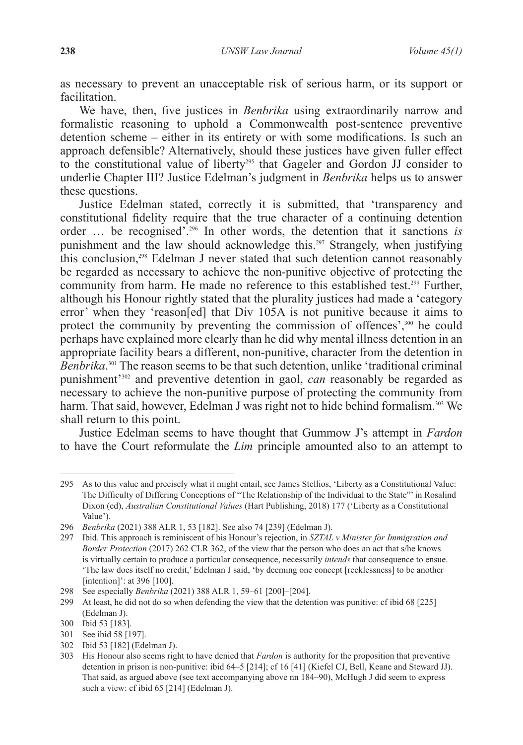as necessary to prevent an unacceptable risk of serious harm, or its support or facilitation.

We have, then, five justices in *Benbrika* using extraordinarily narrow and formalistic reasoning to uphold a Commonwealth post-sentence preventive detention scheme – either in its entirety or with some modifications. Is such an approach defensible? Alternatively, should these justices have given fuller effect to the constitutional value of liberty[295] that Gageler and Gordon JJ consider to underlie Chapter III? Justice Edelman's judgment in *Benbrika* helps us to answer these questions.

Justice Edelman stated, correctly it is submitted, that 'transparency and constitutional fidelity require that the true character of a continuing detention order … be recognised'.[296] In other words, the detention that it sanctions *is* punishment and the law should acknowledge this.[297] Strangely, when justifying this conclusion,[298] Edelman J never stated that such detention cannot reasonably be regarded as necessary to achieve the non-punitive objective of protecting the community from harm. He made no reference to this established test.[299] Further, although his Honour rightly stated that the plurality justices had made a 'category error' when they 'reason[ed] that Div 105A is not punitive because it aims to protect the community by preventing the commission of offences',[300] he could perhaps have explained more clearly than he did why mental illness detention in an appropriate facility bears a different, non-punitive, character from the detention in *Benbrika*.[301] The reason seems to be that such detention, unlike 'traditional criminal punishment'[302] and preventive detention in gaol, *can* reasonably be regarded as necessary to achieve the non-punitive purpose of protecting the community from harm. That said, however, Edelman J was right not to hide behind formalism.[303] We shall return to this point.

Justice Edelman seems to have thought that Gummow J's attempt in *Fardon* to have the Court reformulate the *Lim* principle amounted also to an attempt to

---

295 As to this value and precisely what it might entail, see James Stellios, 'Liberty as a Constitutional Value: The Difficulty of Differing Conceptions of "The Relationship of the Individual to the State"' in Rosalind Dixon (ed), *Australian Constitutional Values* (Hart Publishing, 2018) 177 ('Liberty as a Constitutional Value').

296 *Benbrika* (2021) 388 ALR 1, 53 [182]. See also 74 [239] (Edelman J).

297 Ibid. This approach is reminiscent of his Honour's rejection, in *SZTAL v Minister for Immigration and Border Protection* (2017) 262 CLR 362, of the view that the person who does an act that s/he knows is virtually certain to produce a particular consequence, necessarily *intends* that consequence to ensue. 'The law does itself no credit,' Edelman J said, 'by deeming one concept [recklessness] to be another [intention]': at 396 [100].

298 See especially *Benbrika* (2021) 388 ALR 1, 59–61 [200]–[204].

299 At least, he did not do so when defending the view that the detention was punitive: cf ibid 68 [225] (Edelman J).

300 Ibid 53 [183].

301 See ibid 58 [197].

302 Ibid 53 [182] (Edelman J).

303 His Honour also seems right to have denied that *Fardon* is authority for the proposition that preventive detention in prison is non-punitive: ibid 64–5 [214]; cf 16 [41] (Kiefel CJ, Bell, Keane and Steward JJ). That said, as argued above (see text accompanying above nn 184–90), McHugh J did seem to express such a view: cf ibid 65 [214] (Edelman J).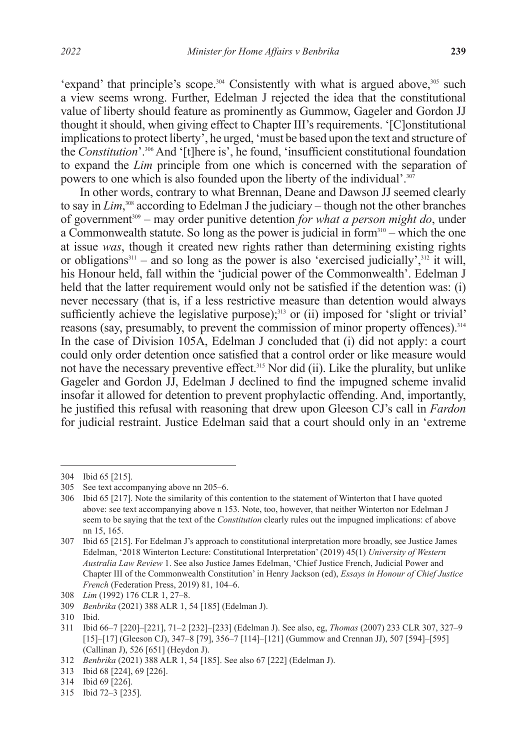'expand' that principle's scope.[304] Consistently with what is argued above,[305] such a view seems wrong. Further, Edelman J rejected the idea that the constitutional value of liberty should feature as prominently as Gummow, Gageler and Gordon JJ thought it should, when giving effect to Chapter III's requirements. '[C]onstitutional implications to protect liberty', he urged, 'must be based upon the text and structure of the *Constitution*'.[306] And '[t]here is', he found, 'insufficient constitutional foundation to expand the *Lim* principle from one which is concerned with the separation of powers to one which is also founded upon the liberty of the individual'.[307]

In other words, contrary to what Brennan, Deane and Dawson JJ seemed clearly to say in *Lim*,[308] according to Edelman J the judiciary – though not the other branches of government[309] – may order punitive detention *for what a person might do*, under a Commonwealth statute. So long as the power is judicial in form[310] – which the one at issue *was*, though it created new rights rather than determining existing rights or obligations[311] – and so long as the power is also 'exercised judicially',[312] it will, his Honour held, fall within the 'judicial power of the Commonwealth'. Edelman J held that the latter requirement would only not be satisfied if the detention was: (i) never necessary (that is, if a less restrictive measure than detention would always sufficiently achieve the legislative purpose);[313] or (ii) imposed for 'slight or trivial' reasons (say, presumably, to prevent the commission of minor property offences).[314] In the case of Division 105A, Edelman J concluded that (i) did not apply: a court could only order detention once satisfied that a control order or like measure would not have the necessary preventive effect.[315] Nor did (ii). Like the plurality, but unlike Gageler and Gordon JJ, Edelman J declined to find the impugned scheme invalid insofar it allowed for detention to prevent prophylactic offending. And, importantly, he justified this refusal with reasoning that drew upon Gleeson CJ's call in *Fardon* for judicial restraint. Justice Edelman said that a court should only in an 'extreme

---

304 Ibid 65 [215].

305 See text accompanying above nn 205–6.

306 Ibid 65 [217]. Note the similarity of this contention to the statement of Winterton that I have quoted above: see text accompanying above n 153. Note, too, however, that neither Winterton nor Edelman J seem to be saying that the text of the *Constitution* clearly rules out the impugned implications: cf above nn 15, 165.

307 Ibid 65 [215]. For Edelman J's approach to constitutional interpretation more broadly, see Justice James Edelman, '2018 Winterton Lecture: Constitutional Interpretation' (2019) 45(1) *University of Western Australia Law Review* 1. See also Justice James Edelman, 'Chief Justice French, Judicial Power and Chapter III of the Commonwealth Constitution' in Henry Jackson (ed), *Essays in Honour of Chief Justice French* (Federation Press, 2019) 81, 104–6.

308 *Lim* (1992) 176 CLR 1, 27–8.

309 *Benbrika* (2021) 388 ALR 1, 54 [185] (Edelman J).

310 Ibid.

311 Ibid 66–7 [220]–[221], 71–2 [232]–[233] (Edelman J). See also, eg, *Thomas* (2007) 233 CLR 307, 327–9 [15]–[17] (Gleeson CJ), 347–8 [79], 356–7 [114]–[121] (Gummow and Crennan JJ), 507 [594]–[595] (Callinan J), 526 [651] (Heydon J).

312 *Benbrika* (2021) 388 ALR 1, 54 [185]. See also 67 [222] (Edelman J).

313 Ibid 68 [224], 69 [226].

314 Ibid 69 [226].

315 Ibid 72–3 [235].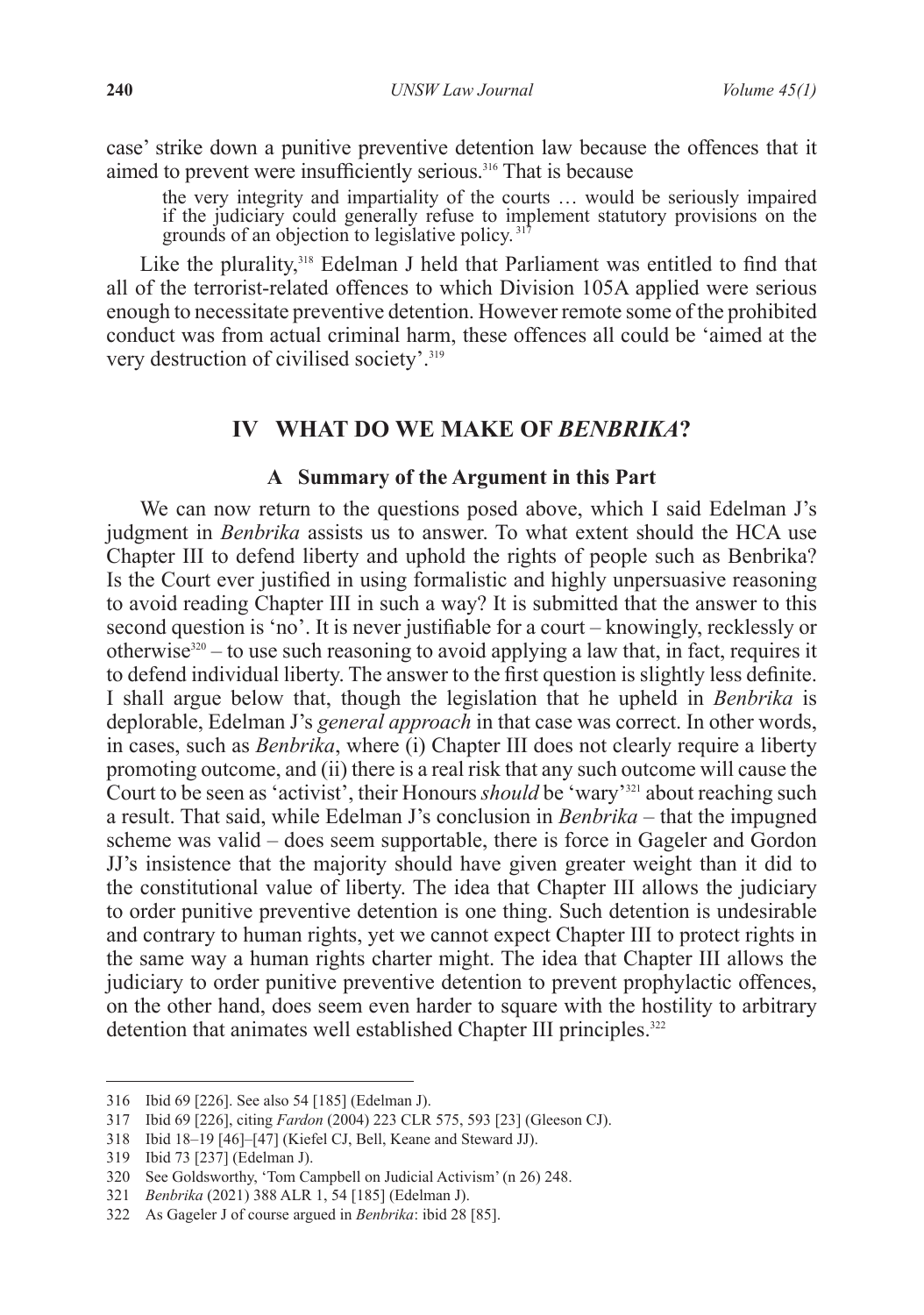case' strike down a punitive preventive detention law because the offences that it aimed to prevent were insufficiently serious.[316] That is because

> the very integrity and impartiality of the courts … would be seriously impaired if the judiciary could generally refuse to implement statutory provisions on the grounds of an objection to legislative policy.[317]

Like the plurality,[318] Edelman J held that Parliament was entitled to find that all of the terrorist-related offences to which Division 105A applied were serious enough to necessitate preventive detention. However remote some of the prohibited conduct was from actual criminal harm, these offences all could be 'aimed at the very destruction of civilised society'.[319]

## IV WHAT DO WE MAKE OF *BENBRIKA*?

### A Summary of the Argument in this Part

We can now return to the questions posed above, which I said Edelman J's judgment in *Benbrika* assists us to answer. To what extent should the HCA use Chapter III to defend liberty and uphold the rights of people such as Benbrika? Is the Court ever justified in using formalistic and highly unpersuasive reasoning to avoid reading Chapter III in such a way? It is submitted that the answer to this second question is 'no'. It is never justifiable for a court – knowingly, recklessly or otherwise[320] – to use such reasoning to avoid applying a law that, in fact, requires it to defend individual liberty. The answer to the first question is slightly less definite. I shall argue below that, though the legislation that he upheld in *Benbrika* is deplorable, Edelman J's *general approach* in that case was correct. In other words, in cases, such as *Benbrika*, where (i) Chapter III does not clearly require a liberty promoting outcome, and (ii) there is a real risk that any such outcome will cause the Court to be seen as 'activist', their Honours *should* be 'wary'[321] about reaching such a result. That said, while Edelman J's conclusion in *Benbrika* – that the impugned scheme was valid – does seem supportable, there is force in Gageler and Gordon JJ's insistence that the majority should have given greater weight than it did to the constitutional value of liberty. The idea that Chapter III allows the judiciary to order punitive preventive detention is one thing. Such detention is undesirable and contrary to human rights, yet we cannot expect Chapter III to protect rights in the same way a human rights charter might. The idea that Chapter III allows the judiciary to order punitive preventive detention to prevent prophylactic offences, on the other hand, does seem even harder to square with the hostility to arbitrary detention that animates well established Chapter III principles.[322]

---

316 Ibid 69 [226]. See also 54 [185] (Edelman J).

317 Ibid 69 [226], citing *Fardon* (2004) 223 CLR 575, 593 [23] (Gleeson CJ).

318 Ibid 18–19 [46]–[47] (Kiefel CJ, Bell, Keane and Steward JJ).

319 Ibid 73 [237] (Edelman J).

320 See Goldsworthy, 'Tom Campbell on Judicial Activism' (n 26) 248.

321 *Benbrika* (2021) 388 ALR 1, 54 [185] (Edelman J).

322 As Gageler J of course argued in *Benbrika*: ibid 28 [85].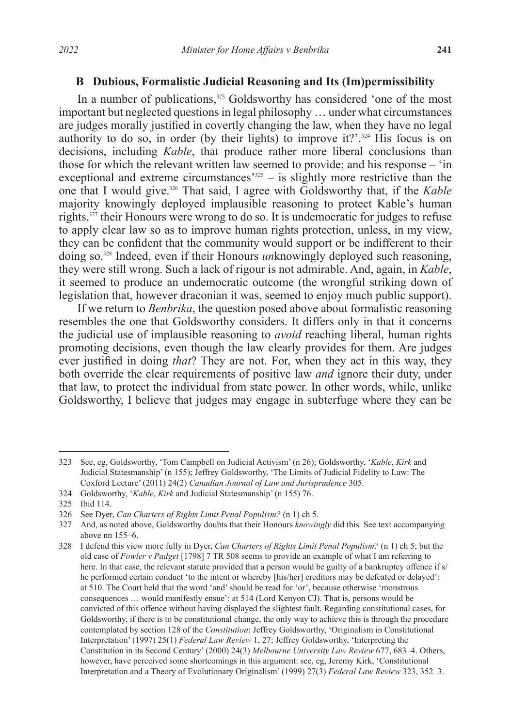### B Dubious, Formalistic Judicial Reasoning and Its (Im)permissibility

In a number of publications,[323] Goldsworthy has considered 'one of the most important but neglected questions in legal philosophy … under what circumstances are judges morally justified in covertly changing the law, when they have no legal authority to do so, in order (by their lights) to improve it?'.[324] His focus is on decisions, including *Kable*, that produce rather more liberal conclusions than those for which the relevant written law seemed to provide; and his response – 'in exceptional and extreme circumstances'[325] – is slightly more restrictive than the one that I would give.[326] That said, I agree with Goldsworthy that, if the *Kable* majority knowingly deployed implausible reasoning to protect Kable's human rights,[327] their Honours were wrong to do so. It is undemocratic for judges to refuse to apply clear law so as to improve human rights protection, unless, in my view, they can be confident that the community would support or be indifferent to their doing so.[328] Indeed, even if their Honours *un*knowingly deployed such reasoning, they were still wrong. Such a lack of rigour is not admirable. And, again, in *Kable*, it seemed to produce an undemocratic outcome (the wrongful striking down of legislation that, however draconian it was, seemed to enjoy much public support).

If we return to *Benbrika*, the question posed above about formalistic reasoning resembles the one that Goldsworthy considers. It differs only in that it concerns the judicial use of implausible reasoning to *avoid* reaching liberal, human rights promoting decisions, even though the law clearly provides for them. Are judges ever justified in doing *that*? They are not. For, when they act in this way, they both override the clear requirements of positive law *and* ignore their duty, under that law, to protect the individual from state power. In other words, while, unlike Goldsworthy, I believe that judges may engage in subterfuge where they can be

---

323 See, eg, Goldsworthy, 'Tom Campbell on Judicial Activism' (n 26); Goldsworthy, '*Kable*, *Kirk* and Judicial Statesmanship' (n 155); Jeffrey Goldsworthy, 'The Limits of Judicial Fidelity to Law: The Coxford Lecture' (2011) 24(2) *Canadian Journal of Law and Jurisprudence* 305.

324 Goldsworthy, '*Kable*, *Kirk* and Judicial Statesmanship' (n 155) 76.

325 Ibid 114.

326 See Dyer, *Can Charters of Rights Limit Penal Populism?* (n 1) ch 5.

327 And, as noted above, Goldsworthy doubts that their Honours *knowingly* did this*.* See text accompanying above nn 155–6.

328 I defend this view more fully in Dyer, *Can Charters of Rights Limit Penal Populism?* (n 1) ch 5; but the old case of *Fowler v Padget* [1798] 7 TR 508 seems to provide an example of what I am referring to here. In that case, the relevant statute provided that a person would be guilty of a bankruptcy offence if s/he performed certain conduct 'to the intent or whereby [his/her] creditors may be defeated or delayed': at 510. The Court held that the word 'and' should be read for 'or', because otherwise 'monstrous consequences … would manifestly ensue': at 514 (Lord Kenyon CJ). That is, persons would be convicted of this offence without having displayed the slightest fault. Regarding constitutional cases, for Goldsworthy, if there is to be constitutional change, the only way to achieve this is through the procedure contemplated by section 128 of the *Constitution*: Jeffrey Goldsworthy, 'Originalism in Constitutional Interpretation' (1997) 25(1) *Federal Law Review* 1, 27; Jeffrey Goldsworthy, 'Interpreting the Constitution in its Second Century' (2000) 24(3) *Melbourne University Law Review* 677, 683–4. Others, however, have perceived some shortcomings in this argument: see, eg, Jeremy Kirk, 'Constitutional Interpretation and a Theory of Evolutionary Originalism' (1999) 27(3) *Federal Law Review* 323, 352–3.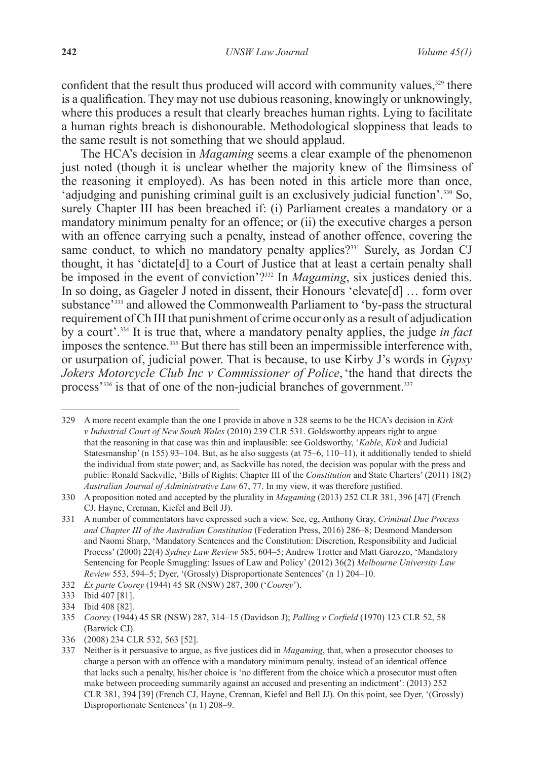confident that the result thus produced will accord with community values,[329] there is a qualification. They may not use dubious reasoning, knowingly or unknowingly, where this produces a result that clearly breaches human rights. Lying to facilitate a human rights breach is dishonourable. Methodological sloppiness that leads to the same result is not something that we should applaud.

The HCA's decision in *Magaming* seems a clear example of the phenomenon just noted (though it is unclear whether the majority knew of the flimsiness of the reasoning it employed). As has been noted in this article more than once, 'adjudging and punishing criminal guilt is an exclusively judicial function'.[330] So, surely Chapter III has been breached if: (i) Parliament creates a mandatory or a mandatory minimum penalty for an offence; or (ii) the executive charges a person with an offence carrying such a penalty, instead of another offence, covering the same conduct, to which no mandatory penalty applies?[331] Surely, as Jordan CJ thought, it has 'dictate[d] to a Court of Justice that at least a certain penalty shall be imposed in the event of conviction'?[332] In *Magaming*, six justices denied this. In so doing, as Gageler J noted in dissent, their Honours 'elevate[d] … form over substance'[333] and allowed the Commonwealth Parliament to 'by-pass the structural requirement of Ch III that punishment of crime occur only as a result of adjudication by a court'.[334] It is true that, where a mandatory penalty applies, the judge *in fact* imposes the sentence.[335] But there has still been an impermissible interference with, or usurpation of, judicial power. That is because, to use Kirby J's words in *Gypsy Jokers Motorcycle Club Inc v Commissioner of Police*, 'the hand that directs the process'[336] is that of one of the non-judicial branches of government.[337]

---

329 A more recent example than the one I provide in above n 328 seems to be the HCA's decision in *Kirk v Industrial Court of New South Wales* (2010) 239 CLR 531. Goldsworthy appears right to argue that the reasoning in that case was thin and implausible: see Goldsworthy, '*Kable*, *Kirk* and Judicial Statesmanship' (n 155) 93–104. But, as he also suggests (at 75–6, 110–11), it additionally tended to shield the individual from state power; and, as Sackville has noted, the decision was popular with the press and public: Ronald Sackville, 'Bills of Rights: Chapter III of the *Constitution* and State Charters' (2011) 18(2) *Australian Journal of Administrative Law* 67, 77. In my view, it was therefore justified.

330 A proposition noted and accepted by the plurality in *Magaming* (2013) 252 CLR 381, 396 [47] (French CJ, Hayne, Crennan, Kiefel and Bell JJ).

331 A number of commentators have expressed such a view. See, eg, Anthony Gray, *Criminal Due Process and Chapter III of the Australian Constitution* (Federation Press, 2016) 286–8; Desmond Manderson and Naomi Sharp, 'Mandatory Sentences and the Constitution: Discretion, Responsibility and Judicial Process' (2000) 22(4) *Sydney Law Review* 585, 604–5; Andrew Trotter and Matt Garozzo, 'Mandatory Sentencing for People Smuggling: Issues of Law and Policy' (2012) 36(2) *Melbourne University Law Review* 553, 594–5; Dyer, '(Grossly) Disproportionate Sentences' (n 1) 204–10.

332 *Ex parte Coorey* (1944) 45 SR (NSW) 287, 300 ('*Coorey*').

333 Ibid 407 [81].

334 Ibid 408 [82].

335 *Coorey* (1944) 45 SR (NSW) 287, 314–15 (Davidson J); *Palling v Corfield* (1970) 123 CLR 52, 58 (Barwick CJ).

336 (2008) 234 CLR 532, 563 [52].

337 Neither is it persuasive to argue, as five justices did in *Magaming*, that, when a prosecutor chooses to charge a person with an offence with a mandatory minimum penalty, instead of an identical offence that lacks such a penalty, his/her choice is 'no different from the choice which a prosecutor must often make between proceeding summarily against an accused and presenting an indictment': (2013) 252 CLR 381, 394 [39] (French CJ, Hayne, Crennan, Kiefel and Bell JJ). On this point, see Dyer, '(Grossly) Disproportionate Sentences' (n 1) 208–9.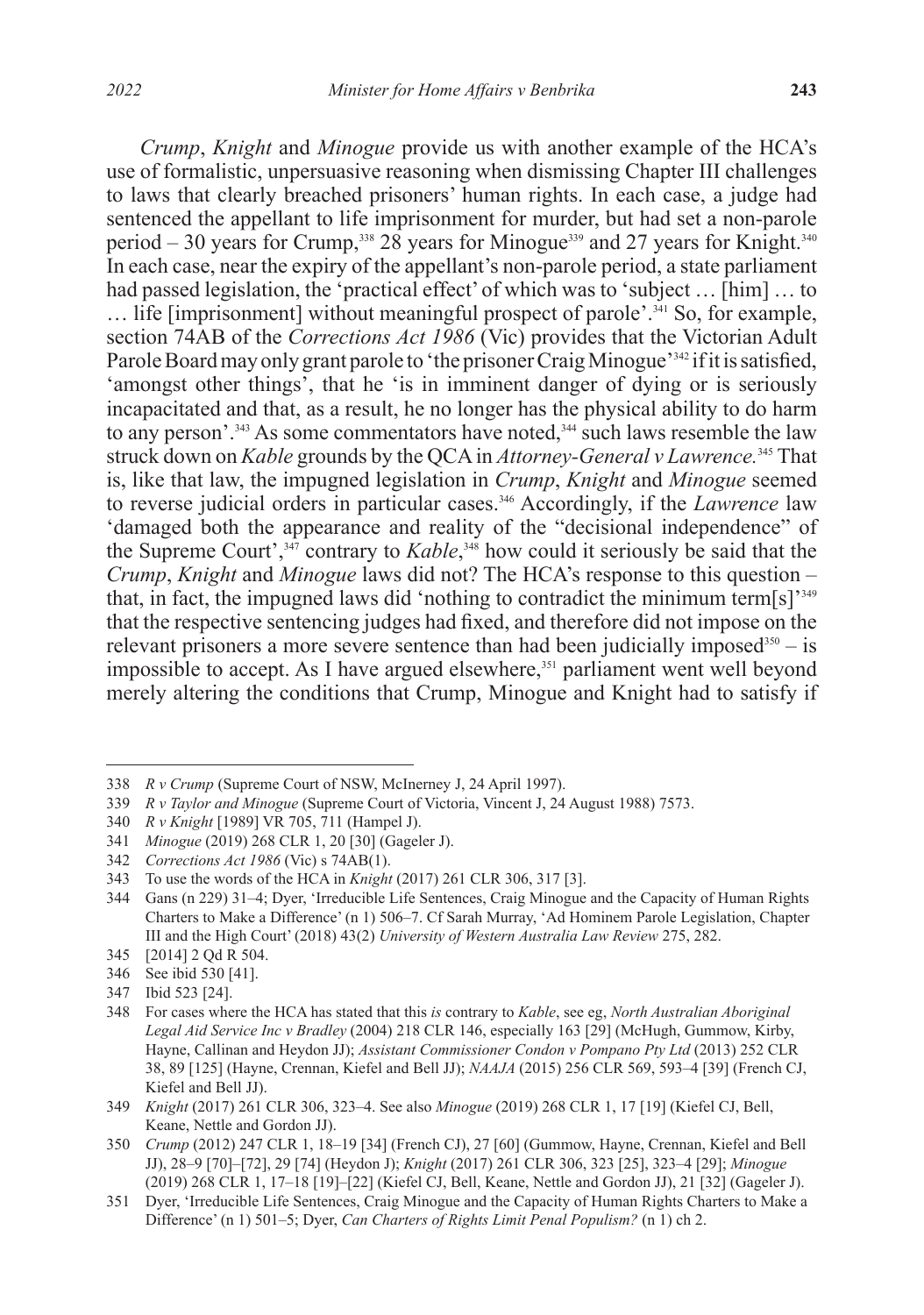*Crump*, *Knight* and *Minogue* provide us with another example of the HCA's use of formalistic, unpersuasive reasoning when dismissing Chapter III challenges to laws that clearly breached prisoners' human rights. In each case, a judge had sentenced the appellant to life imprisonment for murder, but had set a non-parole period – 30 years for Crump,[338] 28 years for Minogue[339] and 27 years for Knight.[340] In each case, near the expiry of the appellant's non-parole period, a state parliament had passed legislation, the 'practical effect' of which was to 'subject … [him] … to … life [imprisonment] without meaningful prospect of parole'.[341] So, for example, section 74AB of the *Corrections Act 1986* (Vic) provides that the Victorian Adult Parole Board may only grant parole to 'the prisoner Craig Minogue'[342] if it is satisfied, 'amongst other things', that he 'is in imminent danger of dying or is seriously incapacitated and that, as a result, he no longer has the physical ability to do harm to any person'.[343] As some commentators have noted,[344] such laws resemble the law struck down on *Kable* grounds by the QCA in *Attorney-General v Lawrence.*[345] That is, like that law, the impugned legislation in *Crump*, *Knight* and *Minogue* seemed to reverse judicial orders in particular cases.[346] Accordingly, if the *Lawrence* law 'damaged both the appearance and reality of the "decisional independence" of the Supreme Court',[347] contrary to *Kable*,[348] how could it seriously be said that the *Crump*, *Knight* and *Minogue* laws did not? The HCA's response to this question – that, in fact, the impugned laws did 'nothing to contradict the minimum term[s]'[349] that the respective sentencing judges had fixed, and therefore did not impose on the relevant prisoners a more severe sentence than had been judicially imposed[350] – is impossible to accept. As I have argued elsewhere,[351] parliament went well beyond merely altering the conditions that Crump, Minogue and Knight had to satisfy if

---

338 *R v Crump* (Supreme Court of NSW, McInerney J, 24 April 1997).

339 *R v Taylor and Minogue* (Supreme Court of Victoria, Vincent J, 24 August 1988) 7573.

340 *R v Knight* [1989] VR 705, 711 (Hampel J).

341 *Minogue* (2019) 268 CLR 1, 20 [30] (Gageler J).

342 *Corrections Act 1986* (Vic) s 74AB(1).

343 To use the words of the HCA in *Knight* (2017) 261 CLR 306, 317 [3].

344 Gans (n 229) 31–4; Dyer, 'Irreducible Life Sentences, Craig Minogue and the Capacity of Human Rights Charters to Make a Difference' (n 1) 506–7. Cf Sarah Murray, 'Ad Hominem Parole Legislation, Chapter III and the High Court' (2018) 43(2) *University of Western Australia Law Review* 275, 282.

345 [2014] 2 Qd R 504.

346 See ibid 530 [41].

347 Ibid 523 [24].

348 For cases where the HCA has stated that this *is* contrary to *Kable*, see eg, *North Australian Aboriginal Legal Aid Service Inc v Bradley* (2004) 218 CLR 146, especially 163 [29] (McHugh, Gummow, Kirby, Hayne, Callinan and Heydon JJ); *Assistant Commissioner Condon v Pompano Pty Ltd* (2013) 252 CLR 38, 89 [125] (Hayne, Crennan, Kiefel and Bell JJ); *NAAJA* (2015) 256 CLR 569, 593–4 [39] (French CJ, Kiefel and Bell JJ).

349 *Knight* (2017) 261 CLR 306, 323–4. See also *Minogue* (2019) 268 CLR 1, 17 [19] (Kiefel CJ, Bell, Keane, Nettle and Gordon JJ).

350 *Crump* (2012) 247 CLR 1, 18–19 [34] (French CJ), 27 [60] (Gummow, Hayne, Crennan, Kiefel and Bell JJ), 28–9 [70]–[72], 29 [74] (Heydon J); *Knight* (2017) 261 CLR 306, 323 [25], 323–4 [29]; *Minogue* (2019) 268 CLR 1, 17–18 [19]–[22] (Kiefel CJ, Bell, Keane, Nettle and Gordon JJ), 21 [32] (Gageler J).

351 Dyer, 'Irreducible Life Sentences, Craig Minogue and the Capacity of Human Rights Charters to Make a Difference' (n 1) 501–5; Dyer, *Can Charters of Rights Limit Penal Populism?* (n 1) ch 2.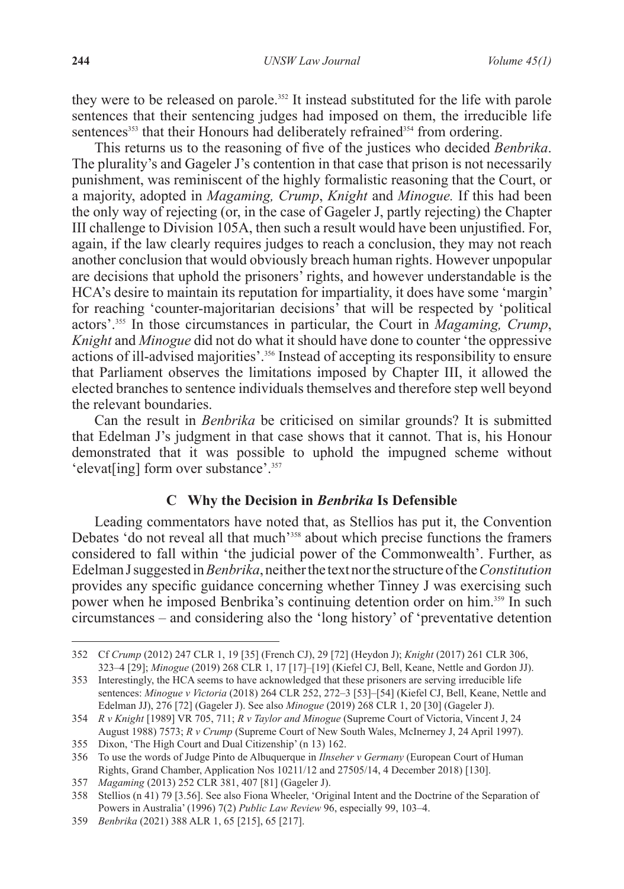they were to be released on parole.[352] It instead substituted for the life with parole sentences that their sentencing judges had imposed on them, the irreducible life sentences[353] that their Honours had deliberately refrained[354] from ordering.

This returns us to the reasoning of five of the justices who decided *Benbrika*. The plurality's and Gageler J's contention in that case that prison is not necessarily punishment, was reminiscent of the highly formalistic reasoning that the Court, or a majority, adopted in *Magaming, Crump*, *Knight* and *Minogue.* If this had been the only way of rejecting (or, in the case of Gageler J, partly rejecting) the Chapter III challenge to Division 105A, then such a result would have been unjustified. For, again, if the law clearly requires judges to reach a conclusion, they may not reach another conclusion that would obviously breach human rights. However unpopular are decisions that uphold the prisoners' rights, and however understandable is the HCA's desire to maintain its reputation for impartiality, it does have some 'margin' for reaching 'counter-majoritarian decisions' that will be respected by 'political actors'.[355] In those circumstances in particular, the Court in *Magaming, Crump*, *Knight* and *Minogue* did not do what it should have done to counter 'the oppressive actions of ill-advised majorities'.[356] Instead of accepting its responsibility to ensure that Parliament observes the limitations imposed by Chapter III, it allowed the elected branches to sentence individuals themselves and therefore step well beyond the relevant boundaries.

Can the result in *Benbrika* be criticised on similar grounds? It is submitted that Edelman J's judgment in that case shows that it cannot. That is, his Honour demonstrated that it was possible to uphold the impugned scheme without 'elevat[ing] form over substance'.[357]

### C Why the Decision in *Benbrika* Is Defensible

Leading commentators have noted that, as Stellios has put it, the Convention Debates 'do not reveal all that much'[358] about which precise functions the framers considered to fall within 'the judicial power of the Commonwealth'. Further, as Edelman J suggested in *Benbrika*, neither the text nor the structure of the *Constitution* provides any specific guidance concerning whether Tinney J was exercising such power when he imposed Benbrika's continuing detention order on him.[359] In such circumstances – and considering also the 'long history' of 'preventative detention

---

352 Cf *Crump* (2012) 247 CLR 1, 19 [35] (French CJ), 29 [72] (Heydon J); *Knight* (2017) 261 CLR 306, 323–4 [29]; *Minogue* (2019) 268 CLR 1, 17 [17]–[19] (Kiefel CJ, Bell, Keane, Nettle and Gordon JJ).

353 Interestingly, the HCA seems to have acknowledged that these prisoners are serving irreducible life sentences: *Minogue v Victoria* (2018) 264 CLR 252, 272–3 [53]–[54] (Kiefel CJ, Bell, Keane, Nettle and Edelman JJ), 276 [72] (Gageler J). See also *Minogue* (2019) 268 CLR 1, 20 [30] (Gageler J).

354 *R v Knight* [1989] VR 705, 711; *R v Taylor and Minogue* (Supreme Court of Victoria, Vincent J, 24 August 1988) 7573; *R v Crump* (Supreme Court of New South Wales, McInerney J, 24 April 1997).

355 Dixon, 'The High Court and Dual Citizenship' (n 13) 162.

356 To use the words of Judge Pinto de Albuquerque in *Ilnseher v Germany* (European Court of Human Rights, Grand Chamber, Application Nos 10211/12 and 27505/14, 4 December 2018) [130].

357 *Magaming* (2013) 252 CLR 381, 407 [81] (Gageler J).

358 Stellios (n 41) 79 [3.56]. See also Fiona Wheeler, 'Original Intent and the Doctrine of the Separation of Powers in Australia' (1996) 7(2) *Public Law Review* 96, especially 99, 103–4.

359 *Benbrika* (2021) 388 ALR 1, 65 [215], 65 [217].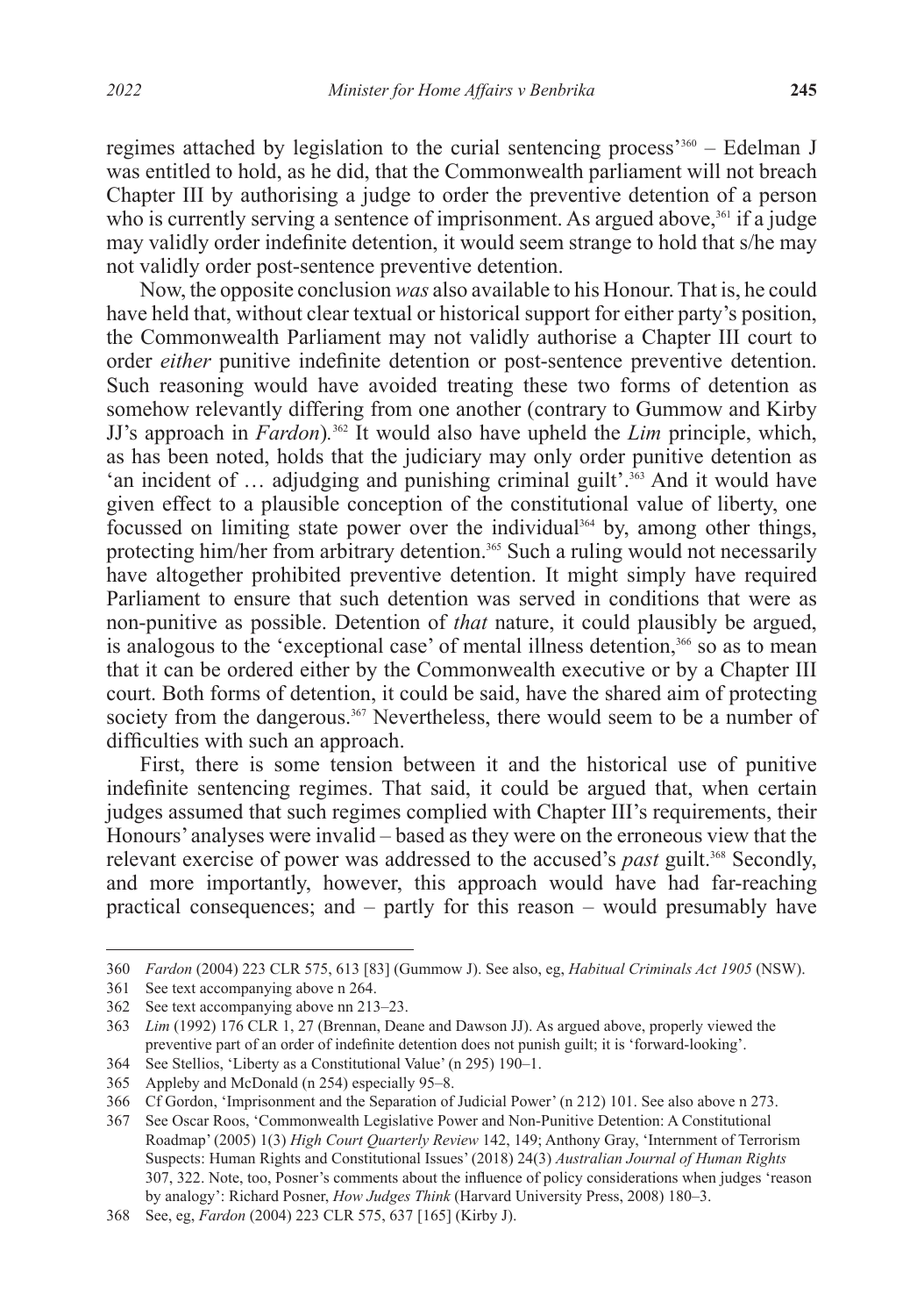regimes attached by legislation to the curial sentencing process'[360] – Edelman J was entitled to hold, as he did, that the Commonwealth parliament will not breach Chapter III by authorising a judge to order the preventive detention of a person who is currently serving a sentence of imprisonment. As argued above,[361] if a judge may validly order indefinite detention, it would seem strange to hold that s/he may not validly order post-sentence preventive detention.

Now, the opposite conclusion *was* also available to his Honour. That is, he could have held that, without clear textual or historical support for either party's position, the Commonwealth Parliament may not validly authorise a Chapter III court to order *either* punitive indefinite detention or post-sentence preventive detention. Such reasoning would have avoided treating these two forms of detention as somehow relevantly differing from one another (contrary to Gummow and Kirby JJ's approach in *Fardon*).[362] It would also have upheld the *Lim* principle, which, as has been noted, holds that the judiciary may only order punitive detention as 'an incident of … adjudging and punishing criminal guilt'.[363] And it would have given effect to a plausible conception of the constitutional value of liberty, one focussed on limiting state power over the individual[364] by, among other things, protecting him/her from arbitrary detention.[365] Such a ruling would not necessarily have altogether prohibited preventive detention. It might simply have required Parliament to ensure that such detention was served in conditions that were as non-punitive as possible. Detention of *that* nature, it could plausibly be argued, is analogous to the 'exceptional case' of mental illness detention,[366] so as to mean that it can be ordered either by the Commonwealth executive or by a Chapter III court. Both forms of detention, it could be said, have the shared aim of protecting society from the dangerous.[367] Nevertheless, there would seem to be a number of difficulties with such an approach.

First, there is some tension between it and the historical use of punitive indefinite sentencing regimes. That said, it could be argued that, when certain judges assumed that such regimes complied with Chapter III's requirements, their Honours' analyses were invalid – based as they were on the erroneous view that the relevant exercise of power was addressed to the accused's *past* guilt.[368] Secondly, and more importantly, however, this approach would have had far-reaching practical consequences; and – partly for this reason – would presumably have

---

360 *Fardon* (2004) 223 CLR 575, 613 [83] (Gummow J). See also, eg, *Habitual Criminals Act 1905* (NSW).

361 See text accompanying above n 264.

362 See text accompanying above nn 213–23.

363 *Lim* (1992) 176 CLR 1, 27 (Brennan, Deane and Dawson JJ). As argued above, properly viewed the preventive part of an order of indefinite detention does not punish guilt; it is 'forward-looking'.

364 See Stellios, 'Liberty as a Constitutional Value' (n 295) 190–1.

365 Appleby and McDonald (n 254) especially 95–8.

366 Cf Gordon, 'Imprisonment and the Separation of Judicial Power' (n 212) 101. See also above n 273.

367 See Oscar Roos, 'Commonwealth Legislative Power and Non-Punitive Detention: A Constitutional Roadmap' (2005) 1(3) *High Court Quarterly Review* 142, 149; Anthony Gray, 'Internment of Terrorism Suspects: Human Rights and Constitutional Issues' (2018) 24(3) *Australian Journal of Human Rights* 307, 322. Note, too, Posner's comments about the influence of policy considerations when judges 'reason by analogy': Richard Posner, *How Judges Think* (Harvard University Press, 2008) 180–3.

368 See, eg, *Fardon* (2004) 223 CLR 575, 637 [165] (Kirby J).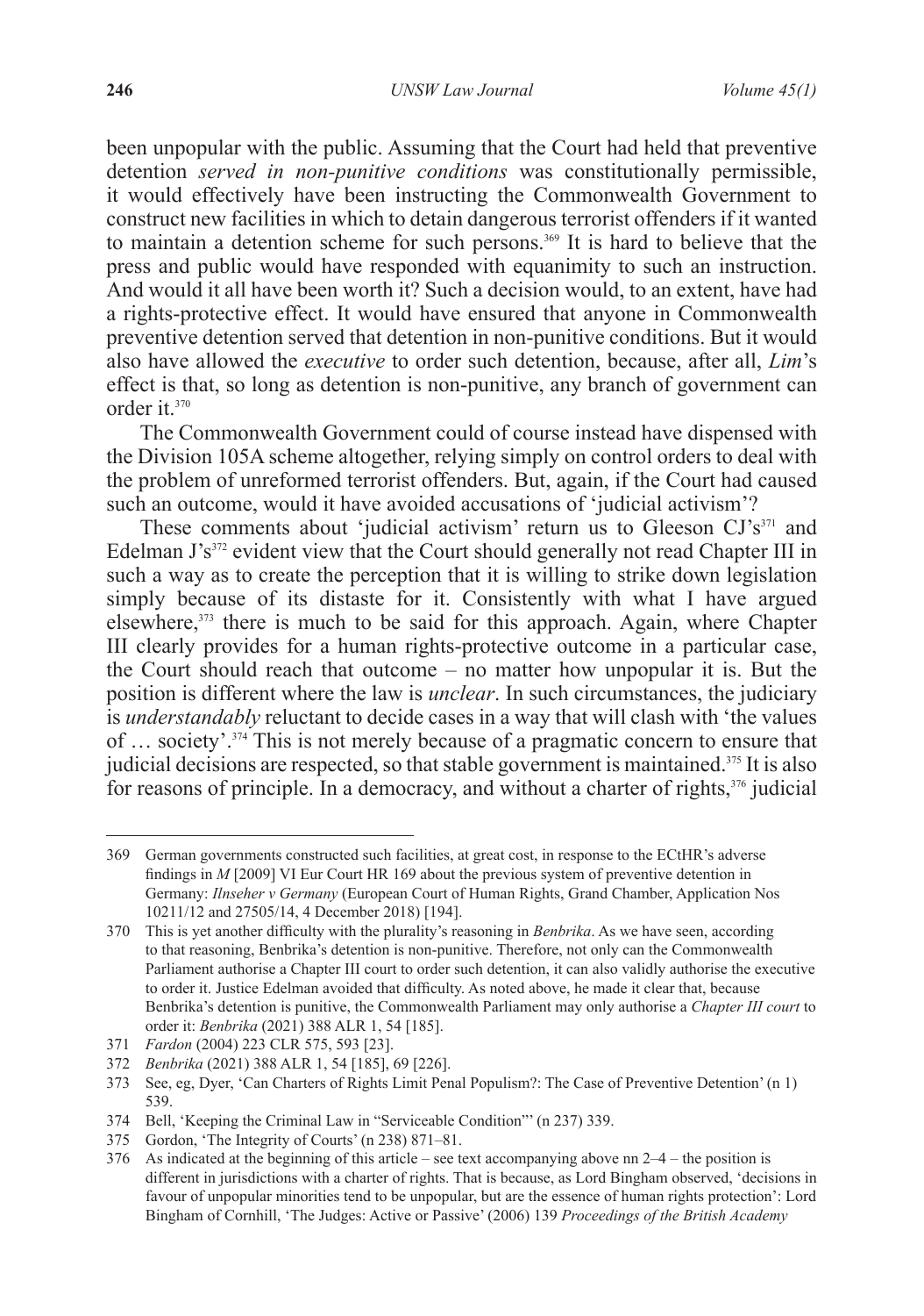been unpopular with the public. Assuming that the Court had held that preventive detention *served in non-punitive conditions* was constitutionally permissible, it would effectively have been instructing the Commonwealth Government to construct new facilities in which to detain dangerous terrorist offenders if it wanted to maintain a detention scheme for such persons.[369] It is hard to believe that the press and public would have responded with equanimity to such an instruction. And would it all have been worth it? Such a decision would, to an extent, have had a rights-protective effect. It would have ensured that anyone in Commonwealth preventive detention served that detention in non-punitive conditions. But it would also have allowed the *executive* to order such detention, because, after all, *Lim*'s effect is that, so long as detention is non-punitive, any branch of government can order it.[370]

The Commonwealth Government could of course instead have dispensed with the Division 105A scheme altogether, relying simply on control orders to deal with the problem of unreformed terrorist offenders. But, again, if the Court had caused such an outcome, would it have avoided accusations of 'judicial activism'?

These comments about 'judicial activism' return us to Gleeson CJ's[371] and Edelman J's[372] evident view that the Court should generally not read Chapter III in such a way as to create the perception that it is willing to strike down legislation simply because of its distaste for it. Consistently with what I have argued elsewhere,[373] there is much to be said for this approach. Again, where Chapter III clearly provides for a human rights-protective outcome in a particular case, the Court should reach that outcome – no matter how unpopular it is. But the position is different where the law is *unclear*. In such circumstances, the judiciary is *understandably* reluctant to decide cases in a way that will clash with 'the values of … society'.[374] This is not merely because of a pragmatic concern to ensure that judicial decisions are respected, so that stable government is maintained.[375] It is also for reasons of principle. In a democracy, and without a charter of rights,[376] judicial

---

369 German governments constructed such facilities, at great cost, in response to the ECtHR's adverse findings in *M* [2009] VI Eur Court HR 169 about the previous system of preventive detention in Germany: *Ilnseher v Germany* (European Court of Human Rights, Grand Chamber, Application Nos 10211/12 and 27505/14, 4 December 2018) [194].

370 This is yet another difficulty with the plurality's reasoning in *Benbrika*. As we have seen, according to that reasoning, Benbrika's detention is non-punitive. Therefore, not only can the Commonwealth Parliament authorise a Chapter III court to order such detention, it can also validly authorise the executive to order it. Justice Edelman avoided that difficulty. As noted above, he made it clear that, because Benbrika's detention is punitive, the Commonwealth Parliament may only authorise a *Chapter III court* to order it: *Benbrika* (2021) 388 ALR 1, 54 [185].

371 *Fardon* (2004) 223 CLR 575, 593 [23].

372 *Benbrika* (2021) 388 ALR 1, 54 [185], 69 [226].

373 See, eg, Dyer, 'Can Charters of Rights Limit Penal Populism?: The Case of Preventive Detention' (n 1) 539.

374 Bell, 'Keeping the Criminal Law in "Serviceable Condition"' (n 237) 339.

375 Gordon, 'The Integrity of Courts' (n 238) 871–81.

376 As indicated at the beginning of this article – see text accompanying above nn 2–4 – the position is different in jurisdictions with a charter of rights. That is because, as Lord Bingham observed, 'decisions in favour of unpopular minorities tend to be unpopular, but are the essence of human rights protection': Lord Bingham of Cornhill, 'The Judges: Active or Passive' (2006) 139 *Proceedings of the British Academy*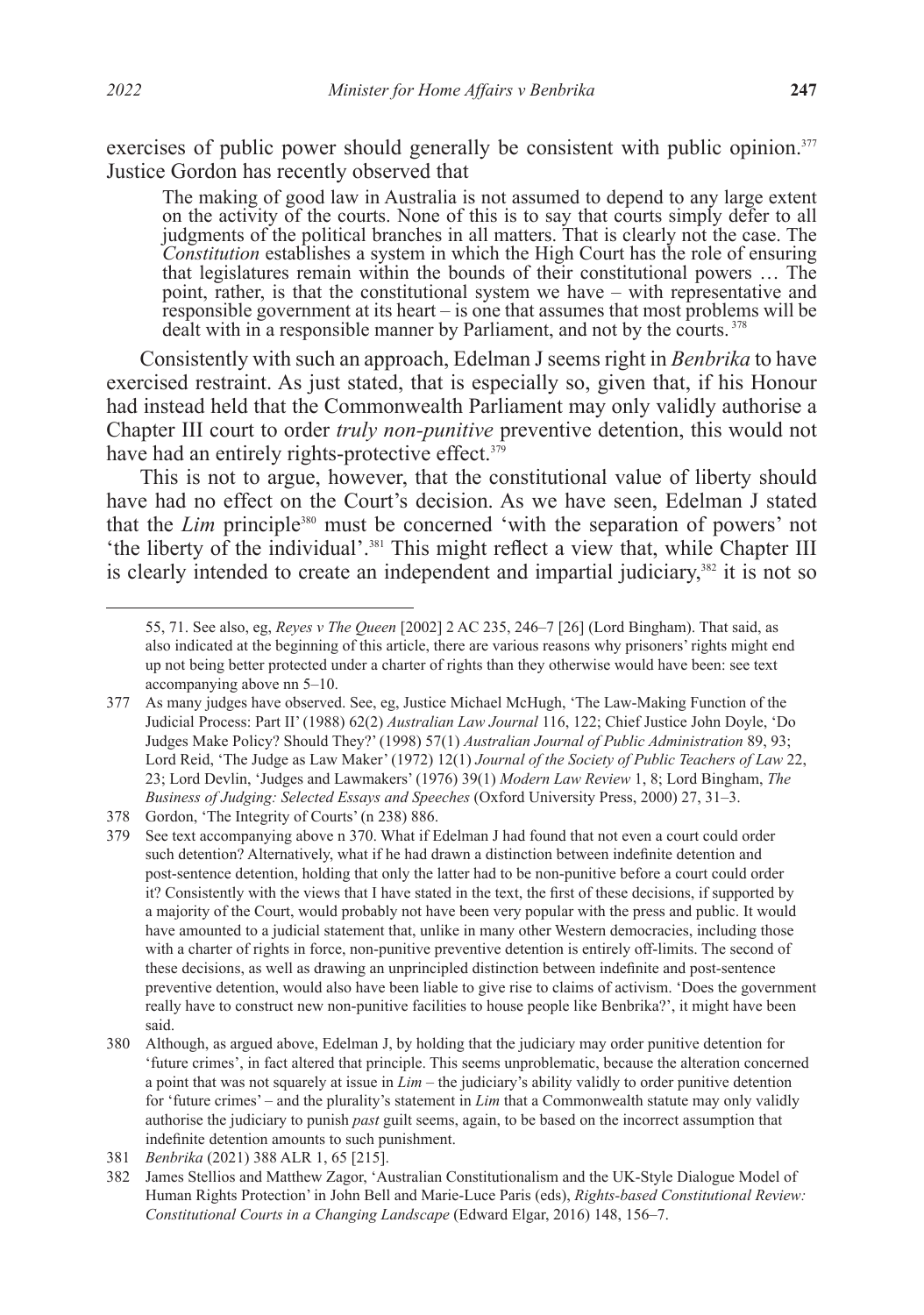exercises of public power should generally be consistent with public opinion.[377] Justice Gordon has recently observed that

> The making of good law in Australia is not assumed to depend to any large extent on the activity of the courts. None of this is to say that courts simply defer to all judgments of the political branches in all matters. That is clearly not the case. The *Constitution* establishes a system in which the High Court has the role of ensuring that legislatures remain within the bounds of their constitutional powers … The point, rather, is that the constitutional system we have – with representative and responsible government at its heart – is one that assumes that most problems will be dealt with in a responsible manner by Parliament, and not by the courts.[378]

Consistently with such an approach, Edelman J seems right in *Benbrika* to have exercised restraint. As just stated, that is especially so, given that, if his Honour had instead held that the Commonwealth Parliament may only validly authorise a Chapter III court to order *truly non-punitive* preventive detention, this would not have had an entirely rights-protective effect.[379]

This is not to argue, however, that the constitutional value of liberty should have had no effect on the Court's decision. As we have seen, Edelman J stated that the *Lim* principle[380] must be concerned 'with the separation of powers' not 'the liberty of the individual'.[381] This might reflect a view that, while Chapter III is clearly intended to create an independent and impartial judiciary,[382] it is not so

---

55, 71. See also, eg, *Reyes v The Queen* [2002] 2 AC 235, 246–7 [26] (Lord Bingham). That said, as also indicated at the beginning of this article, there are various reasons why prisoners' rights might end up not being better protected under a charter of rights than they otherwise would have been: see text accompanying above nn 5–10.

377 As many judges have observed. See, eg, Justice Michael McHugh, 'The Law-Making Function of the Judicial Process: Part II' (1988) 62(2) *Australian Law Journal* 116, 122; Chief Justice John Doyle, 'Do Judges Make Policy? Should They?' (1998) 57(1) *Australian Journal of Public Administration* 89, 93; Lord Reid, 'The Judge as Law Maker' (1972) 12(1) *Journal of the Society of Public Teachers of Law* 22, 23; Lord Devlin, 'Judges and Lawmakers' (1976) 39(1) *Modern Law Review* 1, 8; Lord Bingham, *The Business of Judging: Selected Essays and Speeches* (Oxford University Press, 2000) 27, 31–3.

378 Gordon, 'The Integrity of Courts' (n 238) 886.

379 See text accompanying above n 370. What if Edelman J had found that not even a court could order such detention? Alternatively, what if he had drawn a distinction between indefinite detention and post-sentence detention, holding that only the latter had to be non-punitive before a court could order it? Consistently with the views that I have stated in the text, the first of these decisions, if supported by a majority of the Court, would probably not have been very popular with the press and public. It would have amounted to a judicial statement that, unlike in many other Western democracies, including those with a charter of rights in force, non-punitive preventive detention is entirely off-limits. The second of these decisions, as well as drawing an unprincipled distinction between indefinite and post-sentence preventive detention, would also have been liable to give rise to claims of activism. 'Does the government really have to construct new non-punitive facilities to house people like Benbrika?', it might have been said.

380 Although, as argued above, Edelman J, by holding that the judiciary may order punitive detention for 'future crimes', in fact altered that principle. This seems unproblematic, because the alteration concerned a point that was not squarely at issue in *Lim* – the judiciary's ability validly to order punitive detention for 'future crimes' – and the plurality's statement in *Lim* that a Commonwealth statute may only validly authorise the judiciary to punish *past* guilt seems, again, to be based on the incorrect assumption that indefinite detention amounts to such punishment.

381 *Benbrika* (2021) 388 ALR 1, 65 [215].

382 James Stellios and Matthew Zagor, 'Australian Constitutionalism and the UK-Style Dialogue Model of Human Rights Protection' in John Bell and Marie-Luce Paris (eds), *Rights-based Constitutional Review: Constitutional Courts in a Changing Landscape* (Edward Elgar, 2016) 148, 156–7.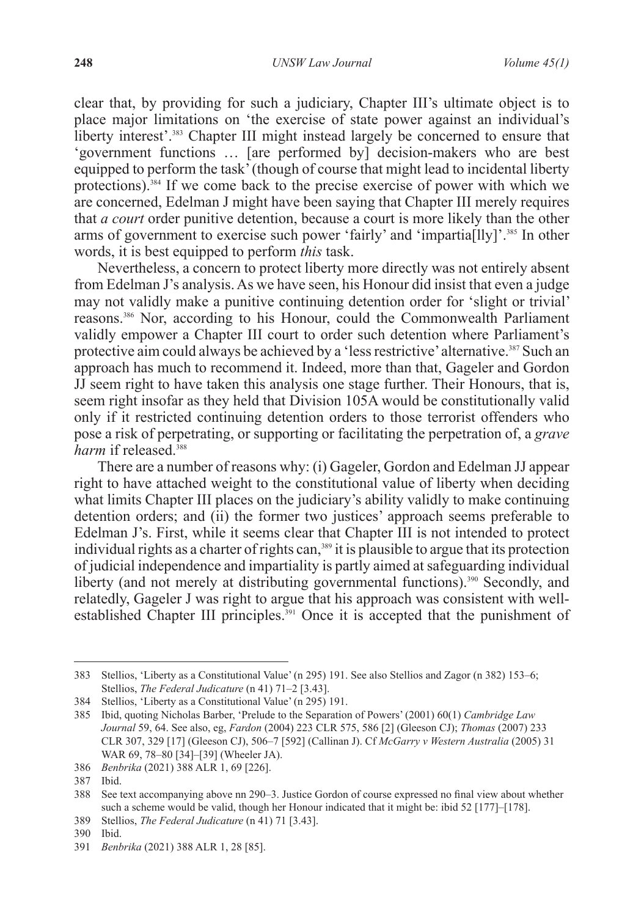clear that, by providing for such a judiciary, Chapter III's ultimate object is to place major limitations on 'the exercise of state power against an individual's liberty interest'.[383] Chapter III might instead largely be concerned to ensure that 'government functions … [are performed by] decision-makers who are best equipped to perform the task' (though of course that might lead to incidental liberty protections).[384] If we come back to the precise exercise of power with which we are concerned, Edelman J might have been saying that Chapter III merely requires that *a court* order punitive detention, because a court is more likely than the other arms of government to exercise such power 'fairly' and 'impartia[lly]'.[385] In other words, it is best equipped to perform *this* task.

Nevertheless, a concern to protect liberty more directly was not entirely absent from Edelman J's analysis. As we have seen, his Honour did insist that even a judge may not validly make a punitive continuing detention order for 'slight or trivial' reasons.[386] Nor, according to his Honour, could the Commonwealth Parliament validly empower a Chapter III court to order such detention where Parliament's protective aim could always be achieved by a 'less restrictive' alternative.[387] Such an approach has much to recommend it. Indeed, more than that, Gageler and Gordon JJ seem right to have taken this analysis one stage further. Their Honours, that is, seem right insofar as they held that Division 105A would be constitutionally valid only if it restricted continuing detention orders to those terrorist offenders who pose a risk of perpetrating, or supporting or facilitating the perpetration of, a *grave harm* if released.[388]

There are a number of reasons why: (i) Gageler, Gordon and Edelman JJ appear right to have attached weight to the constitutional value of liberty when deciding what limits Chapter III places on the judiciary's ability validly to make continuing detention orders; and (ii) the former two justices' approach seems preferable to Edelman J's. First, while it seems clear that Chapter III is not intended to protect individual rights as a charter of rights can,[389] it is plausible to argue that its protection of judicial independence and impartiality is partly aimed at safeguarding individual liberty (and not merely at distributing governmental functions).[390] Secondly, and relatedly, Gageler J was right to argue that his approach was consistent with well-established Chapter III principles.[391] Once it is accepted that the punishment of

---

383 Stellios, 'Liberty as a Constitutional Value' (n 295) 191. See also Stellios and Zagor (n 382) 153–6; Stellios, *The Federal Judicature* (n 41) 71–2 [3.43].

384 Stellios, 'Liberty as a Constitutional Value' (n 295) 191.

385 Ibid, quoting Nicholas Barber, 'Prelude to the Separation of Powers' (2001) 60(1) *Cambridge Law Journal* 59, 64. See also, eg, *Fardon* (2004) 223 CLR 575, 586 [2] (Gleeson CJ); *Thomas* (2007) 233 CLR 307, 329 [17] (Gleeson CJ), 506–7 [592] (Callinan J). Cf *McGarry v Western Australia* (2005) 31 WAR 69, 78–80 [34]–[39] (Wheeler JA).

386 *Benbrika* (2021) 388 ALR 1, 69 [226].

387 Ibid.

388 See text accompanying above nn 290–3. Justice Gordon of course expressed no final view about whether such a scheme would be valid, though her Honour indicated that it might be: ibid 52 [177]–[178].

389 Stellios, *The Federal Judicature* (n 41) 71 [3.43].

390 Ibid.

391 *Benbrika* (2021) 388 ALR 1, 28 [85].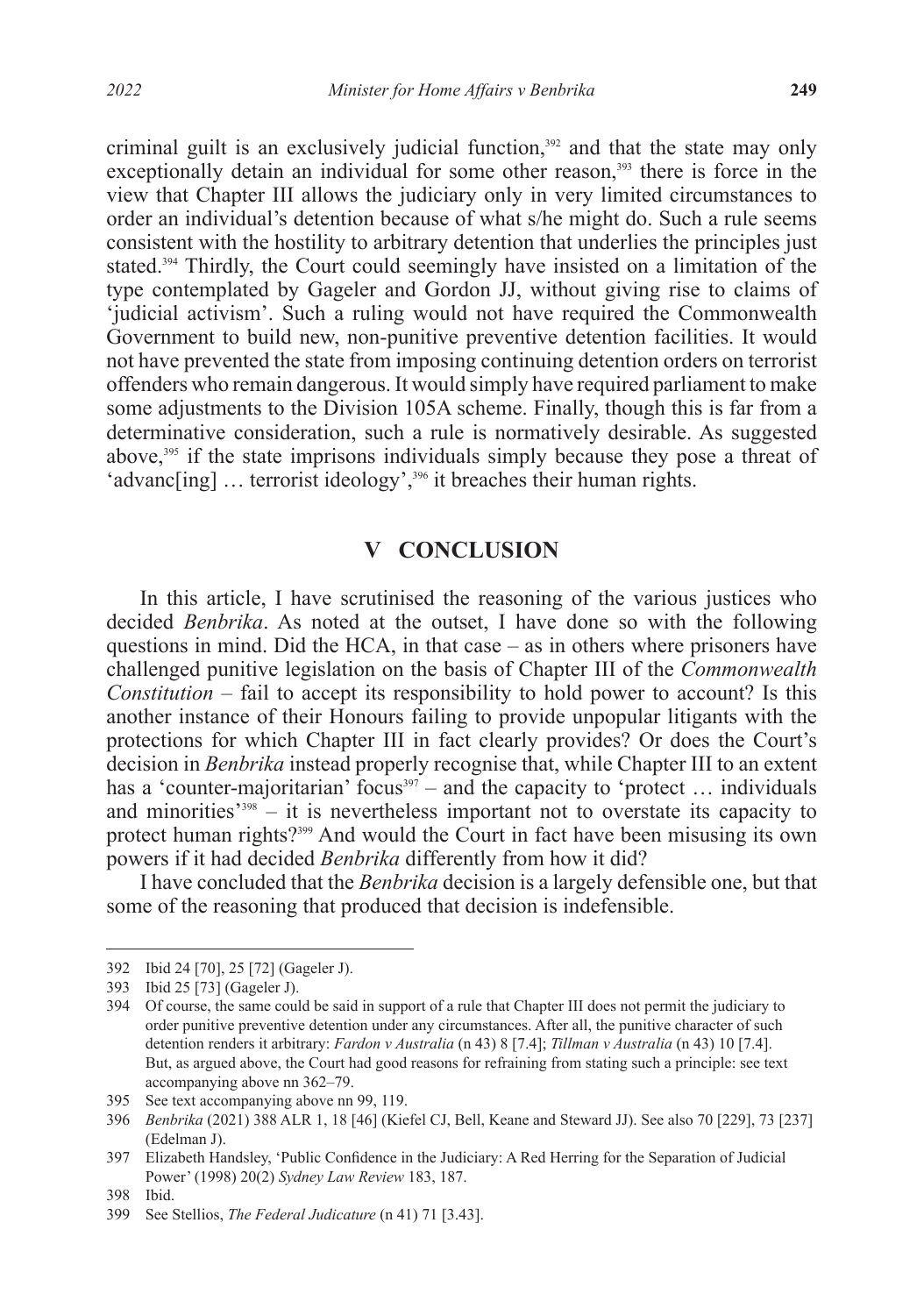criminal guilt is an exclusively judicial function,[392] and that the state may only exceptionally detain an individual for some other reason,[393] there is force in the view that Chapter III allows the judiciary only in very limited circumstances to order an individual's detention because of what s/he might do. Such a rule seems consistent with the hostility to arbitrary detention that underlies the principles just stated.[394] Thirdly, the Court could seemingly have insisted on a limitation of the type contemplated by Gageler and Gordon JJ, without giving rise to claims of 'judicial activism'. Such a ruling would not have required the Commonwealth Government to build new, non-punitive preventive detention facilities. It would not have prevented the state from imposing continuing detention orders on terrorist offenders who remain dangerous. It would simply have required parliament to make some adjustments to the Division 105A scheme. Finally, though this is far from a determinative consideration, such a rule is normatively desirable. As suggested above,[395] if the state imprisons individuals simply because they pose a threat of 'advanc[ing] … terrorist ideology',[396] it breaches their human rights.

## V CONCLUSION

In this article, I have scrutinised the reasoning of the various justices who decided *Benbrika*. As noted at the outset, I have done so with the following questions in mind. Did the HCA, in that case – as in others where prisoners have challenged punitive legislation on the basis of Chapter III of the *Commonwealth Constitution* – fail to accept its responsibility to hold power to account? Is this another instance of their Honours failing to provide unpopular litigants with the protections for which Chapter III in fact clearly provides? Or does the Court's decision in *Benbrika* instead properly recognise that, while Chapter III to an extent has a 'counter-majoritarian' focus[397] – and the capacity to 'protect … individuals and minorities'[398] – it is nevertheless important not to overstate its capacity to protect human rights?[399] And would the Court in fact have been misusing its own powers if it had decided *Benbrika* differently from how it did?

I have concluded that the *Benbrika* decision is a largely defensible one, but that some of the reasoning that produced that decision is indefensible.

---

392 Ibid 24 [70], 25 [72] (Gageler J).

393 Ibid 25 [73] (Gageler J).

394 Of course, the same could be said in support of a rule that Chapter III does not permit the judiciary to order punitive preventive detention under any circumstances. After all, the punitive character of such detention renders it arbitrary: *Fardon v Australia* (n 43) 8 [7.4]; *Tillman v Australia* (n 43) 10 [7.4]. But, as argued above, the Court had good reasons for refraining from stating such a principle: see text accompanying above nn 362–79.

395 See text accompanying above nn 99, 119.

396 *Benbrika* (2021) 388 ALR 1, 18 [46] (Kiefel CJ, Bell, Keane and Steward JJ). See also 70 [229], 73 [237] (Edelman J).

397 Elizabeth Handsley, 'Public Confidence in the Judiciary: A Red Herring for the Separation of Judicial Power' (1998) 20(2) *Sydney Law Review* 183, 187.

398 Ibid.

399 See Stellios, *The Federal Judicature* (n 41) 71 [3.43].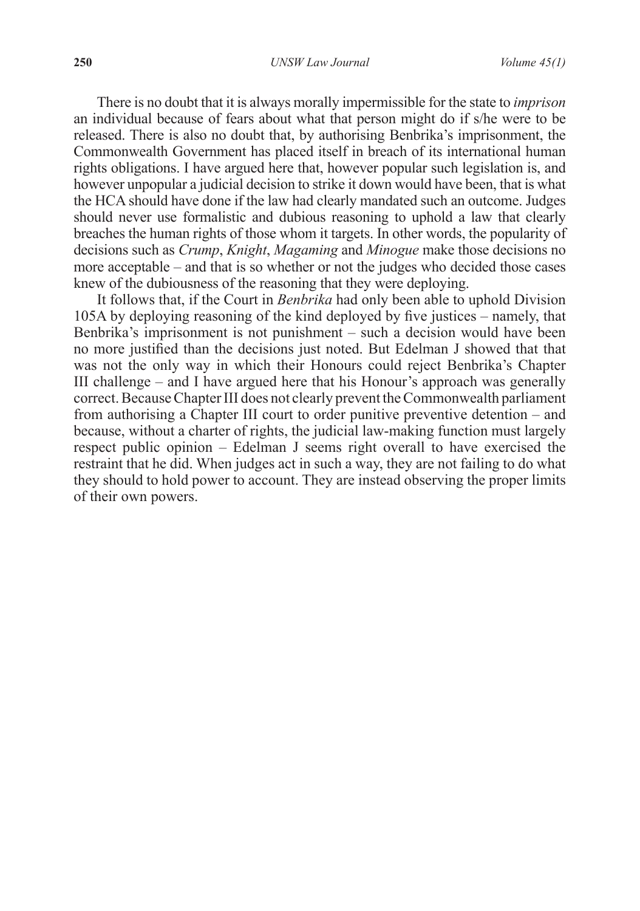There is no doubt that it is always morally impermissible for the state to *imprison* an individual because of fears about what that person might do if s/he were to be released. There is also no doubt that, by authorising Benbrika's imprisonment, the Commonwealth Government has placed itself in breach of its international human rights obligations. I have argued here that, however popular such legislation is, and however unpopular a judicial decision to strike it down would have been, that is what the HCA should have done if the law had clearly mandated such an outcome. Judges should never use formalistic and dubious reasoning to uphold a law that clearly breaches the human rights of those whom it targets. In other words, the popularity of decisions such as *Crump*, *Knight*, *Magaming* and *Minogue* make those decisions no more acceptable – and that is so whether or not the judges who decided those cases knew of the dubiousness of the reasoning that they were deploying.

It follows that, if the Court in *Benbrika* had only been able to uphold Division 105A by deploying reasoning of the kind deployed by five justices – namely, that Benbrika's imprisonment is not punishment – such a decision would have been no more justified than the decisions just noted. But Edelman J showed that that was not the only way in which their Honours could reject Benbrika's Chapter III challenge – and I have argued here that his Honour's approach was generally correct. Because Chapter III does not clearly prevent the Commonwealth parliament from authorising a Chapter III court to order punitive preventive detention – and because, without a charter of rights, the judicial law-making function must largely respect public opinion – Edelman J seems right overall to have exercised the restraint that he did. When judges act in such a way, they are not failing to do what they should to hold power to account. They are instead observing the proper limits of their own powers.